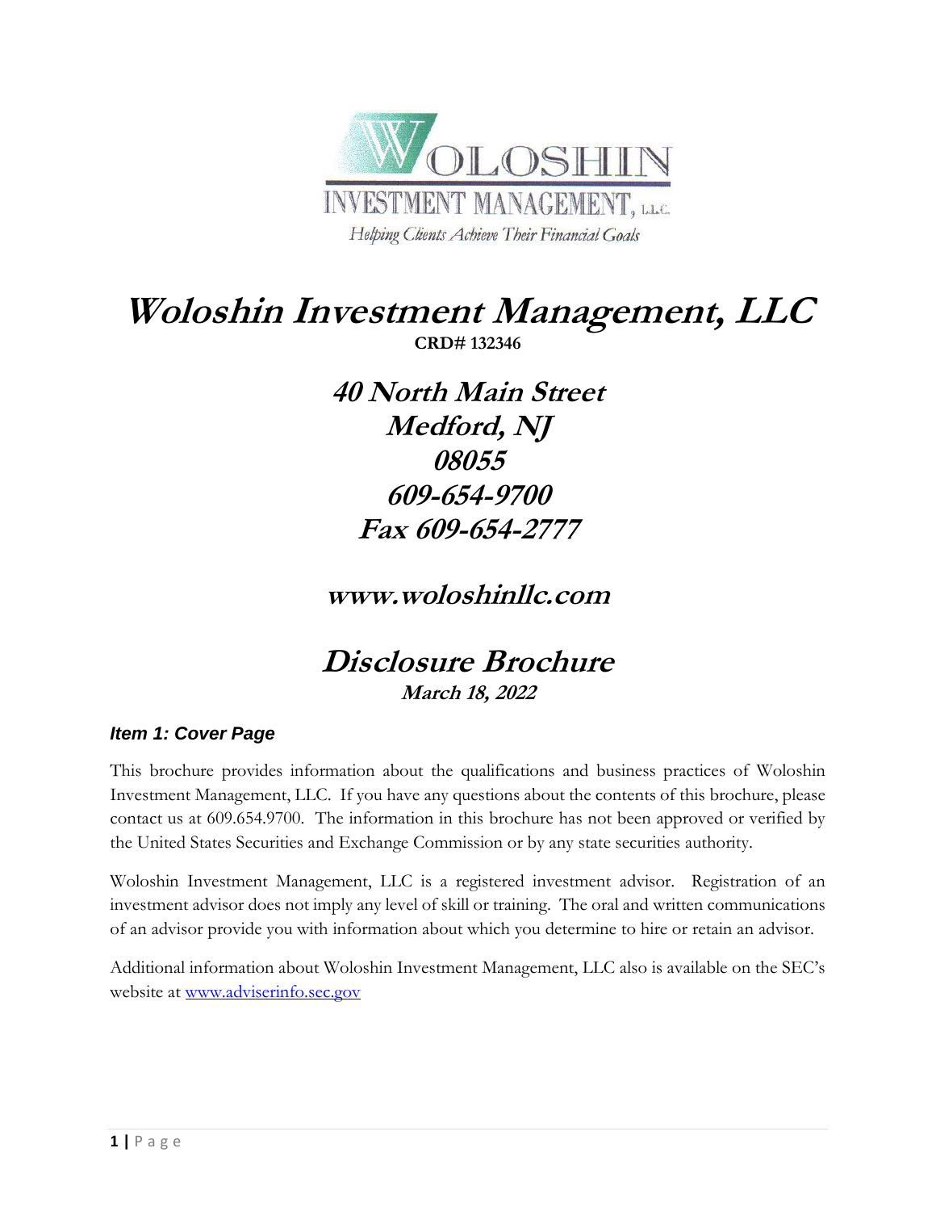WOLOSHIN INVESTMENT MANAGEMENT, LLC

*Helping Clients Achieve Their Financial Goals*

# *Woloshin Investment Management, LLC*

**CRD# 132346**

***40 North Main Street***
***Medford, NJ***
***08055***
***609-654-9700***
***Fax 609-654-2777***

***www.woloshinllc.com***

## *Disclosure Brochure*

***March 18, 2022***

### *Item 1: Cover Page*

This brochure provides information about the qualifications and business practices of Woloshin Investment Management, LLC. If you have any questions about the contents of this brochure, please contact us at 609.654.9700. The information in this brochure has not been approved or verified by the United States Securities and Exchange Commission or by any state securities authority.

Woloshin Investment Management, LLC is a registered investment advisor. Registration of an investment advisor does not imply any level of skill or training. The oral and written communications of an advisor provide you with information about which you determine to hire or retain an advisor.

Additional information about Woloshin Investment Management, LLC also is available on the SEC's website at [www.adviserinfo.sec.gov](http://www.adviserinfo.sec.gov)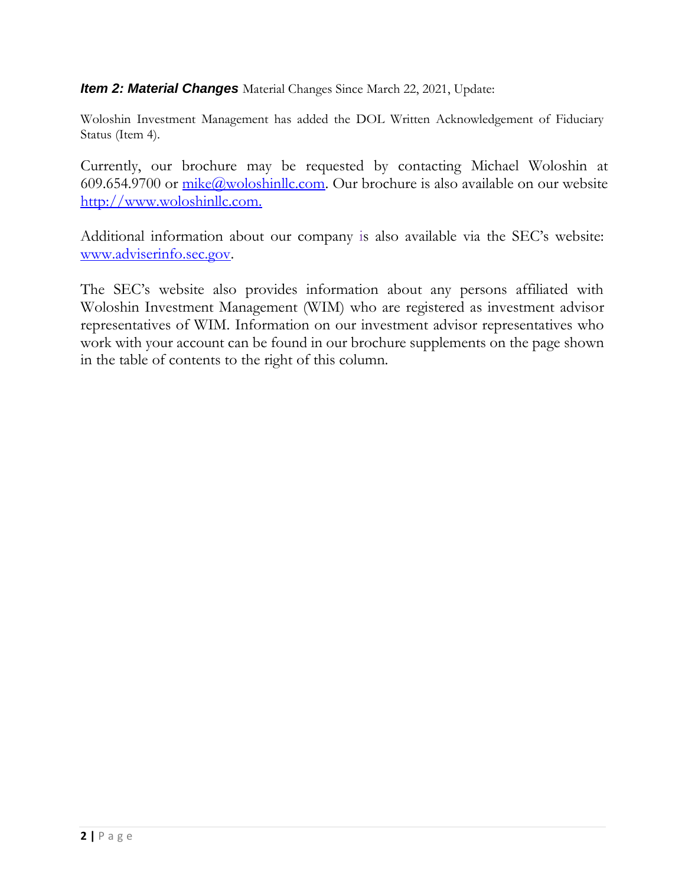***Item 2: Material Changes*** Material Changes Since March 22, 2021, Update:

Woloshin Investment Management has added the DOL Written Acknowledgement of Fiduciary Status (Item 4).

Currently, our brochure may be requested by contacting Michael Woloshin at 609.654.9700 or mike@woloshinllc.com. Our brochure is also available on our website http://www.woloshinllc.com.

Additional information about our company is also available via the SEC's website: www.adviserinfo.sec.gov.

The SEC's website also provides information about any persons affiliated with Woloshin Investment Management (WIM) who are registered as investment advisor representatives of WIM. Information on our investment advisor representatives who work with your account can be found in our brochure supplements on the page shown in the table of contents to the right of this column.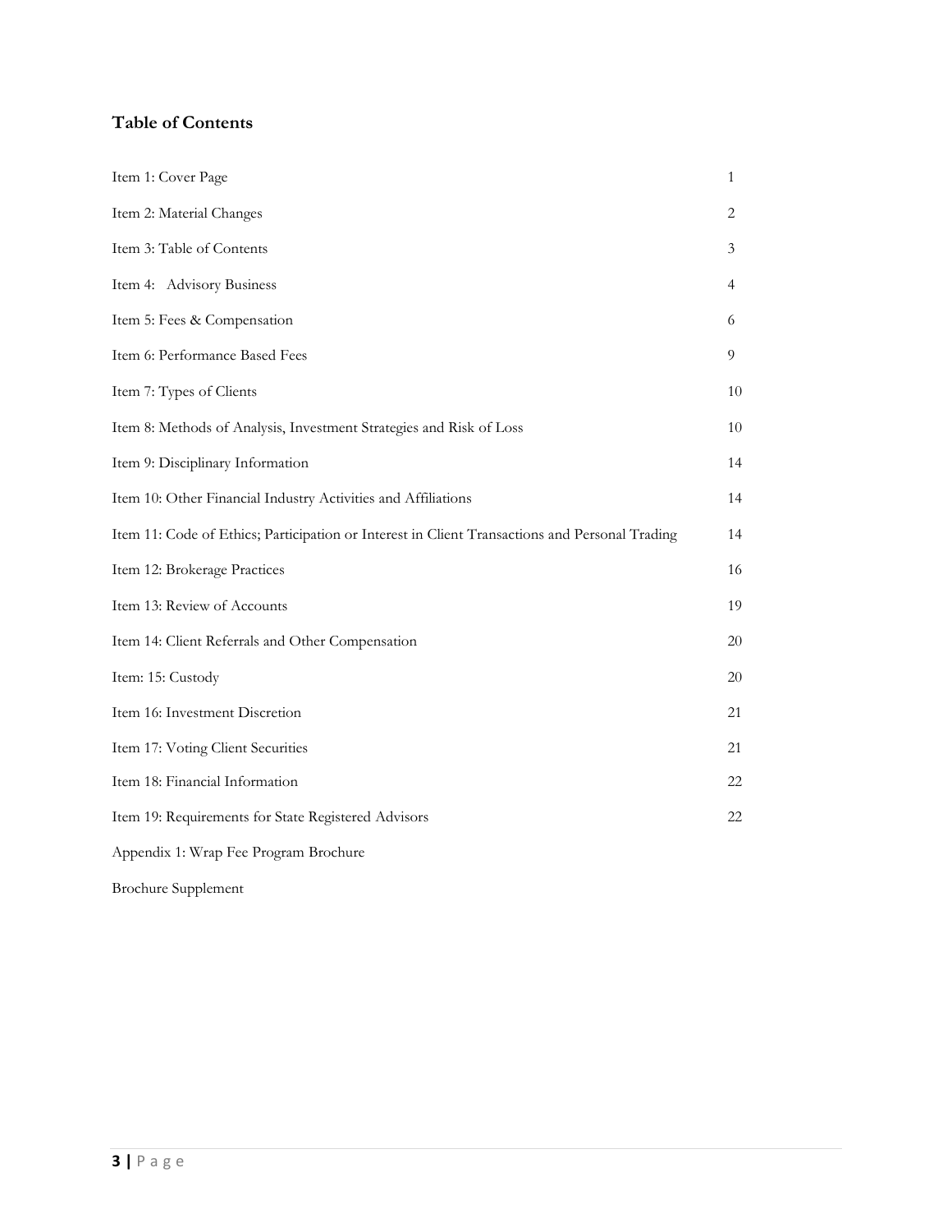## Table of Contents

| | |
|---|---|
| Item 1: Cover Page | 1 |
| Item 2: Material Changes | 2 |
| Item 3: Table of Contents | 3 |
| Item 4: Advisory Business | 4 |
| Item 5: Fees & Compensation | 6 |
| Item 6: Performance Based Fees | 9 |
| Item 7: Types of Clients | 10 |
| Item 8: Methods of Analysis, Investment Strategies and Risk of Loss | 10 |
| Item 9: Disciplinary Information | 14 |
| Item 10: Other Financial Industry Activities and Affiliations | 14 |
| Item 11: Code of Ethics; Participation or Interest in Client Transactions and Personal Trading | 14 |
| Item 12: Brokerage Practices | 16 |
| Item 13: Review of Accounts | 19 |
| Item 14: Client Referrals and Other Compensation | 20 |
| Item: 15: Custody | 20 |
| Item 16: Investment Discretion | 21 |
| Item 17: Voting Client Securities | 21 |
| Item 18: Financial Information | 22 |
| Item 19: Requirements for State Registered Advisors | 22 |
| Appendix 1: Wrap Fee Program Brochure | |
| Brochure Supplement | |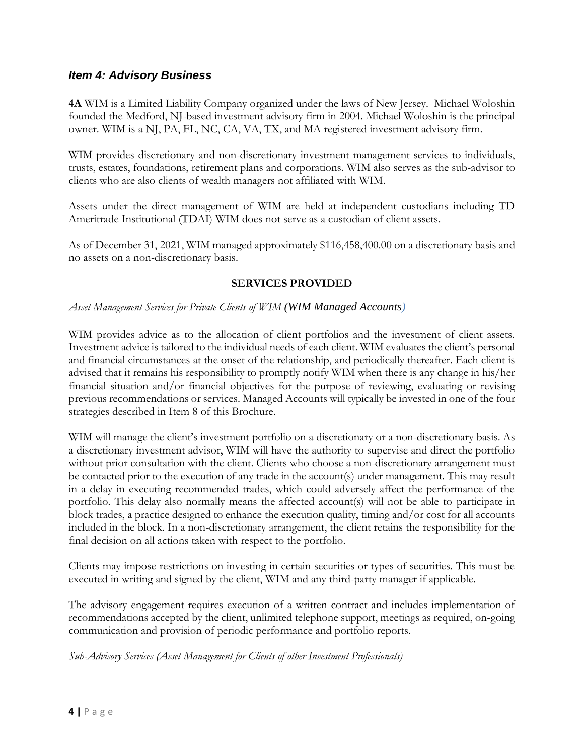## *Item 4: Advisory Business*

**4A** WIM is a Limited Liability Company organized under the laws of New Jersey. Michael Woloshin founded the Medford, NJ-based investment advisory firm in 2004. Michael Woloshin is the principal owner. WIM is a NJ, PA, FL, NC, CA, VA, TX, and MA registered investment advisory firm.

WIM provides discretionary and non-discretionary investment management services to individuals, trusts, estates, foundations, retirement plans and corporations. WIM also serves as the sub-advisor to clients who are also clients of wealth managers not affiliated with WIM.

Assets under the direct management of WIM are held at independent custodians including TD Ameritrade Institutional (TDAI) WIM does not serve as a custodian of client assets.

As of December 31, 2021, WIM managed approximately $116,458,400.00 on a discretionary basis and no assets on a non-discretionary basis.

### SERVICES PROVIDED

*Asset Management Services for Private Clients of WIM (WIM Managed Accounts)*

WIM provides advice as to the allocation of client portfolios and the investment of client assets. Investment advice is tailored to the individual needs of each client. WIM evaluates the client's personal and financial circumstances at the onset of the relationship, and periodically thereafter. Each client is advised that it remains his responsibility to promptly notify WIM when there is any change in his/her financial situation and/or financial objectives for the purpose of reviewing, evaluating or revising previous recommendations or services. Managed Accounts will typically be invested in one of the four strategies described in Item 8 of this Brochure.

WIM will manage the client's investment portfolio on a discretionary or a non-discretionary basis. As a discretionary investment advisor, WIM will have the authority to supervise and direct the portfolio without prior consultation with the client. Clients who choose a non-discretionary arrangement must be contacted prior to the execution of any trade in the account(s) under management. This may result in a delay in executing recommended trades, which could adversely affect the performance of the portfolio. This delay also normally means the affected account(s) will not be able to participate in block trades, a practice designed to enhance the execution quality, timing and/or cost for all accounts included in the block. In a non-discretionary arrangement, the client retains the responsibility for the final decision on all actions taken with respect to the portfolio.

Clients may impose restrictions on investing in certain securities or types of securities. This must be executed in writing and signed by the client, WIM and any third-party manager if applicable.

The advisory engagement requires execution of a written contract and includes implementation of recommendations accepted by the client, unlimited telephone support, meetings as required, on-going communication and provision of periodic performance and portfolio reports.

*Sub-Advisory Services (Asset Management for Clients of other Investment Professionals)*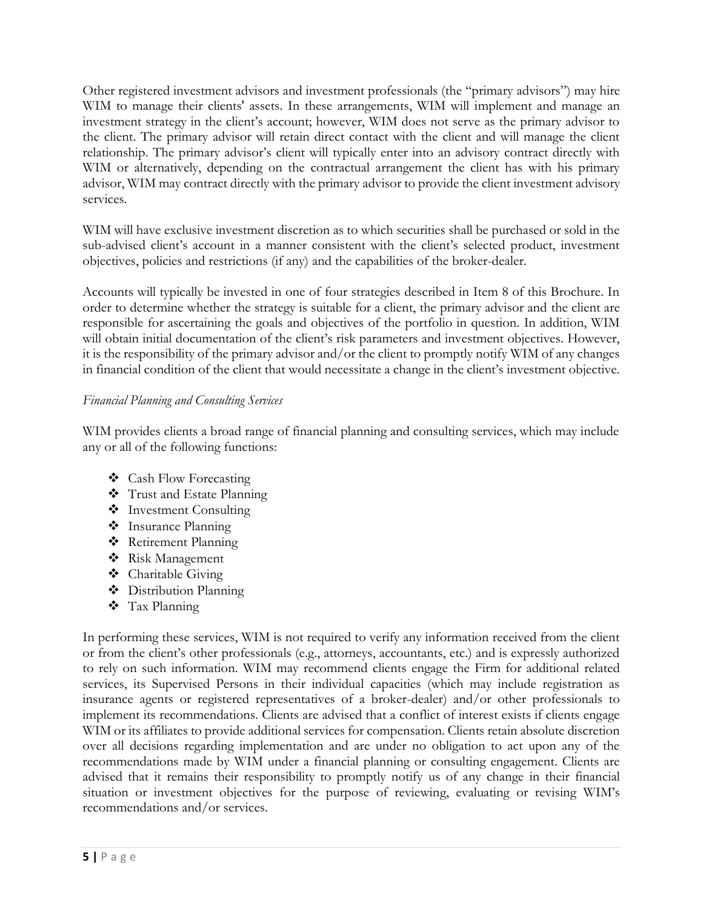Other registered investment advisors and investment professionals (the "primary advisors") may hire WIM to manage their clients' assets. In these arrangements, WIM will implement and manage an investment strategy in the client's account; however, WIM does not serve as the primary advisor to the client. The primary advisor will retain direct contact with the client and will manage the client relationship. The primary advisor's client will typically enter into an advisory contract directly with WIM or alternatively, depending on the contractual arrangement the client has with his primary advisor, WIM may contract directly with the primary advisor to provide the client investment advisory services.

WIM will have exclusive investment discretion as to which securities shall be purchased or sold in the sub-advised client's account in a manner consistent with the client's selected product, investment objectives, policies and restrictions (if any) and the capabilities of the broker-dealer.

Accounts will typically be invested in one of four strategies described in Item 8 of this Brochure. In order to determine whether the strategy is suitable for a client, the primary advisor and the client are responsible for ascertaining the goals and objectives of the portfolio in question. In addition, WIM will obtain initial documentation of the client's risk parameters and investment objectives. However, it is the responsibility of the primary advisor and/or the client to promptly notify WIM of any changes in financial condition of the client that would necessitate a change in the client's investment objective.

*Financial Planning and Consulting Services*

WIM provides clients a broad range of financial planning and consulting services, which may include any or all of the following functions:

- Cash Flow Forecasting
- Trust and Estate Planning
- Investment Consulting
- Insurance Planning
- Retirement Planning
- Risk Management
- Charitable Giving
- Distribution Planning
- Tax Planning

In performing these services, WIM is not required to verify any information received from the client or from the client's other professionals (e.g., attorneys, accountants, etc.) and is expressly authorized to rely on such information. WIM may recommend clients engage the Firm for additional related services, its Supervised Persons in their individual capacities (which may include registration as insurance agents or registered representatives of a broker-dealer) and/or other professionals to implement its recommendations. Clients are advised that a conflict of interest exists if clients engage WIM or its affiliates to provide additional services for compensation. Clients retain absolute discretion over all decisions regarding implementation and are under no obligation to act upon any of the recommendations made by WIM under a financial planning or consulting engagement. Clients are advised that it remains their responsibility to promptly notify us of any change in their financial situation or investment objectives for the purpose of reviewing, evaluating or revising WIM's recommendations and/or services.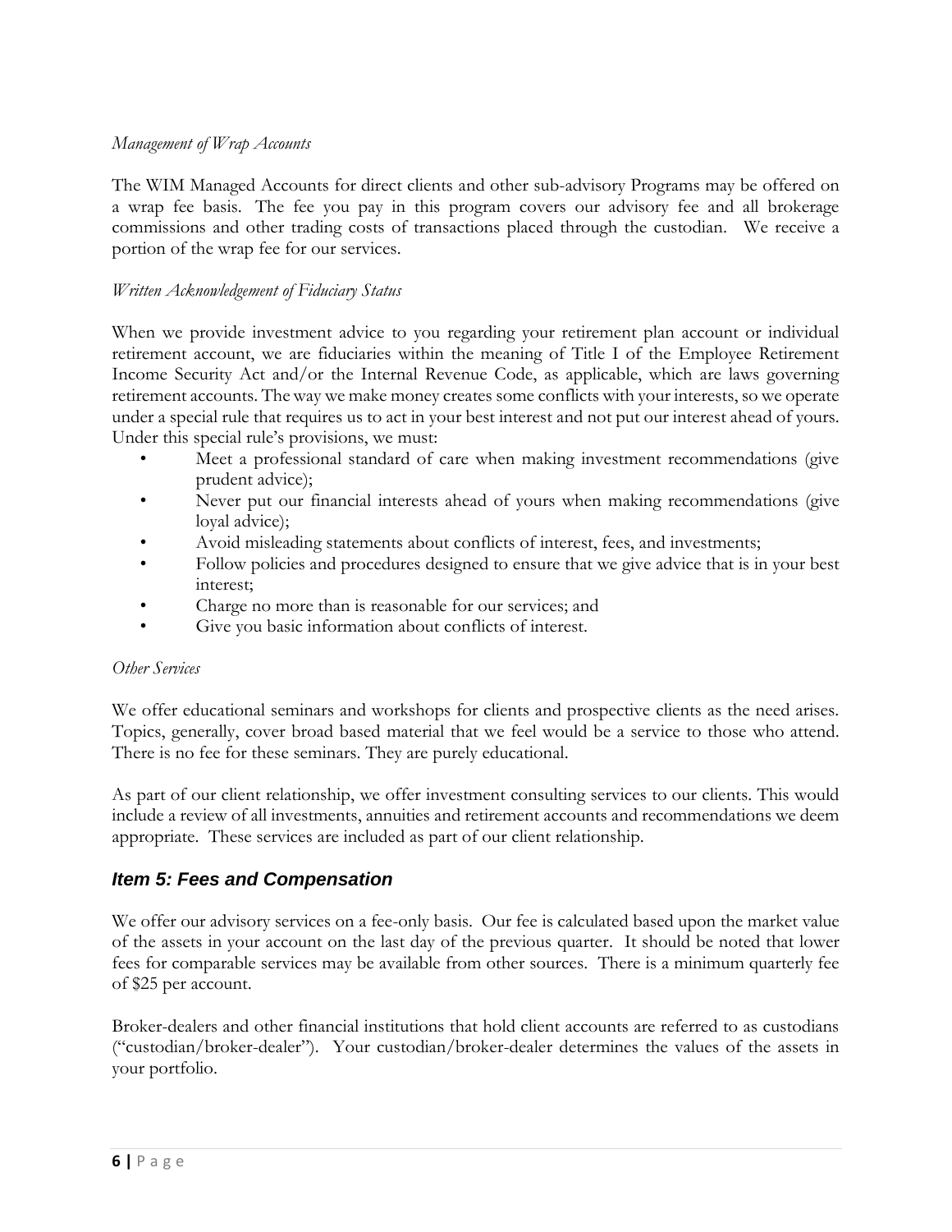*Management of Wrap Accounts*

The WIM Managed Accounts for direct clients and other sub-advisory Programs may be offered on a wrap fee basis. The fee you pay in this program covers our advisory fee and all brokerage commissions and other trading costs of transactions placed through the custodian. We receive a portion of the wrap fee for our services.

*Written Acknowledgement of Fiduciary Status*

When we provide investment advice to you regarding your retirement plan account or individual retirement account, we are fiduciaries within the meaning of Title I of the Employee Retirement Income Security Act and/or the Internal Revenue Code, as applicable, which are laws governing retirement accounts. The way we make money creates some conflicts with your interests, so we operate under a special rule that requires us to act in your best interest and not put our interest ahead of yours. Under this special rule's provisions, we must:

- Meet a professional standard of care when making investment recommendations (give prudent advice);
- Never put our financial interests ahead of yours when making recommendations (give loyal advice);
- Avoid misleading statements about conflicts of interest, fees, and investments;
- Follow policies and procedures designed to ensure that we give advice that is in your best interest;
- Charge no more than is reasonable for our services; and
- Give you basic information about conflicts of interest.

*Other Services*

We offer educational seminars and workshops for clients and prospective clients as the need arises. Topics, generally, cover broad based material that we feel would be a service to those who attend. There is no fee for these seminars. They are purely educational.

As part of our client relationship, we offer investment consulting services to our clients. This would include a review of all investments, annuities and retirement accounts and recommendations we deem appropriate. These services are included as part of our client relationship.

## *Item 5: Fees and Compensation*

We offer our advisory services on a fee-only basis. Our fee is calculated based upon the market value of the assets in your account on the last day of the previous quarter. It should be noted that lower fees for comparable services may be available from other sources. There is a minimum quarterly fee of $25 per account.

Broker-dealers and other financial institutions that hold client accounts are referred to as custodians ("custodian/broker-dealer"). Your custodian/broker-dealer determines the values of the assets in your portfolio.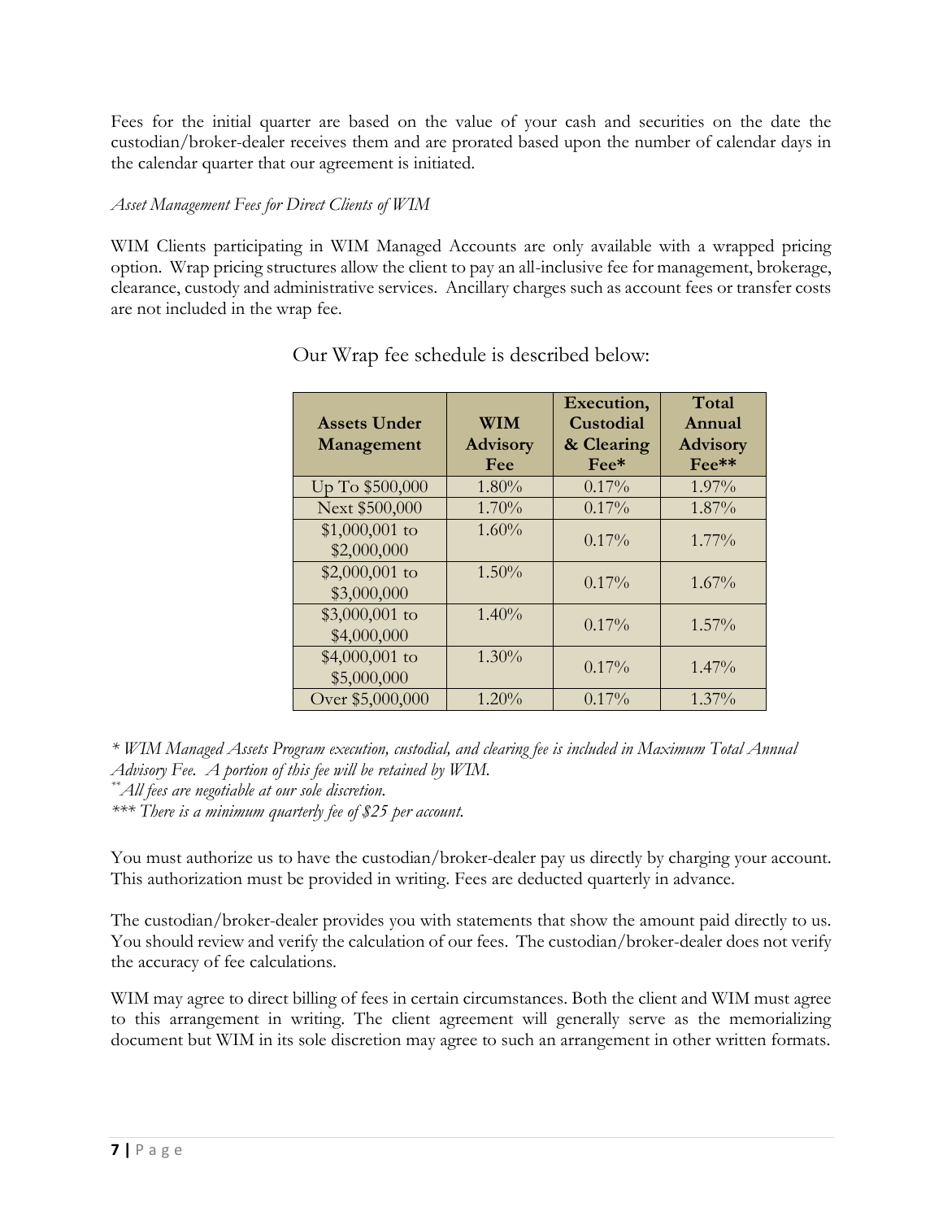Fees for the initial quarter are based on the value of your cash and securities on the date the custodian/broker-dealer receives them and are prorated based upon the number of calendar days in the calendar quarter that our agreement is initiated.

*Asset Management Fees for Direct Clients of WIM*

WIM Clients participating in WIM Managed Accounts are only available with a wrapped pricing option. Wrap pricing structures allow the client to pay an all-inclusive fee for management, brokerage, clearance, custody and administrative services. Ancillary charges such as account fees or transfer costs are not included in the wrap fee.

Our Wrap fee schedule is described below:

| Assets Under Management | WIM Advisory Fee | Execution, Custodial & Clearing Fee* | Total Annual Advisory Fee** |
|---|---|---|---|
| Up To $500,000 | 1.80% | 0.17% | 1.97% |
| Next $500,000 | 1.70% | 0.17% | 1.87% |
| $1,000,001 to $2,000,000 | 1.60% | 0.17% | 1.77% |
| $2,000,001 to $3,000,000 | 1.50% | 0.17% | 1.67% |
| $3,000,001 to $4,000,000 | 1.40% | 0.17% | 1.57% |
| $4,000,001 to $5,000,000 | 1.30% | 0.17% | 1.47% |
| Over $5,000,000 | 1.20% | 0.17% | 1.37% |

*\* WIM Managed Assets Program execution, custodial, and clearing fee is included in Maximum Total Annual Advisory Fee. A portion of this fee will be retained by WIM.*
*\*\* All fees are negotiable at our sole discretion.*
*\*\*\* There is a minimum quarterly fee of $25 per account.*

You must authorize us to have the custodian/broker-dealer pay us directly by charging your account. This authorization must be provided in writing. Fees are deducted quarterly in advance.

The custodian/broker-dealer provides you with statements that show the amount paid directly to us. You should review and verify the calculation of our fees. The custodian/broker-dealer does not verify the accuracy of fee calculations.

WIM may agree to direct billing of fees in certain circumstances. Both the client and WIM must agree to this arrangement in writing. The client agreement will generally serve as the memorializing document but WIM in its sole discretion may agree to such an arrangement in other written formats.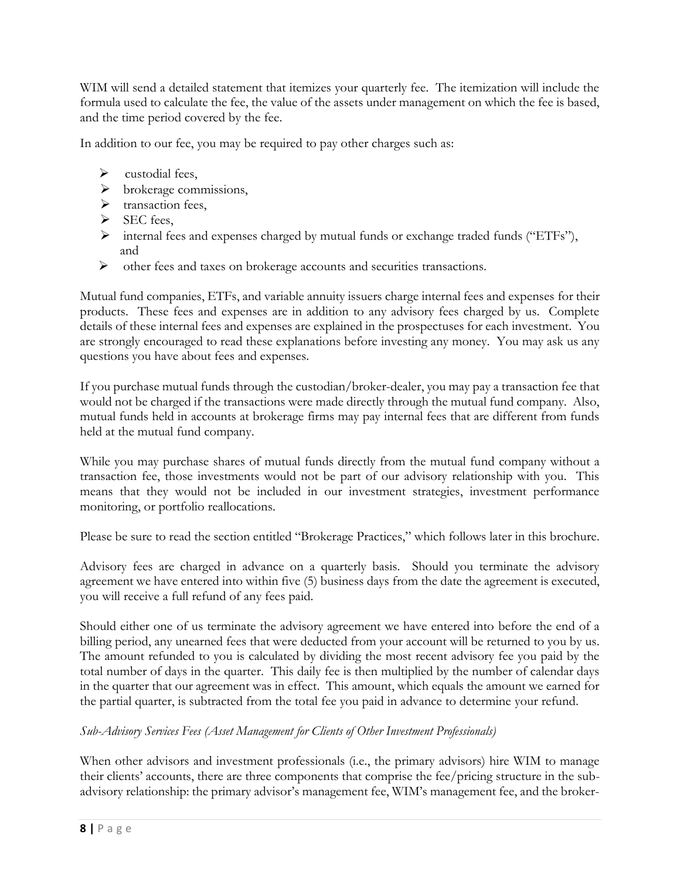WIM will send a detailed statement that itemizes your quarterly fee. The itemization will include the formula used to calculate the fee, the value of the assets under management on which the fee is based, and the time period covered by the fee.

In addition to our fee, you may be required to pay other charges such as:

- custodial fees,
- brokerage commissions,
- transaction fees,
- SEC fees,
- internal fees and expenses charged by mutual funds or exchange traded funds ("ETFs"), and
- other fees and taxes on brokerage accounts and securities transactions.

Mutual fund companies, ETFs, and variable annuity issuers charge internal fees and expenses for their products. These fees and expenses are in addition to any advisory fees charged by us. Complete details of these internal fees and expenses are explained in the prospectuses for each investment. You are strongly encouraged to read these explanations before investing any money. You may ask us any questions you have about fees and expenses.

If you purchase mutual funds through the custodian/broker-dealer, you may pay a transaction fee that would not be charged if the transactions were made directly through the mutual fund company. Also, mutual funds held in accounts at brokerage firms may pay internal fees that are different from funds held at the mutual fund company.

While you may purchase shares of mutual funds directly from the mutual fund company without a transaction fee, those investments would not be part of our advisory relationship with you. This means that they would not be included in our investment strategies, investment performance monitoring, or portfolio reallocations.

Please be sure to read the section entitled "Brokerage Practices," which follows later in this brochure.

Advisory fees are charged in advance on a quarterly basis. Should you terminate the advisory agreement we have entered into within five (5) business days from the date the agreement is executed, you will receive a full refund of any fees paid.

Should either one of us terminate the advisory agreement we have entered into before the end of a billing period, any unearned fees that were deducted from your account will be returned to you by us. The amount refunded to you is calculated by dividing the most recent advisory fee you paid by the total number of days in the quarter. This daily fee is then multiplied by the number of calendar days in the quarter that our agreement was in effect. This amount, which equals the amount we earned for the partial quarter, is subtracted from the total fee you paid in advance to determine your refund.

*Sub-Advisory Services Fees (Asset Management for Clients of Other Investment Professionals)*

When other advisors and investment professionals (i.e., the primary advisors) hire WIM to manage their clients' accounts, there are three components that comprise the fee/pricing structure in the sub-advisory relationship: the primary advisor's management fee, WIM's management fee, and the broker-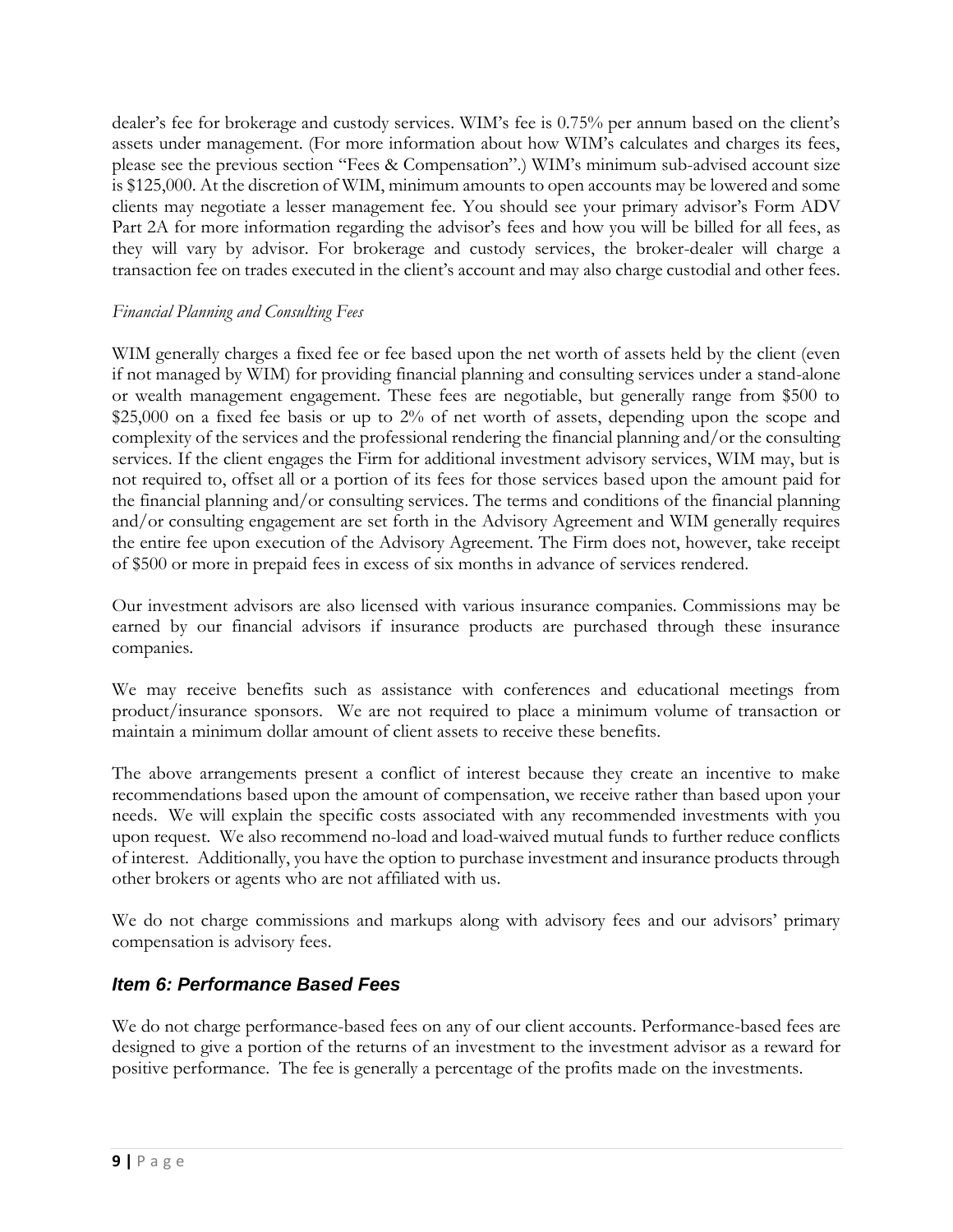dealer's fee for brokerage and custody services. WIM's fee is 0.75% per annum based on the client's assets under management. (For more information about how WIM's calculates and charges its fees, please see the previous section "Fees & Compensation".) WIM's minimum sub-advised account size is $125,000. At the discretion of WIM, minimum amounts to open accounts may be lowered and some clients may negotiate a lesser management fee. You should see your primary advisor's Form ADV Part 2A for more information regarding the advisor's fees and how you will be billed for all fees, as they will vary by advisor. For brokerage and custody services, the broker-dealer will charge a transaction fee on trades executed in the client's account and may also charge custodial and other fees.

*Financial Planning and Consulting Fees*

WIM generally charges a fixed fee or fee based upon the net worth of assets held by the client (even if not managed by WIM) for providing financial planning and consulting services under a stand-alone or wealth management engagement. These fees are negotiable, but generally range from $500 to $25,000 on a fixed fee basis or up to 2% of net worth of assets, depending upon the scope and complexity of the services and the professional rendering the financial planning and/or the consulting services. If the client engages the Firm for additional investment advisory services, WIM may, but is not required to, offset all or a portion of its fees for those services based upon the amount paid for the financial planning and/or consulting services. The terms and conditions of the financial planning and/or consulting engagement are set forth in the Advisory Agreement and WIM generally requires the entire fee upon execution of the Advisory Agreement. The Firm does not, however, take receipt of $500 or more in prepaid fees in excess of six months in advance of services rendered.

Our investment advisors are also licensed with various insurance companies. Commissions may be earned by our financial advisors if insurance products are purchased through these insurance companies.

We may receive benefits such as assistance with conferences and educational meetings from product/insurance sponsors. We are not required to place a minimum volume of transaction or maintain a minimum dollar amount of client assets to receive these benefits.

The above arrangements present a conflict of interest because they create an incentive to make recommendations based upon the amount of compensation, we receive rather than based upon your needs. We will explain the specific costs associated with any recommended investments with you upon request. We also recommend no-load and load-waived mutual funds to further reduce conflicts of interest. Additionally, you have the option to purchase investment and insurance products through other brokers or agents who are not affiliated with us.

We do not charge commissions and markups along with advisory fees and our advisors' primary compensation is advisory fees.

## *Item 6: Performance Based Fees*

We do not charge performance-based fees on any of our client accounts. Performance-based fees are designed to give a portion of the returns of an investment to the investment advisor as a reward for positive performance. The fee is generally a percentage of the profits made on the investments.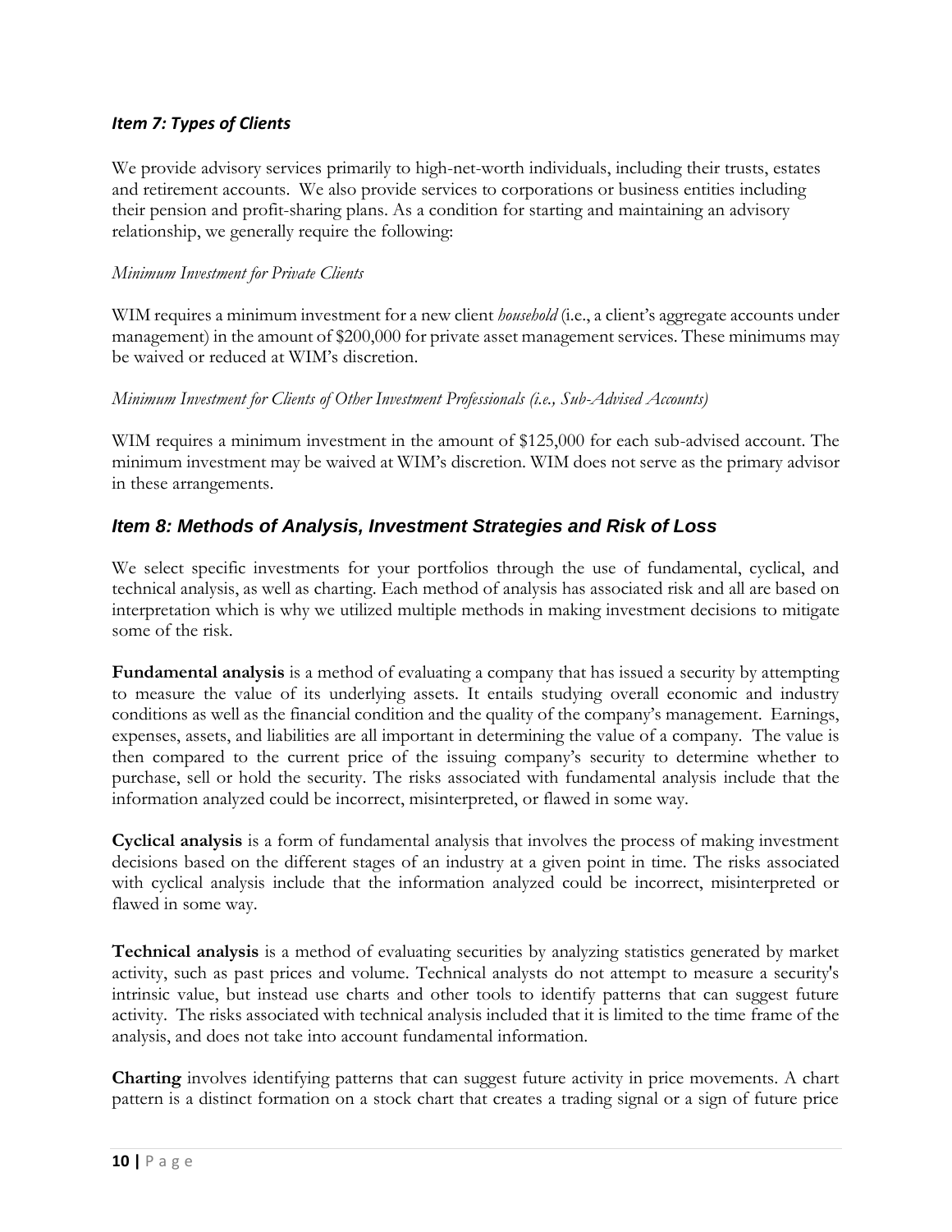## *Item 7: Types of Clients*

We provide advisory services primarily to high-net-worth individuals, including their trusts, estates and retirement accounts. We also provide services to corporations or business entities including their pension and profit-sharing plans. As a condition for starting and maintaining an advisory relationship, we generally require the following:

*Minimum Investment for Private Clients*

WIM requires a minimum investment for a new client *household* (i.e., a client's aggregate accounts under management) in the amount of $200,000 for private asset management services. These minimums may be waived or reduced at WIM's discretion.

*Minimum Investment for Clients of Other Investment Professionals (i.e., Sub-Advised Accounts)*

WIM requires a minimum investment in the amount of $125,000 for each sub-advised account. The minimum investment may be waived at WIM's discretion. WIM does not serve as the primary advisor in these arrangements.

## *Item 8: Methods of Analysis, Investment Strategies and Risk of Loss*

We select specific investments for your portfolios through the use of fundamental, cyclical, and technical analysis, as well as charting. Each method of analysis has associated risk and all are based on interpretation which is why we utilized multiple methods in making investment decisions to mitigate some of the risk.

**Fundamental analysis** is a method of evaluating a company that has issued a security by attempting to measure the value of its underlying assets. It entails studying overall economic and industry conditions as well as the financial condition and the quality of the company's management. Earnings, expenses, assets, and liabilities are all important in determining the value of a company. The value is then compared to the current price of the issuing company's security to determine whether to purchase, sell or hold the security. The risks associated with fundamental analysis include that the information analyzed could be incorrect, misinterpreted, or flawed in some way.

**Cyclical analysis** is a form of fundamental analysis that involves the process of making investment decisions based on the different stages of an industry at a given point in time. The risks associated with cyclical analysis include that the information analyzed could be incorrect, misinterpreted or flawed in some way.

**Technical analysis** is a method of evaluating securities by analyzing statistics generated by market activity, such as past prices and volume. Technical analysts do not attempt to measure a security's intrinsic value, but instead use charts and other tools to identify patterns that can suggest future activity. The risks associated with technical analysis included that it is limited to the time frame of the analysis, and does not take into account fundamental information.

**Charting** involves identifying patterns that can suggest future activity in price movements. A chart pattern is a distinct formation on a stock chart that creates a trading signal or a sign of future price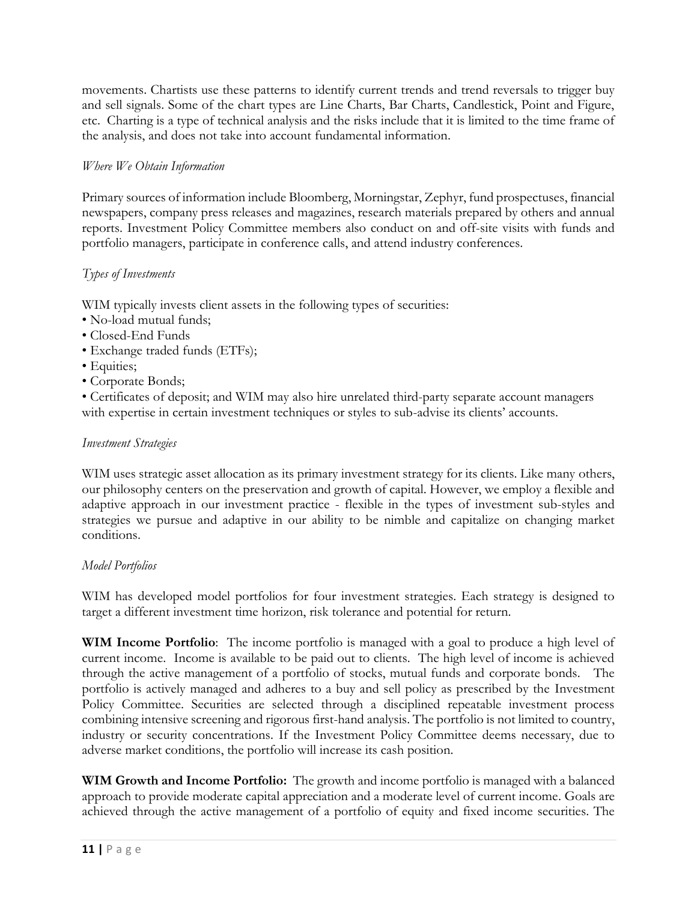movements. Chartists use these patterns to identify current trends and trend reversals to trigger buy and sell signals. Some of the chart types are Line Charts, Bar Charts, Candlestick, Point and Figure, etc. Charting is a type of technical analysis and the risks include that it is limited to the time frame of the analysis, and does not take into account fundamental information.

*Where We Obtain Information*

Primary sources of information include Bloomberg, Morningstar, Zephyr, fund prospectuses, financial newspapers, company press releases and magazines, research materials prepared by others and annual reports. Investment Policy Committee members also conduct on and off-site visits with funds and portfolio managers, participate in conference calls, and attend industry conferences.

*Types of Investments*

WIM typically invests client assets in the following types of securities:

- No-load mutual funds;
- Closed-End Funds
- Exchange traded funds (ETFs);
- Equities;
- Corporate Bonds;
- Certificates of deposit; and WIM may also hire unrelated third-party separate account managers with expertise in certain investment techniques or styles to sub-advise its clients' accounts.

*Investment Strategies*

WIM uses strategic asset allocation as its primary investment strategy for its clients. Like many others, our philosophy centers on the preservation and growth of capital. However, we employ a flexible and adaptive approach in our investment practice - flexible in the types of investment sub-styles and strategies we pursue and adaptive in our ability to be nimble and capitalize on changing market conditions.

*Model Portfolios*

WIM has developed model portfolios for four investment strategies. Each strategy is designed to target a different investment time horizon, risk tolerance and potential for return.

**WIM Income Portfolio**: The income portfolio is managed with a goal to produce a high level of current income. Income is available to be paid out to clients. The high level of income is achieved through the active management of a portfolio of stocks, mutual funds and corporate bonds. The portfolio is actively managed and adheres to a buy and sell policy as prescribed by the Investment Policy Committee. Securities are selected through a disciplined repeatable investment process combining intensive screening and rigorous first-hand analysis. The portfolio is not limited to country, industry or security concentrations. If the Investment Policy Committee deems necessary, due to adverse market conditions, the portfolio will increase its cash position.

**WIM Growth and Income Portfolio:** The growth and income portfolio is managed with a balanced approach to provide moderate capital appreciation and a moderate level of current income. Goals are achieved through the active management of a portfolio of equity and fixed income securities. The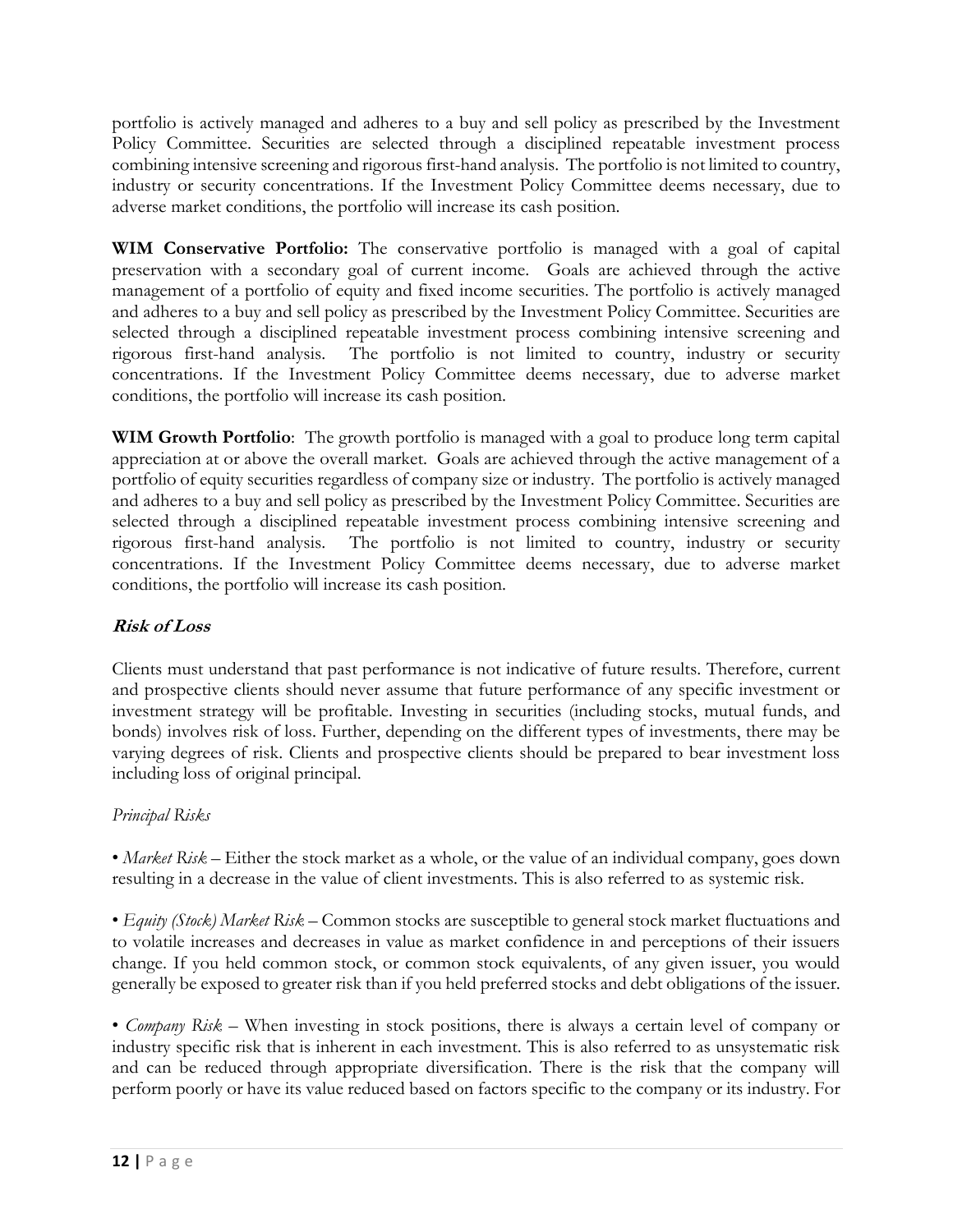portfolio is actively managed and adheres to a buy and sell policy as prescribed by the Investment Policy Committee. Securities are selected through a disciplined repeatable investment process combining intensive screening and rigorous first-hand analysis. The portfolio is not limited to country, industry or security concentrations. If the Investment Policy Committee deems necessary, due to adverse market conditions, the portfolio will increase its cash position.

**WIM Conservative Portfolio:** The conservative portfolio is managed with a goal of capital preservation with a secondary goal of current income. Goals are achieved through the active management of a portfolio of equity and fixed income securities. The portfolio is actively managed and adheres to a buy and sell policy as prescribed by the Investment Policy Committee. Securities are selected through a disciplined repeatable investment process combining intensive screening and rigorous first-hand analysis. The portfolio is not limited to country, industry or security concentrations. If the Investment Policy Committee deems necessary, due to adverse market conditions, the portfolio will increase its cash position.

**WIM Growth Portfolio**: The growth portfolio is managed with a goal to produce long term capital appreciation at or above the overall market. Goals are achieved through the active management of a portfolio of equity securities regardless of company size or industry. The portfolio is actively managed and adheres to a buy and sell policy as prescribed by the Investment Policy Committee. Securities are selected through a disciplined repeatable investment process combining intensive screening and rigorous first-hand analysis. The portfolio is not limited to country, industry or security concentrations. If the Investment Policy Committee deems necessary, due to adverse market conditions, the portfolio will increase its cash position.

### *Risk of Loss*

Clients must understand that past performance is not indicative of future results. Therefore, current and prospective clients should never assume that future performance of any specific investment or investment strategy will be profitable. Investing in securities (including stocks, mutual funds, and bonds) involves risk of loss. Further, depending on the different types of investments, there may be varying degrees of risk. Clients and prospective clients should be prepared to bear investment loss including loss of original principal.

*Principal Risks*

• *Market Risk* – Either the stock market as a whole, or the value of an individual company, goes down resulting in a decrease in the value of client investments. This is also referred to as systemic risk.

• *Equity (Stock) Market Risk* – Common stocks are susceptible to general stock market fluctuations and to volatile increases and decreases in value as market confidence in and perceptions of their issuers change. If you held common stock, or common stock equivalents, of any given issuer, you would generally be exposed to greater risk than if you held preferred stocks and debt obligations of the issuer.

• *Company Risk* – When investing in stock positions, there is always a certain level of company or industry specific risk that is inherent in each investment. This is also referred to as unsystematic risk and can be reduced through appropriate diversification. There is the risk that the company will perform poorly or have its value reduced based on factors specific to the company or its industry. For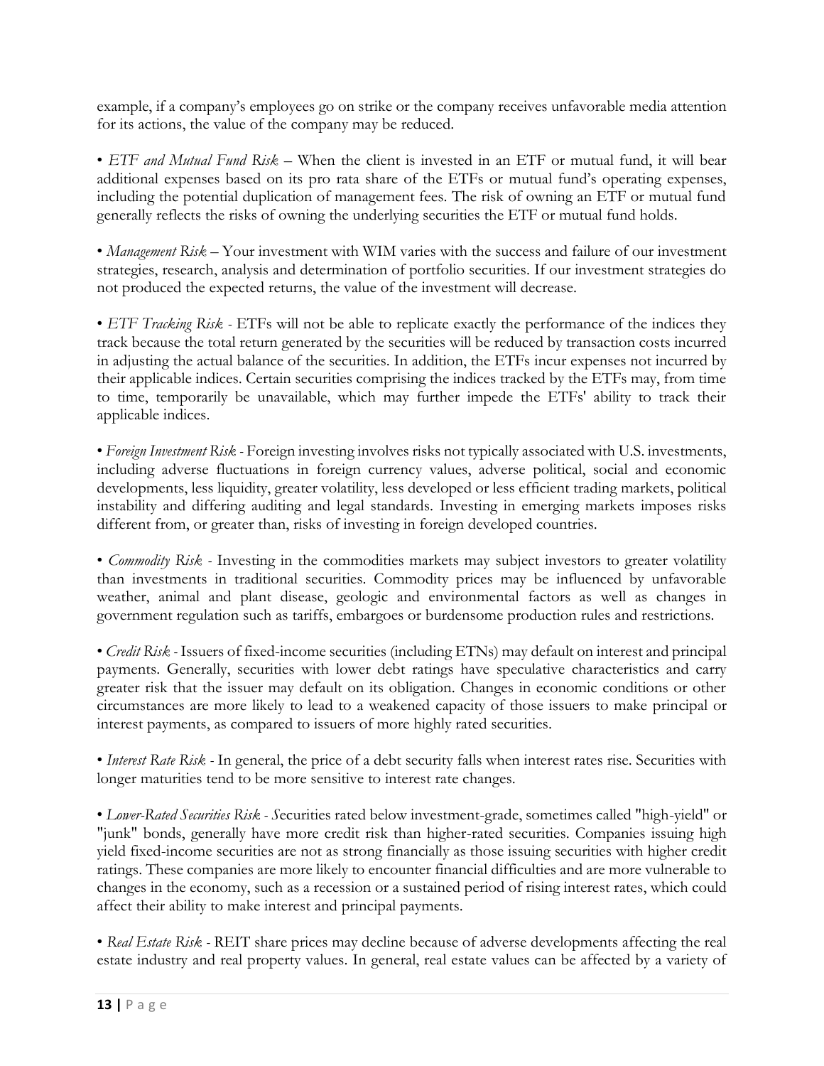example, if a company's employees go on strike or the company receives unfavorable media attention for its actions, the value of the company may be reduced.

- *ETF and Mutual Fund Risk* – When the client is invested in an ETF or mutual fund, it will bear additional expenses based on its pro rata share of the ETFs or mutual fund's operating expenses, including the potential duplication of management fees. The risk of owning an ETF or mutual fund generally reflects the risks of owning the underlying securities the ETF or mutual fund holds.

- *Management Risk* – Your investment with WIM varies with the success and failure of our investment strategies, research, analysis and determination of portfolio securities. If our investment strategies do not produced the expected returns, the value of the investment will decrease.

- *ETF Tracking Risk* - ETFs will not be able to replicate exactly the performance of the indices they track because the total return generated by the securities will be reduced by transaction costs incurred in adjusting the actual balance of the securities. In addition, the ETFs incur expenses not incurred by their applicable indices. Certain securities comprising the indices tracked by the ETFs may, from time to time, temporarily be unavailable, which may further impede the ETFs' ability to track their applicable indices.

- *Foreign Investment Risk* - Foreign investing involves risks not typically associated with U.S. investments, including adverse fluctuations in foreign currency values, adverse political, social and economic developments, less liquidity, greater volatility, less developed or less efficient trading markets, political instability and differing auditing and legal standards. Investing in emerging markets imposes risks different from, or greater than, risks of investing in foreign developed countries.

- *Commodity Risk* - Investing in the commodities markets may subject investors to greater volatility than investments in traditional securities. Commodity prices may be influenced by unfavorable weather, animal and plant disease, geologic and environmental factors as well as changes in government regulation such as tariffs, embargoes or burdensome production rules and restrictions.

- *Credit Risk* - Issuers of fixed-income securities (including ETNs) may default on interest and principal payments. Generally, securities with lower debt ratings have speculative characteristics and carry greater risk that the issuer may default on its obligation. Changes in economic conditions or other circumstances are more likely to lead to a weakened capacity of those issuers to make principal or interest payments, as compared to issuers of more highly rated securities.

- *Interest Rate Risk* - In general, the price of a debt security falls when interest rates rise. Securities with longer maturities tend to be more sensitive to interest rate changes.

- *Lower-Rated Securities Risk - S*ecurities rated below investment-grade, sometimes called "high-yield" or "junk" bonds, generally have more credit risk than higher-rated securities. Companies issuing high yield fixed-income securities are not as strong financially as those issuing securities with higher credit ratings. These companies are more likely to encounter financial difficulties and are more vulnerable to changes in the economy, such as a recession or a sustained period of rising interest rates, which could affect their ability to make interest and principal payments.

- *Real Estate Risk* - REIT share prices may decline because of adverse developments affecting the real estate industry and real property values. In general, real estate values can be affected by a variety of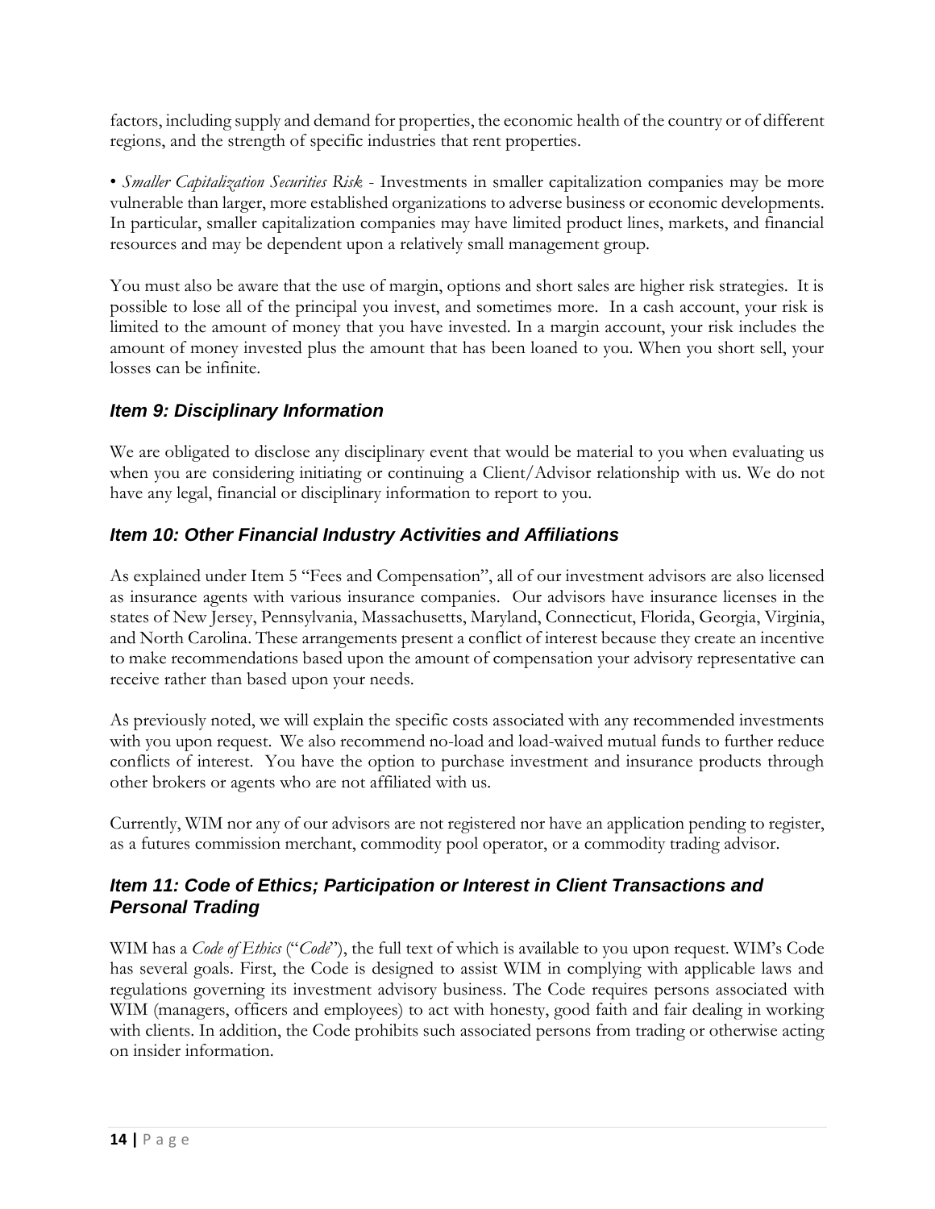factors, including supply and demand for properties, the economic health of the country or of different regions, and the strength of specific industries that rent properties.

• *Smaller Capitalization Securities Risk* - Investments in smaller capitalization companies may be more vulnerable than larger, more established organizations to adverse business or economic developments. In particular, smaller capitalization companies may have limited product lines, markets, and financial resources and may be dependent upon a relatively small management group.

You must also be aware that the use of margin, options and short sales are higher risk strategies. It is possible to lose all of the principal you invest, and sometimes more. In a cash account, your risk is limited to the amount of money that you have invested. In a margin account, your risk includes the amount of money invested plus the amount that has been loaned to you. When you short sell, your losses can be infinite.

## *Item 9: Disciplinary Information*

We are obligated to disclose any disciplinary event that would be material to you when evaluating us when you are considering initiating or continuing a Client/Advisor relationship with us. We do not have any legal, financial or disciplinary information to report to you.

## *Item 10: Other Financial Industry Activities and Affiliations*

As explained under Item 5 "Fees and Compensation", all of our investment advisors are also licensed as insurance agents with various insurance companies. Our advisors have insurance licenses in the states of New Jersey, Pennsylvania, Massachusetts, Maryland, Connecticut, Florida, Georgia, Virginia, and North Carolina. These arrangements present a conflict of interest because they create an incentive to make recommendations based upon the amount of compensation your advisory representative can receive rather than based upon your needs.

As previously noted, we will explain the specific costs associated with any recommended investments with you upon request. We also recommend no-load and load-waived mutual funds to further reduce conflicts of interest. You have the option to purchase investment and insurance products through other brokers or agents who are not affiliated with us.

Currently, WIM nor any of our advisors are not registered nor have an application pending to register, as a futures commission merchant, commodity pool operator, or a commodity trading advisor.

## *Item 11: Code of Ethics; Participation or Interest in Client Transactions and Personal Trading*

WIM has a *Code of Ethics* ("*Code*"), the full text of which is available to you upon request. WIM's Code has several goals. First, the Code is designed to assist WIM in complying with applicable laws and regulations governing its investment advisory business. The Code requires persons associated with WIM (managers, officers and employees) to act with honesty, good faith and fair dealing in working with clients. In addition, the Code prohibits such associated persons from trading or otherwise acting on insider information.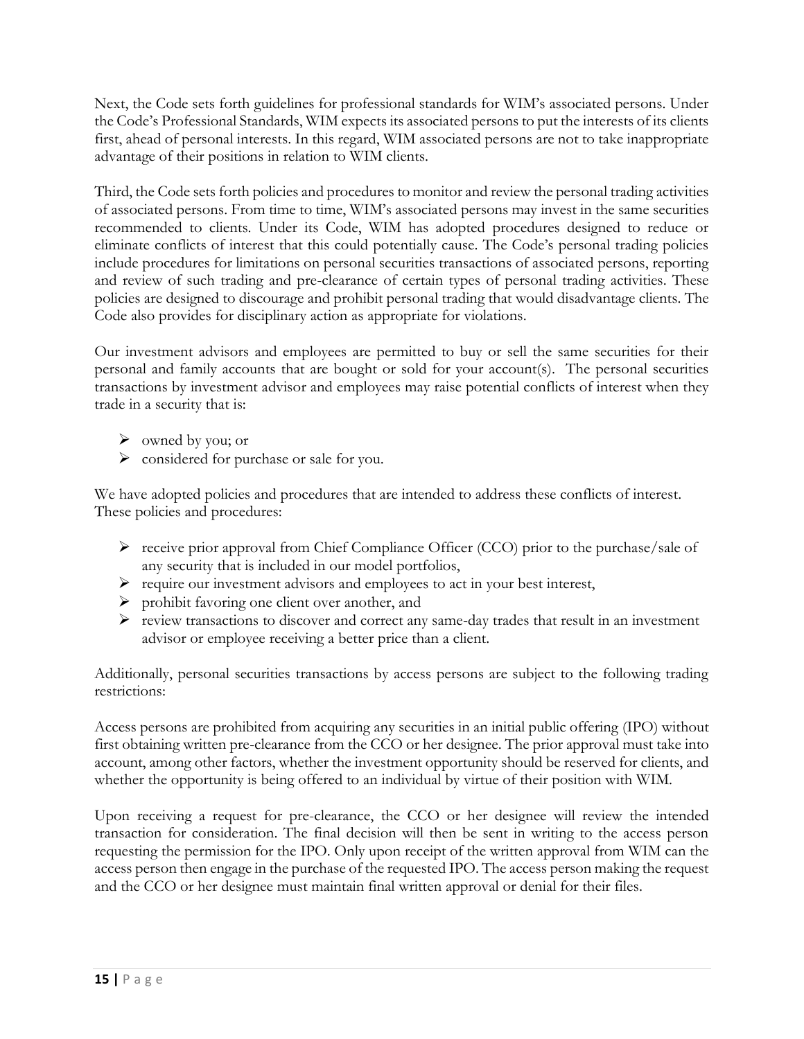Next, the Code sets forth guidelines for professional standards for WIM's associated persons. Under the Code's Professional Standards, WIM expects its associated persons to put the interests of its clients first, ahead of personal interests. In this regard, WIM associated persons are not to take inappropriate advantage of their positions in relation to WIM clients.

Third, the Code sets forth policies and procedures to monitor and review the personal trading activities of associated persons. From time to time, WIM's associated persons may invest in the same securities recommended to clients. Under its Code, WIM has adopted procedures designed to reduce or eliminate conflicts of interest that this could potentially cause. The Code's personal trading policies include procedures for limitations on personal securities transactions of associated persons, reporting and review of such trading and pre-clearance of certain types of personal trading activities. These policies are designed to discourage and prohibit personal trading that would disadvantage clients. The Code also provides for disciplinary action as appropriate for violations.

Our investment advisors and employees are permitted to buy or sell the same securities for their personal and family accounts that are bought or sold for your account(s). The personal securities transactions by investment advisor and employees may raise potential conflicts of interest when they trade in a security that is:

- owned by you; or
- considered for purchase or sale for you.

We have adopted policies and procedures that are intended to address these conflicts of interest. These policies and procedures:

- receive prior approval from Chief Compliance Officer (CCO) prior to the purchase/sale of any security that is included in our model portfolios,
- require our investment advisors and employees to act in your best interest,
- prohibit favoring one client over another, and
- review transactions to discover and correct any same-day trades that result in an investment advisor or employee receiving a better price than a client.

Additionally, personal securities transactions by access persons are subject to the following trading restrictions:

Access persons are prohibited from acquiring any securities in an initial public offering (IPO) without first obtaining written pre-clearance from the CCO or her designee. The prior approval must take into account, among other factors, whether the investment opportunity should be reserved for clients, and whether the opportunity is being offered to an individual by virtue of their position with WIM.

Upon receiving a request for pre-clearance, the CCO or her designee will review the intended transaction for consideration. The final decision will then be sent in writing to the access person requesting the permission for the IPO. Only upon receipt of the written approval from WIM can the access person then engage in the purchase of the requested IPO. The access person making the request and the CCO or her designee must maintain final written approval or denial for their files.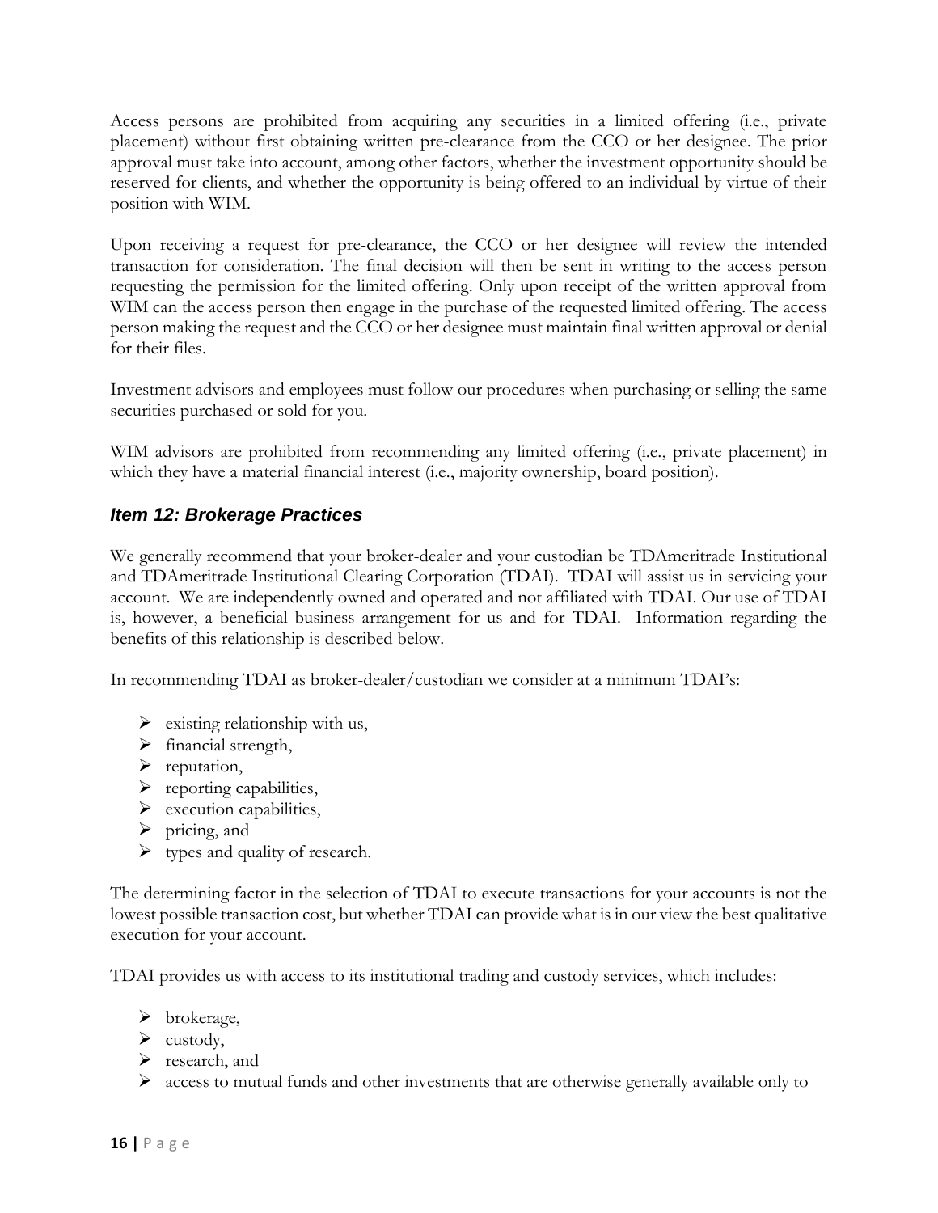Access persons are prohibited from acquiring any securities in a limited offering (i.e., private placement) without first obtaining written pre-clearance from the CCO or her designee. The prior approval must take into account, among other factors, whether the investment opportunity should be reserved for clients, and whether the opportunity is being offered to an individual by virtue of their position with WIM.

Upon receiving a request for pre-clearance, the CCO or her designee will review the intended transaction for consideration. The final decision will then be sent in writing to the access person requesting the permission for the limited offering. Only upon receipt of the written approval from WIM can the access person then engage in the purchase of the requested limited offering. The access person making the request and the CCO or her designee must maintain final written approval or denial for their files.

Investment advisors and employees must follow our procedures when purchasing or selling the same securities purchased or sold for you.

WIM advisors are prohibited from recommending any limited offering (i.e., private placement) in which they have a material financial interest (i.e., majority ownership, board position).

## *Item 12: Brokerage Practices*

We generally recommend that your broker-dealer and your custodian be TDAmeritrade Institutional and TDAmeritrade Institutional Clearing Corporation (TDAI). TDAI will assist us in servicing your account. We are independently owned and operated and not affiliated with TDAI. Our use of TDAI is, however, a beneficial business arrangement for us and for TDAI. Information regarding the benefits of this relationship is described below.

In recommending TDAI as broker-dealer/custodian we consider at a minimum TDAI's:

- existing relationship with us,
- financial strength,
- reputation,
- reporting capabilities,
- execution capabilities,
- pricing, and
- types and quality of research.

The determining factor in the selection of TDAI to execute transactions for your accounts is not the lowest possible transaction cost, but whether TDAI can provide what is in our view the best qualitative execution for your account.

TDAI provides us with access to its institutional trading and custody services, which includes:

- brokerage,
- custody,
- research, and
- access to mutual funds and other investments that are otherwise generally available only to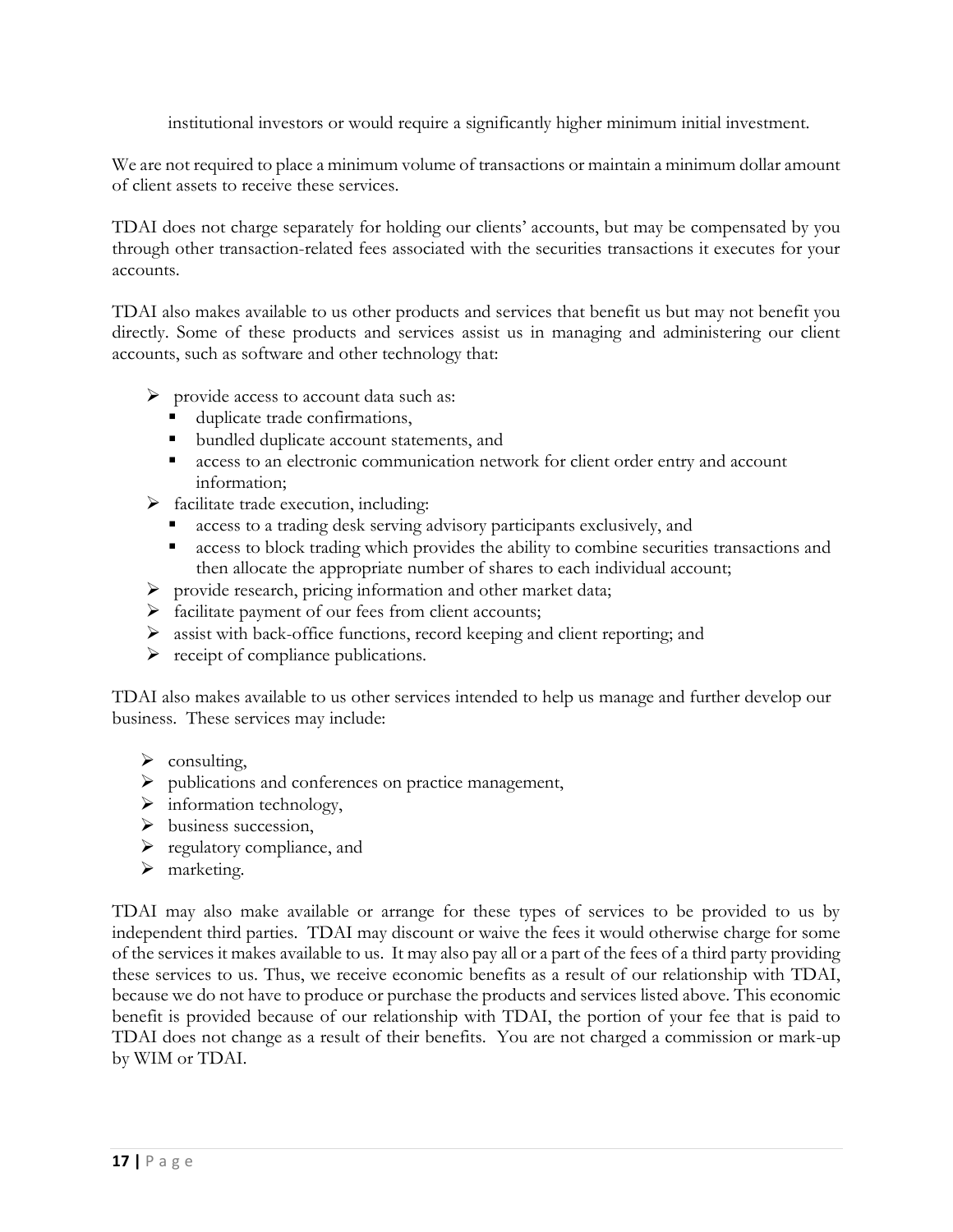institutional investors or would require a significantly higher minimum initial investment.

We are not required to place a minimum volume of transactions or maintain a minimum dollar amount of client assets to receive these services.

TDAI does not charge separately for holding our clients' accounts, but may be compensated by you through other transaction-related fees associated with the securities transactions it executes for your accounts.

TDAI also makes available to us other products and services that benefit us but may not benefit you directly. Some of these products and services assist us in managing and administering our client accounts, such as software and other technology that:

- provide access to account data such as:
  - duplicate trade confirmations,
  - bundled duplicate account statements, and
  - access to an electronic communication network for client order entry and account information;
- facilitate trade execution, including:
  - access to a trading desk serving advisory participants exclusively, and
  - access to block trading which provides the ability to combine securities transactions and then allocate the appropriate number of shares to each individual account;
- provide research, pricing information and other market data;
- facilitate payment of our fees from client accounts;
- assist with back-office functions, record keeping and client reporting; and
- receipt of compliance publications.

TDAI also makes available to us other services intended to help us manage and further develop our business. These services may include:

- consulting,
- publications and conferences on practice management,
- information technology,
- business succession,
- regulatory compliance, and
- marketing.

TDAI may also make available or arrange for these types of services to be provided to us by independent third parties. TDAI may discount or waive the fees it would otherwise charge for some of the services it makes available to us. It may also pay all or a part of the fees of a third party providing these services to us. Thus, we receive economic benefits as a result of our relationship with TDAI, because we do not have to produce or purchase the products and services listed above. This economic benefit is provided because of our relationship with TDAI, the portion of your fee that is paid to TDAI does not change as a result of their benefits. You are not charged a commission or mark-up by WIM or TDAI.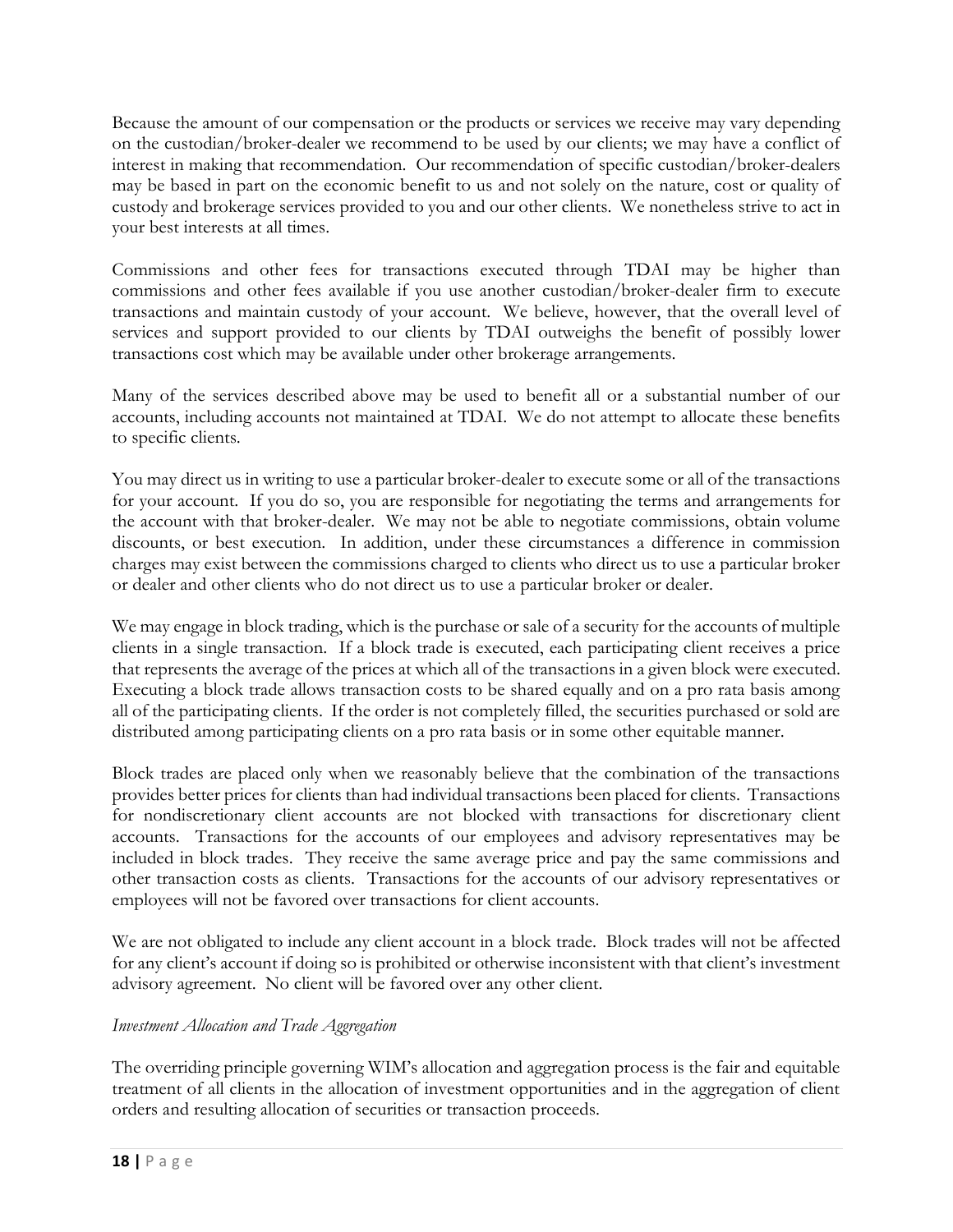Because the amount of our compensation or the products or services we receive may vary depending on the custodian/broker-dealer we recommend to be used by our clients; we may have a conflict of interest in making that recommendation. Our recommendation of specific custodian/broker-dealers may be based in part on the economic benefit to us and not solely on the nature, cost or quality of custody and brokerage services provided to you and our other clients. We nonetheless strive to act in your best interests at all times.

Commissions and other fees for transactions executed through TDAI may be higher than commissions and other fees available if you use another custodian/broker-dealer firm to execute transactions and maintain custody of your account. We believe, however, that the overall level of services and support provided to our clients by TDAI outweighs the benefit of possibly lower transactions cost which may be available under other brokerage arrangements.

Many of the services described above may be used to benefit all or a substantial number of our accounts, including accounts not maintained at TDAI. We do not attempt to allocate these benefits to specific clients.

You may direct us in writing to use a particular broker-dealer to execute some or all of the transactions for your account. If you do so, you are responsible for negotiating the terms and arrangements for the account with that broker-dealer. We may not be able to negotiate commissions, obtain volume discounts, or best execution. In addition, under these circumstances a difference in commission charges may exist between the commissions charged to clients who direct us to use a particular broker or dealer and other clients who do not direct us to use a particular broker or dealer.

We may engage in block trading, which is the purchase or sale of a security for the accounts of multiple clients in a single transaction. If a block trade is executed, each participating client receives a price that represents the average of the prices at which all of the transactions in a given block were executed. Executing a block trade allows transaction costs to be shared equally and on a pro rata basis among all of the participating clients. If the order is not completely filled, the securities purchased or sold are distributed among participating clients on a pro rata basis or in some other equitable manner.

Block trades are placed only when we reasonably believe that the combination of the transactions provides better prices for clients than had individual transactions been placed for clients. Transactions for nondiscretionary client accounts are not blocked with transactions for discretionary client accounts. Transactions for the accounts of our employees and advisory representatives may be included in block trades. They receive the same average price and pay the same commissions and other transaction costs as clients. Transactions for the accounts of our advisory representatives or employees will not be favored over transactions for client accounts.

We are not obligated to include any client account in a block trade. Block trades will not be affected for any client's account if doing so is prohibited or otherwise inconsistent with that client's investment advisory agreement. No client will be favored over any other client.

*Investment Allocation and Trade Aggregation*

The overriding principle governing WIM's allocation and aggregation process is the fair and equitable treatment of all clients in the allocation of investment opportunities and in the aggregation of client orders and resulting allocation of securities or transaction proceeds.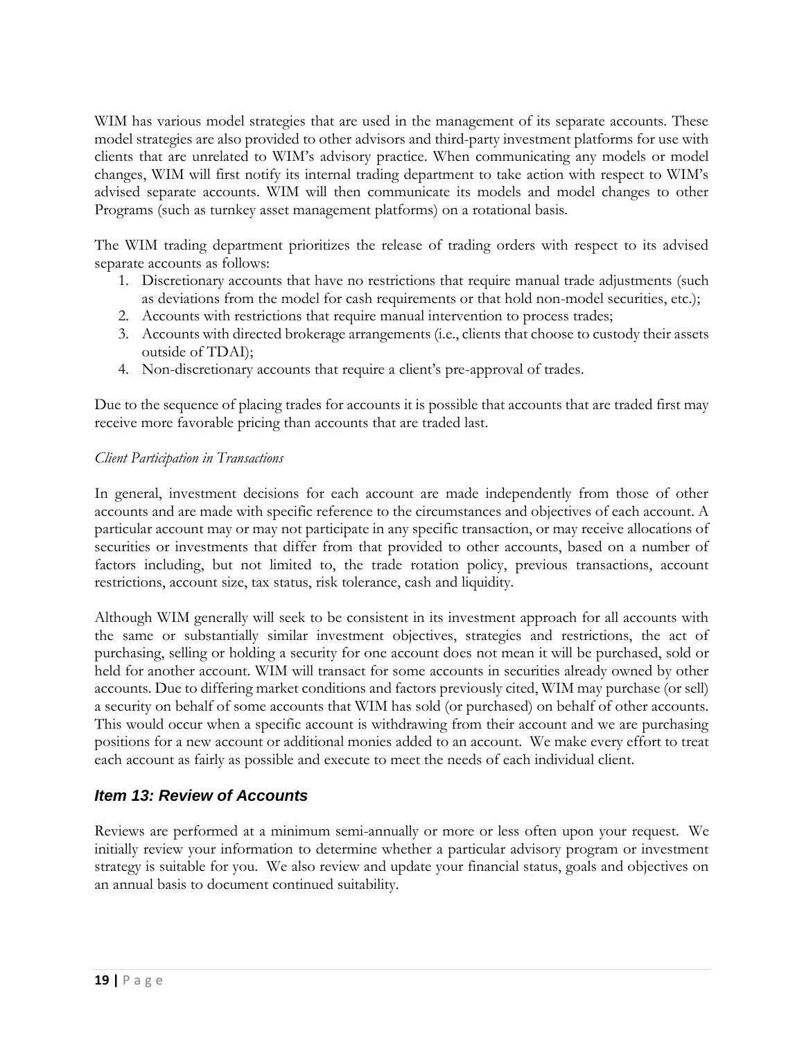WIM has various model strategies that are used in the management of its separate accounts. These model strategies are also provided to other advisors and third-party investment platforms for use with clients that are unrelated to WIM's advisory practice. When communicating any models or model changes, WIM will first notify its internal trading department to take action with respect to WIM's advised separate accounts. WIM will then communicate its models and model changes to other Programs (such as turnkey asset management platforms) on a rotational basis.

The WIM trading department prioritizes the release of trading orders with respect to its advised separate accounts as follows:

1. Discretionary accounts that have no restrictions that require manual trade adjustments (such as deviations from the model for cash requirements or that hold non-model securities, etc.);
2. Accounts with restrictions that require manual intervention to process trades;
3. Accounts with directed brokerage arrangements (i.e., clients that choose to custody their assets outside of TDAI);
4. Non-discretionary accounts that require a client's pre-approval of trades.

Due to the sequence of placing trades for accounts it is possible that accounts that are traded first may receive more favorable pricing than accounts that are traded last.

*Client Participation in Transactions*

In general, investment decisions for each account are made independently from those of other accounts and are made with specific reference to the circumstances and objectives of each account. A particular account may or may not participate in any specific transaction, or may receive allocations of securities or investments that differ from that provided to other accounts, based on a number of factors including, but not limited to, the trade rotation policy, previous transactions, account restrictions, account size, tax status, risk tolerance, cash and liquidity.

Although WIM generally will seek to be consistent in its investment approach for all accounts with the same or substantially similar investment objectives, strategies and restrictions, the act of purchasing, selling or holding a security for one account does not mean it will be purchased, sold or held for another account. WIM will transact for some accounts in securities already owned by other accounts. Due to differing market conditions and factors previously cited, WIM may purchase (or sell) a security on behalf of some accounts that WIM has sold (or purchased) on behalf of other accounts. This would occur when a specific account is withdrawing from their account and we are purchasing positions for a new account or additional monies added to an account. We make every effort to treat each account as fairly as possible and execute to meet the needs of each individual client.

## *Item 13: Review of Accounts*

Reviews are performed at a minimum semi-annually or more or less often upon your request. We initially review your information to determine whether a particular advisory program or investment strategy is suitable for you. We also review and update your financial status, goals and objectives on an annual basis to document continued suitability.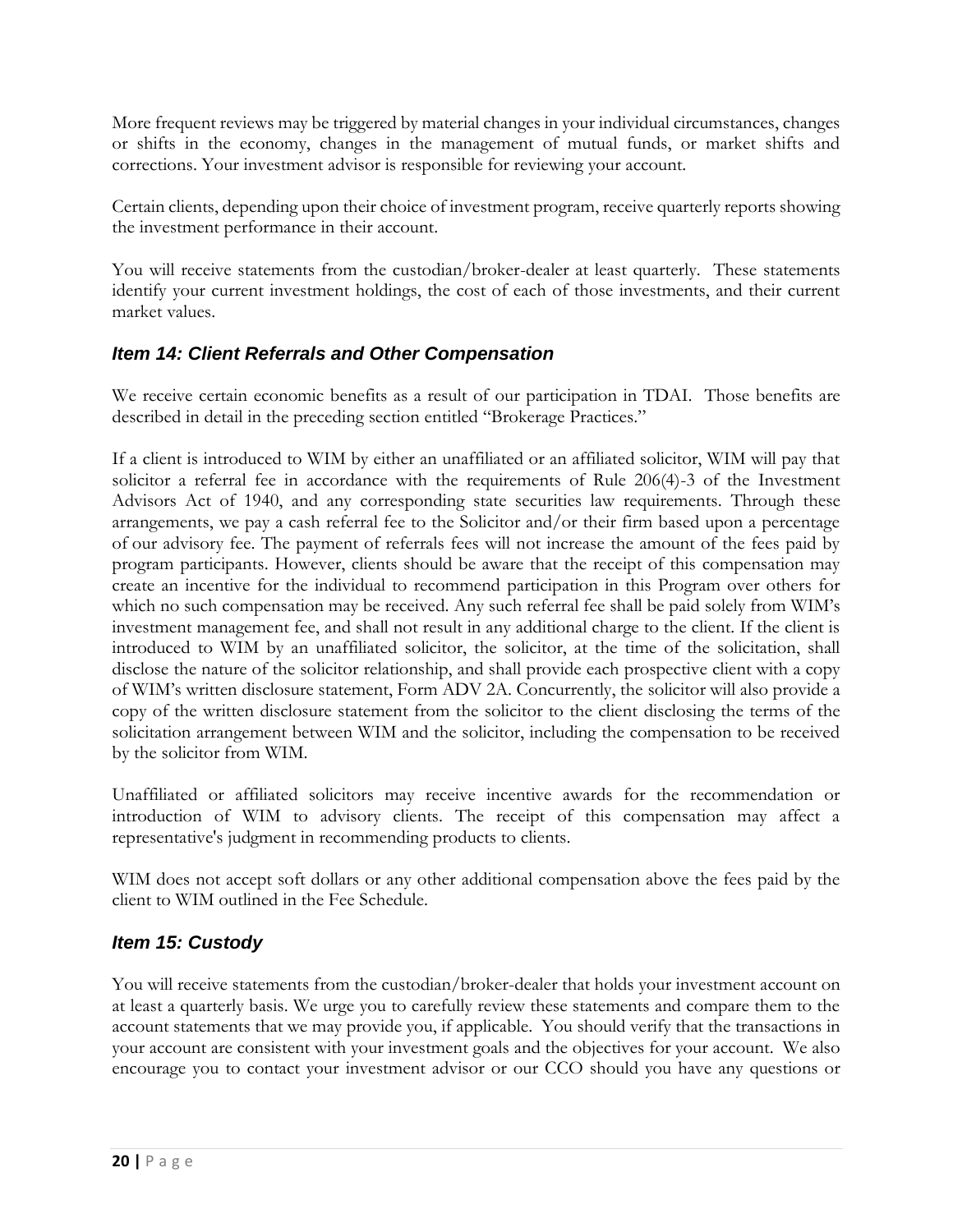More frequent reviews may be triggered by material changes in your individual circumstances, changes or shifts in the economy, changes in the management of mutual funds, or market shifts and corrections. Your investment advisor is responsible for reviewing your account.

Certain clients, depending upon their choice of investment program, receive quarterly reports showing the investment performance in their account.

You will receive statements from the custodian/broker-dealer at least quarterly. These statements identify your current investment holdings, the cost of each of those investments, and their current market values.

## *Item 14: Client Referrals and Other Compensation*

We receive certain economic benefits as a result of our participation in TDAI. Those benefits are described in detail in the preceding section entitled "Brokerage Practices."

If a client is introduced to WIM by either an unaffiliated or an affiliated solicitor, WIM will pay that solicitor a referral fee in accordance with the requirements of Rule 206(4)-3 of the Investment Advisors Act of 1940, and any corresponding state securities law requirements. Through these arrangements, we pay a cash referral fee to the Solicitor and/or their firm based upon a percentage of our advisory fee. The payment of referrals fees will not increase the amount of the fees paid by program participants. However, clients should be aware that the receipt of this compensation may create an incentive for the individual to recommend participation in this Program over others for which no such compensation may be received. Any such referral fee shall be paid solely from WIM's investment management fee, and shall not result in any additional charge to the client. If the client is introduced to WIM by an unaffiliated solicitor, the solicitor, at the time of the solicitation, shall disclose the nature of the solicitor relationship, and shall provide each prospective client with a copy of WIM's written disclosure statement, Form ADV 2A. Concurrently, the solicitor will also provide a copy of the written disclosure statement from the solicitor to the client disclosing the terms of the solicitation arrangement between WIM and the solicitor, including the compensation to be received by the solicitor from WIM.

Unaffiliated or affiliated solicitors may receive incentive awards for the recommendation or introduction of WIM to advisory clients. The receipt of this compensation may affect a representative's judgment in recommending products to clients.

WIM does not accept soft dollars or any other additional compensation above the fees paid by the client to WIM outlined in the Fee Schedule.

## *Item 15: Custody*

You will receive statements from the custodian/broker-dealer that holds your investment account on at least a quarterly basis. We urge you to carefully review these statements and compare them to the account statements that we may provide you, if applicable. You should verify that the transactions in your account are consistent with your investment goals and the objectives for your account. We also encourage you to contact your investment advisor or our CCO should you have any questions or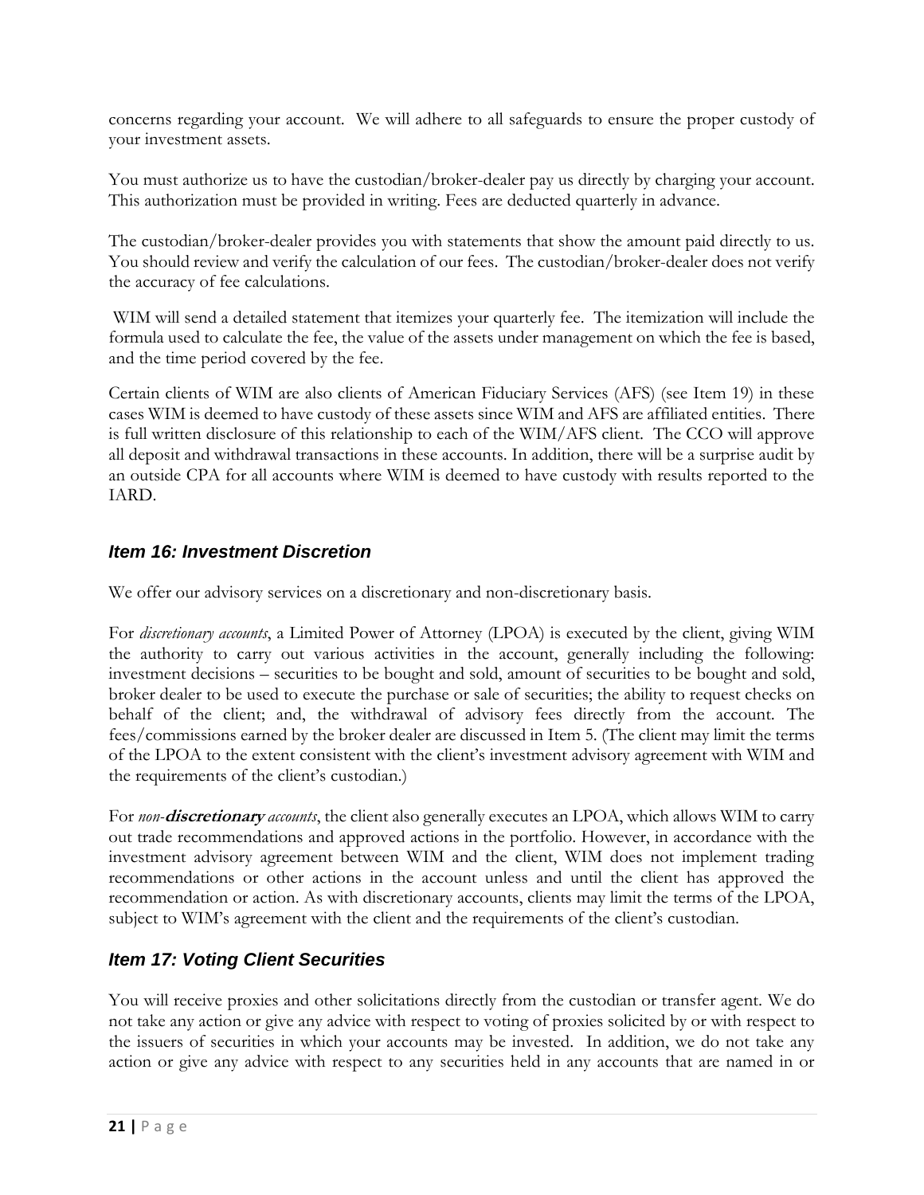concerns regarding your account. We will adhere to all safeguards to ensure the proper custody of your investment assets.

You must authorize us to have the custodian/broker-dealer pay us directly by charging your account. This authorization must be provided in writing. Fees are deducted quarterly in advance.

The custodian/broker-dealer provides you with statements that show the amount paid directly to us. You should review and verify the calculation of our fees. The custodian/broker-dealer does not verify the accuracy of fee calculations.

WIM will send a detailed statement that itemizes your quarterly fee. The itemization will include the formula used to calculate the fee, the value of the assets under management on which the fee is based, and the time period covered by the fee.

Certain clients of WIM are also clients of American Fiduciary Services (AFS) (see Item 19) in these cases WIM is deemed to have custody of these assets since WIM and AFS are affiliated entities. There is full written disclosure of this relationship to each of the WIM/AFS client. The CCO will approve all deposit and withdrawal transactions in these accounts. In addition, there will be a surprise audit by an outside CPA for all accounts where WIM is deemed to have custody with results reported to the IARD.

## *Item 16: Investment Discretion*

We offer our advisory services on a discretionary and non-discretionary basis.

For *discretionary accounts*, a Limited Power of Attorney (LPOA) is executed by the client, giving WIM the authority to carry out various activities in the account, generally including the following: investment decisions – securities to be bought and sold, amount of securities to be bought and sold, broker dealer to be used to execute the purchase or sale of securities; the ability to request checks on behalf of the client; and, the withdrawal of advisory fees directly from the account. The fees/commissions earned by the broker dealer are discussed in Item 5. (The client may limit the terms of the LPOA to the extent consistent with the client's investment advisory agreement with WIM and the requirements of the client's custodian.)

For *non-**discretionary** accounts*, the client also generally executes an LPOA, which allows WIM to carry out trade recommendations and approved actions in the portfolio. However, in accordance with the investment advisory agreement between WIM and the client, WIM does not implement trading recommendations or other actions in the account unless and until the client has approved the recommendation or action. As with discretionary accounts, clients may limit the terms of the LPOA, subject to WIM's agreement with the client and the requirements of the client's custodian.

## *Item 17: Voting Client Securities*

You will receive proxies and other solicitations directly from the custodian or transfer agent. We do not take any action or give any advice with respect to voting of proxies solicited by or with respect to the issuers of securities in which your accounts may be invested. In addition, we do not take any action or give any advice with respect to any securities held in any accounts that are named in or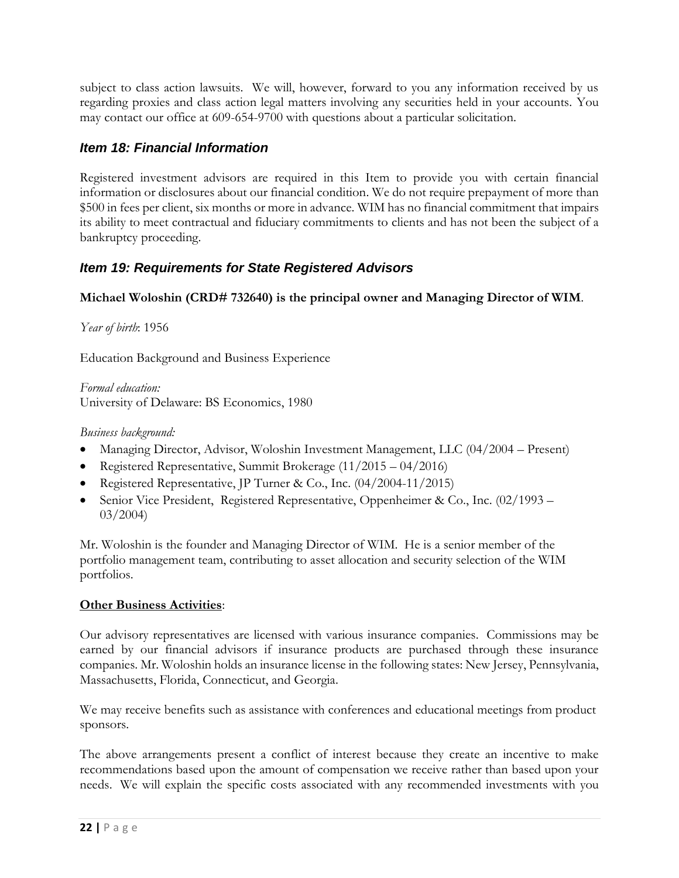subject to class action lawsuits. We will, however, forward to you any information received by us regarding proxies and class action legal matters involving any securities held in your accounts. You may contact our office at 609-654-9700 with questions about a particular solicitation.

### *Item 18: Financial Information*

Registered investment advisors are required in this Item to provide you with certain financial information or disclosures about our financial condition. We do not require prepayment of more than $500 in fees per client, six months or more in advance. WIM has no financial commitment that impairs its ability to meet contractual and fiduciary commitments to clients and has not been the subject of a bankruptcy proceeding.

### *Item 19: Requirements for State Registered Advisors*

**Michael Woloshin (CRD# 732640) is the principal owner and Managing Director of WIM**.

*Year of birth*: 1956

Education Background and Business Experience

*Formal education:*
University of Delaware: BS Economics, 1980

*Business background:*

- Managing Director, Advisor, Woloshin Investment Management, LLC (04/2004 – Present)
- Registered Representative, Summit Brokerage (11/2015 – 04/2016)
- Registered Representative, JP Turner & Co., Inc. (04/2004-11/2015)
- Senior Vice President, Registered Representative, Oppenheimer & Co., Inc. (02/1993 – 03/2004)

Mr. Woloshin is the founder and Managing Director of WIM. He is a senior member of the portfolio management team, contributing to asset allocation and security selection of the WIM portfolios.

**<u>Other Business Activities</u>**:

Our advisory representatives are licensed with various insurance companies. Commissions may be earned by our financial advisors if insurance products are purchased through these insurance companies. Mr. Woloshin holds an insurance license in the following states: New Jersey, Pennsylvania, Massachusetts, Florida, Connecticut, and Georgia.

We may receive benefits such as assistance with conferences and educational meetings from product sponsors.

The above arrangements present a conflict of interest because they create an incentive to make recommendations based upon the amount of compensation we receive rather than based upon your needs. We will explain the specific costs associated with any recommended investments with you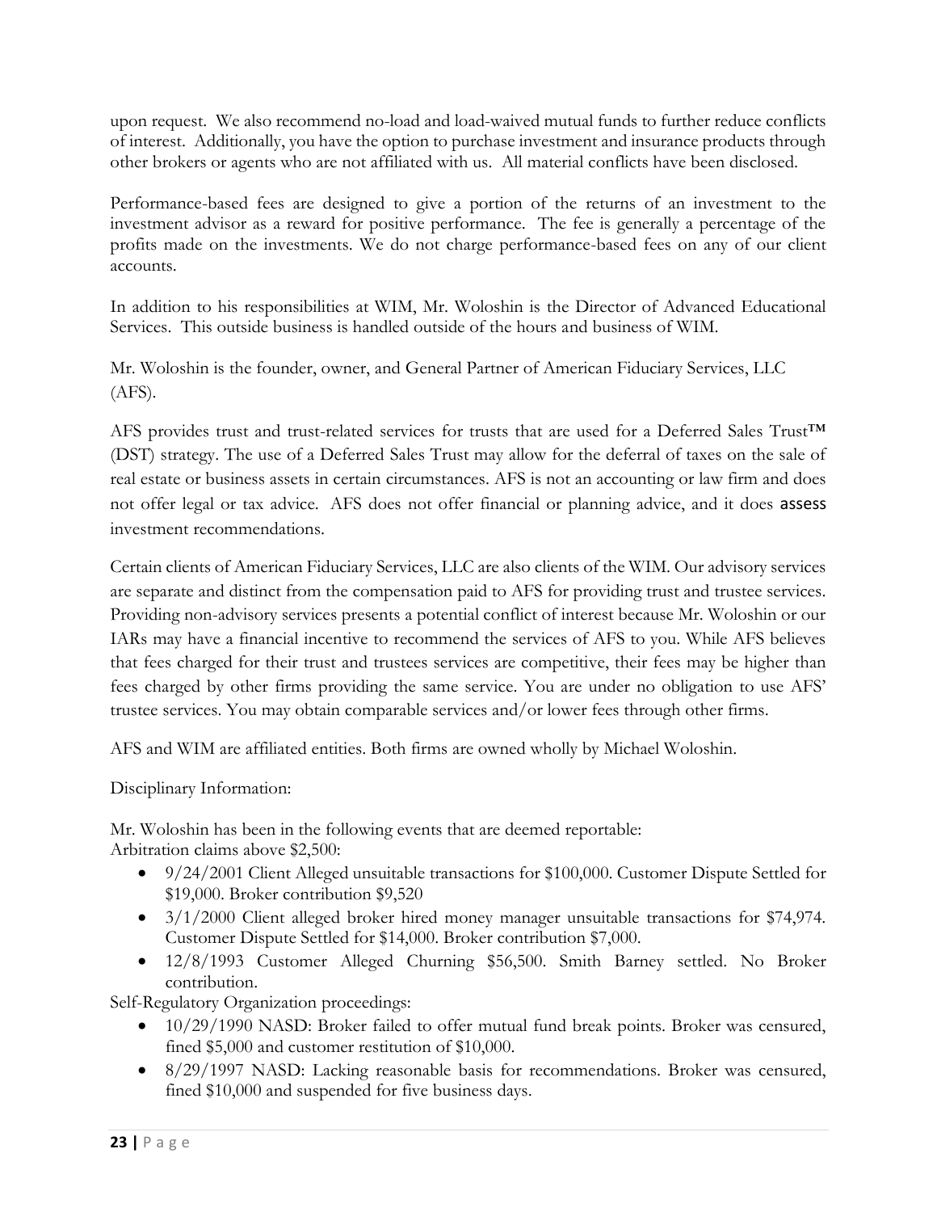upon request. We also recommend no-load and load-waived mutual funds to further reduce conflicts of interest. Additionally, you have the option to purchase investment and insurance products through other brokers or agents who are not affiliated with us. All material conflicts have been disclosed.

Performance-based fees are designed to give a portion of the returns of an investment to the investment advisor as a reward for positive performance. The fee is generally a percentage of the profits made on the investments. We do not charge performance-based fees on any of our client accounts.

In addition to his responsibilities at WIM, Mr. Woloshin is the Director of Advanced Educational Services. This outside business is handled outside of the hours and business of WIM.

Mr. Woloshin is the founder, owner, and General Partner of American Fiduciary Services, LLC (AFS).

AFS provides trust and trust-related services for trusts that are used for a Deferred Sales Trust™ (DST) strategy. The use of a Deferred Sales Trust may allow for the deferral of taxes on the sale of real estate or business assets in certain circumstances. AFS is not an accounting or law firm and does not offer legal or tax advice. AFS does not offer financial or planning advice, and it does assess investment recommendations.

Certain clients of American Fiduciary Services, LLC are also clients of the WIM. Our advisory services are separate and distinct from the compensation paid to AFS for providing trust and trustee services. Providing non-advisory services presents a potential conflict of interest because Mr. Woloshin or our IARs may have a financial incentive to recommend the services of AFS to you. While AFS believes that fees charged for their trust and trustees services are competitive, their fees may be higher than fees charged by other firms providing the same service. You are under no obligation to use AFS' trustee services. You may obtain comparable services and/or lower fees through other firms.

AFS and WIM are affiliated entities. Both firms are owned wholly by Michael Woloshin.

Disciplinary Information:

Mr. Woloshin has been in the following events that are deemed reportable:
Arbitration claims above $2,500:

- 9/24/2001 Client Alleged unsuitable transactions for $100,000. Customer Dispute Settled for $19,000. Broker contribution $9,520
- 3/1/2000 Client alleged broker hired money manager unsuitable transactions for $74,974. Customer Dispute Settled for $14,000. Broker contribution $7,000.
- 12/8/1993 Customer Alleged Churning $56,500. Smith Barney settled. No Broker contribution.

Self-Regulatory Organization proceedings:

- 10/29/1990 NASD: Broker failed to offer mutual fund break points. Broker was censured, fined $5,000 and customer restitution of $10,000.
- 8/29/1997 NASD: Lacking reasonable basis for recommendations. Broker was censured, fined $10,000 and suspended for five business days.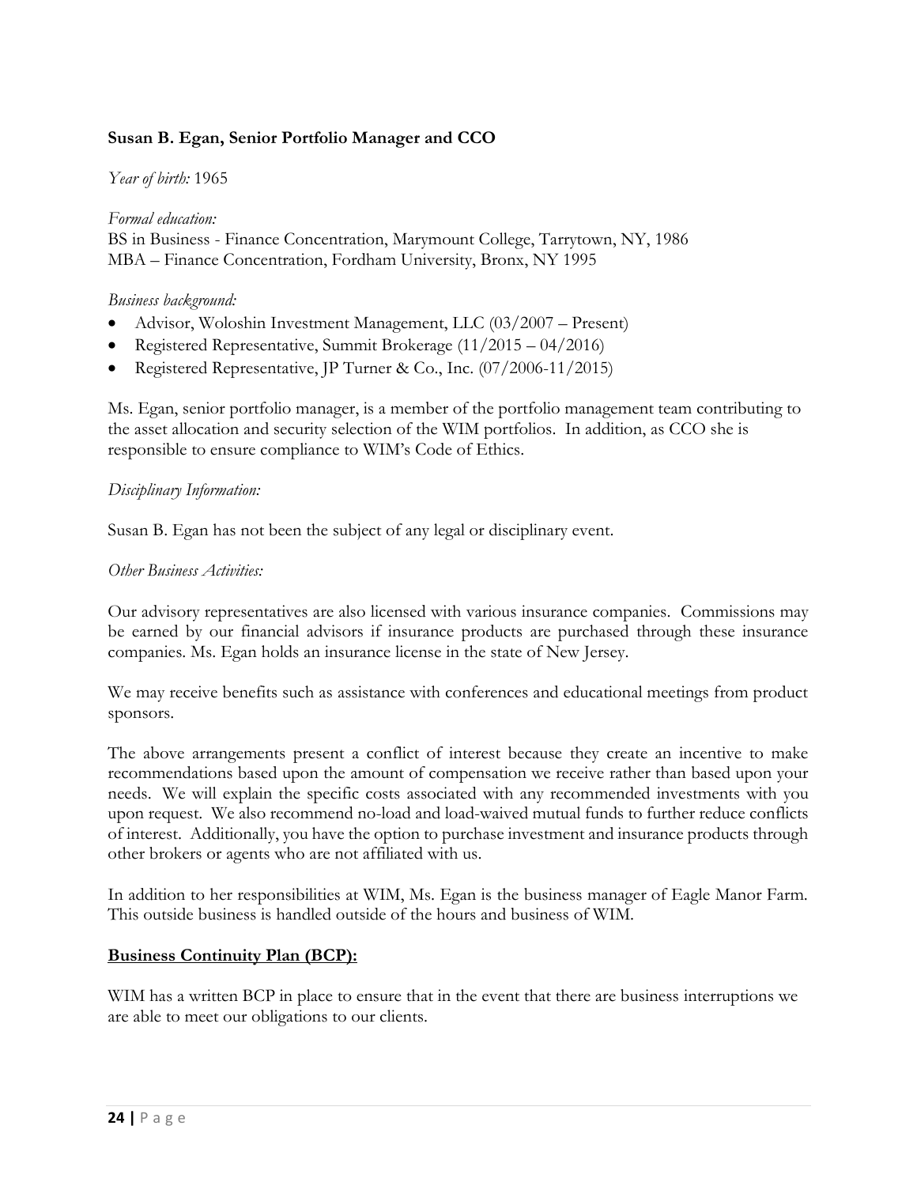**Susan B. Egan, Senior Portfolio Manager and CCO**

*Year of birth:* 1965

*Formal education:*
BS in Business - Finance Concentration, Marymount College, Tarrytown, NY, 1986
MBA – Finance Concentration, Fordham University, Bronx, NY 1995

*Business background:*

- Advisor, Woloshin Investment Management, LLC (03/2007 – Present)
- Registered Representative, Summit Brokerage (11/2015 – 04/2016)
- Registered Representative, JP Turner & Co., Inc. (07/2006-11/2015)

Ms. Egan, senior portfolio manager, is a member of the portfolio management team contributing to the asset allocation and security selection of the WIM portfolios. In addition, as CCO she is responsible to ensure compliance to WIM's Code of Ethics.

*Disciplinary Information:*

Susan B. Egan has not been the subject of any legal or disciplinary event.

*Other Business Activities:*

Our advisory representatives are also licensed with various insurance companies. Commissions may be earned by our financial advisors if insurance products are purchased through these insurance companies. Ms. Egan holds an insurance license in the state of New Jersey.

We may receive benefits such as assistance with conferences and educational meetings from product sponsors.

The above arrangements present a conflict of interest because they create an incentive to make recommendations based upon the amount of compensation we receive rather than based upon your needs. We will explain the specific costs associated with any recommended investments with you upon request. We also recommend no-load and load-waived mutual funds to further reduce conflicts of interest. Additionally, you have the option to purchase investment and insurance products through other brokers or agents who are not affiliated with us.

In addition to her responsibilities at WIM, Ms. Egan is the business manager of Eagle Manor Farm. This outside business is handled outside of the hours and business of WIM.

**Business Continuity Plan (BCP):**

WIM has a written BCP in place to ensure that in the event that there are business interruptions we are able to meet our obligations to our clients.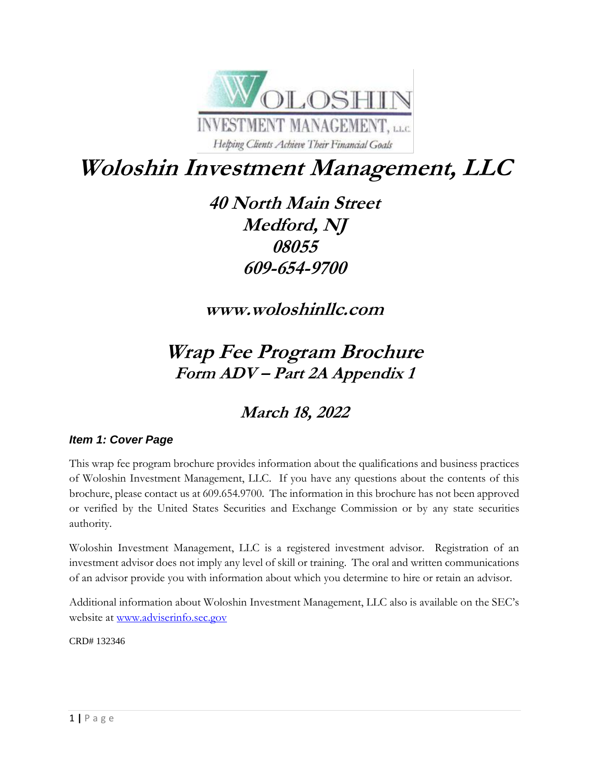# Woloshin Investment Management, LLC

**40 North Main Street**
**Medford, NJ**
**08055**
**609-654-9700**

**www.woloshinllc.com**

## Wrap Fee Program Brochure
### Form ADV – Part 2A Appendix 1

**March 18, 2022**

### *Item 1: Cover Page*

This wrap fee program brochure provides information about the qualifications and business practices of Woloshin Investment Management, LLC. If you have any questions about the contents of this brochure, please contact us at 609.654.9700. The information in this brochure has not been approved or verified by the United States Securities and Exchange Commission or by any state securities authority.

Woloshin Investment Management, LLC is a registered investment advisor. Registration of an investment advisor does not imply any level of skill or training. The oral and written communications of an advisor provide you with information about which you determine to hire or retain an advisor.

Additional information about Woloshin Investment Management, LLC also is available on the SEC's website at www.adviserinfo.sec.gov

CRD# 132346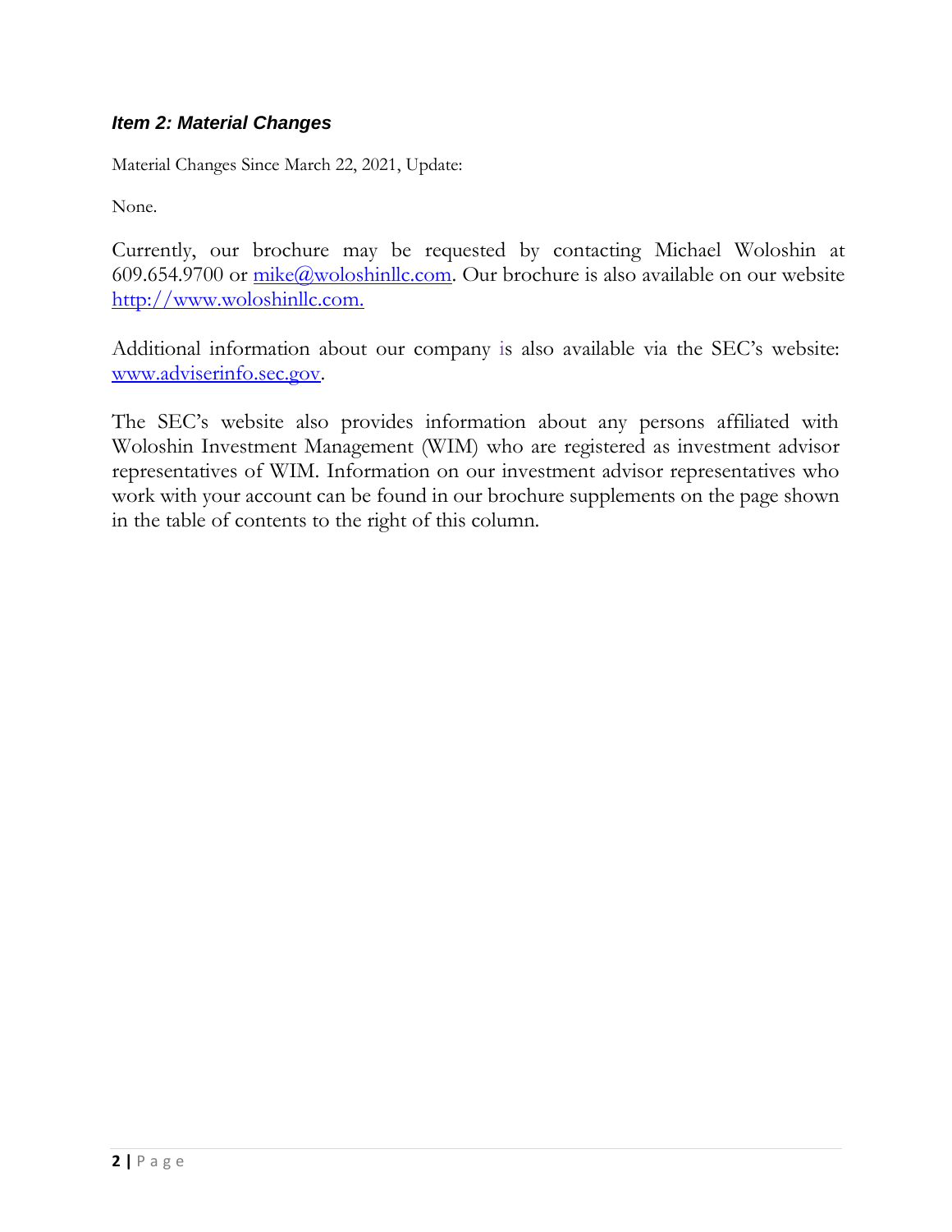## *Item 2: Material Changes*

Material Changes Since March 22, 2021, Update:

None.

Currently, our brochure may be requested by contacting Michael Woloshin at 609.654.9700 or mike@woloshinllc.com. Our brochure is also available on our website http://www.woloshinllc.com.

Additional information about our company is also available via the SEC's website: www.adviserinfo.sec.gov.

The SEC's website also provides information about any persons affiliated with Woloshin Investment Management (WIM) who are registered as investment advisor representatives of WIM. Information on our investment advisor representatives who work with your account can be found in our brochure supplements on the page shown in the table of contents to the right of this column.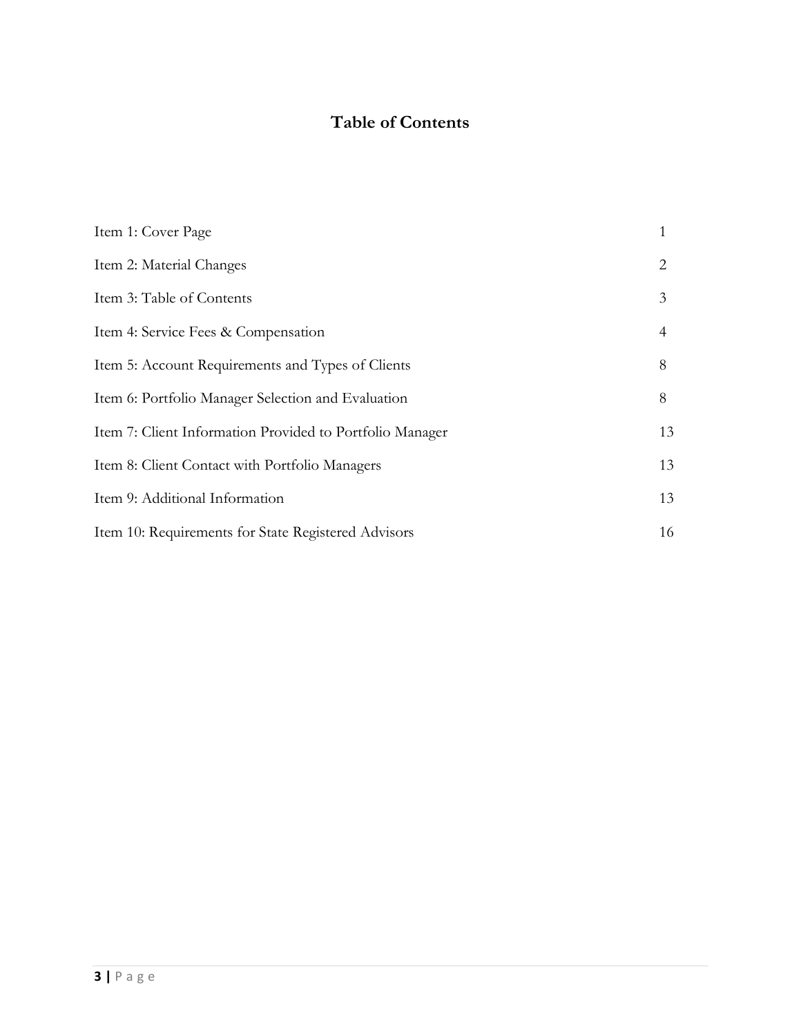# Table of Contents

| | |
|---|---|
| Item 1: Cover Page | 1 |
| Item 2: Material Changes | 2 |
| Item 3: Table of Contents | 3 |
| Item 4: Service Fees & Compensation | 4 |
| Item 5: Account Requirements and Types of Clients | 8 |
| Item 6: Portfolio Manager Selection and Evaluation | 8 |
| Item 7: Client Information Provided to Portfolio Manager | 13 |
| Item 8: Client Contact with Portfolio Managers | 13 |
| Item 9: Additional Information | 13 |
| Item 10: Requirements for State Registered Advisors | 16 |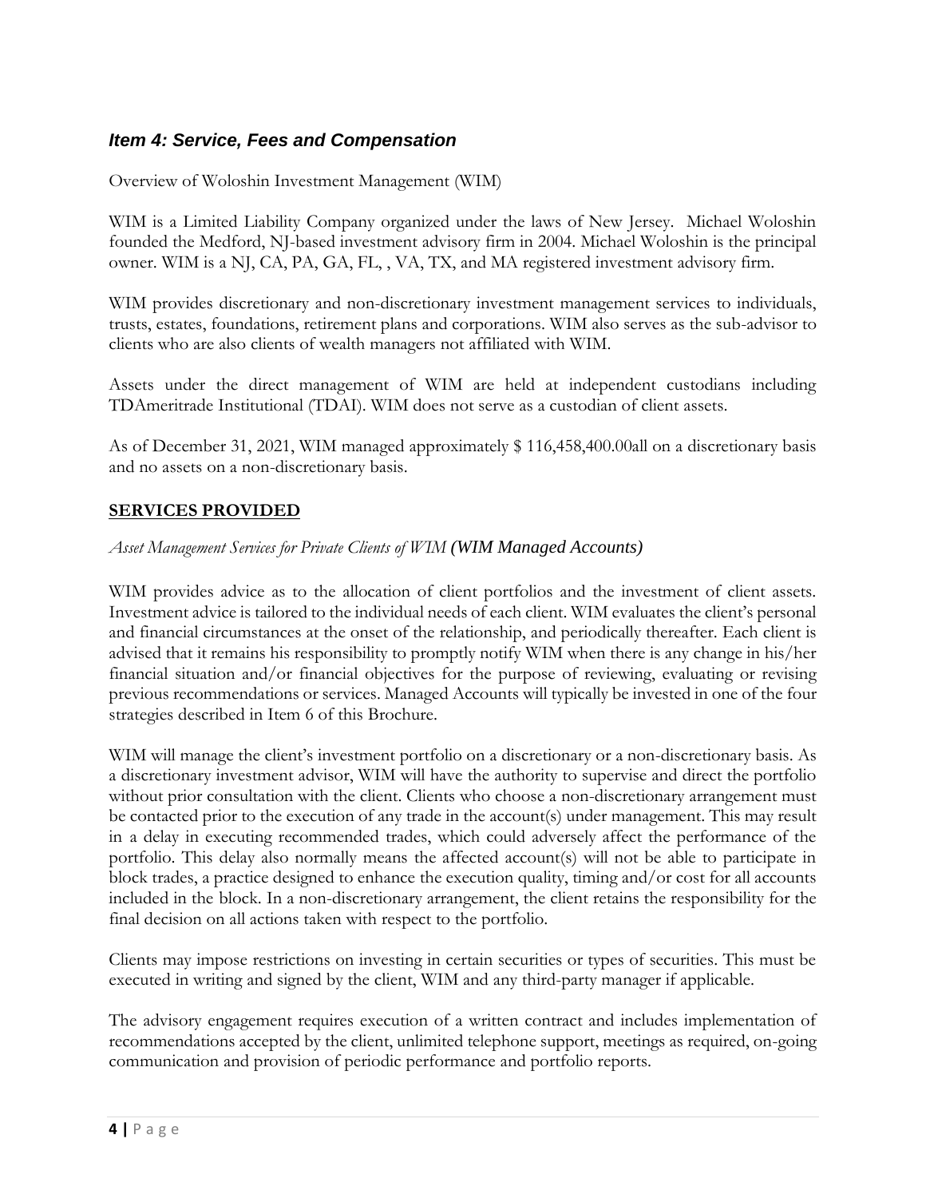## *Item 4: Service, Fees and Compensation*

Overview of Woloshin Investment Management (WIM)

WIM is a Limited Liability Company organized under the laws of New Jersey. Michael Woloshin founded the Medford, NJ-based investment advisory firm in 2004. Michael Woloshin is the principal owner. WIM is a NJ, CA, PA, GA, FL, , VA, TX, and MA registered investment advisory firm.

WIM provides discretionary and non-discretionary investment management services to individuals, trusts, estates, foundations, retirement plans and corporations. WIM also serves as the sub-advisor to clients who are also clients of wealth managers not affiliated with WIM.

Assets under the direct management of WIM are held at independent custodians including TDAmeritrade Institutional (TDAI). WIM does not serve as a custodian of client assets.

As of December 31, 2021, WIM managed approximately $ 116,458,400.00all on a discretionary basis and no assets on a non-discretionary basis.

### **SERVICES PROVIDED**

*Asset Management Services for Private Clients of WIM (WIM Managed Accounts)*

WIM provides advice as to the allocation of client portfolios and the investment of client assets. Investment advice is tailored to the individual needs of each client. WIM evaluates the client's personal and financial circumstances at the onset of the relationship, and periodically thereafter. Each client is advised that it remains his responsibility to promptly notify WIM when there is any change in his/her financial situation and/or financial objectives for the purpose of reviewing, evaluating or revising previous recommendations or services. Managed Accounts will typically be invested in one of the four strategies described in Item 6 of this Brochure.

WIM will manage the client's investment portfolio on a discretionary or a non-discretionary basis. As a discretionary investment advisor, WIM will have the authority to supervise and direct the portfolio without prior consultation with the client. Clients who choose a non-discretionary arrangement must be contacted prior to the execution of any trade in the account(s) under management. This may result in a delay in executing recommended trades, which could adversely affect the performance of the portfolio. This delay also normally means the affected account(s) will not be able to participate in block trades, a practice designed to enhance the execution quality, timing and/or cost for all accounts included in the block. In a non-discretionary arrangement, the client retains the responsibility for the final decision on all actions taken with respect to the portfolio.

Clients may impose restrictions on investing in certain securities or types of securities. This must be executed in writing and signed by the client, WIM and any third-party manager if applicable.

The advisory engagement requires execution of a written contract and includes implementation of recommendations accepted by the client, unlimited telephone support, meetings as required, on-going communication and provision of periodic performance and portfolio reports.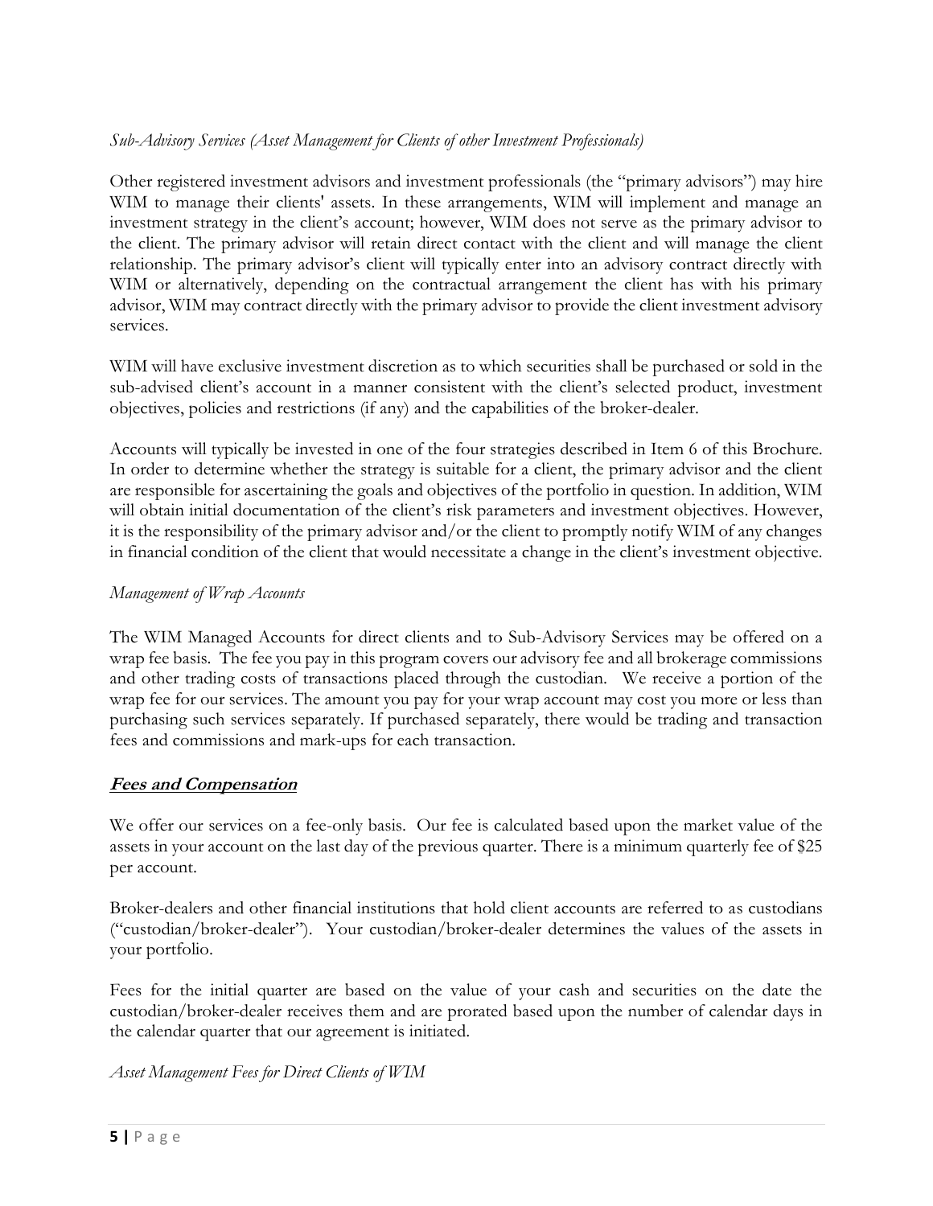*Sub-Advisory Services (Asset Management for Clients of other Investment Professionals)*

Other registered investment advisors and investment professionals (the "primary advisors") may hire WIM to manage their clients' assets. In these arrangements, WIM will implement and manage an investment strategy in the client's account; however, WIM does not serve as the primary advisor to the client. The primary advisor will retain direct contact with the client and will manage the client relationship. The primary advisor's client will typically enter into an advisory contract directly with WIM or alternatively, depending on the contractual arrangement the client has with his primary advisor, WIM may contract directly with the primary advisor to provide the client investment advisory services.

WIM will have exclusive investment discretion as to which securities shall be purchased or sold in the sub-advised client's account in a manner consistent with the client's selected product, investment objectives, policies and restrictions (if any) and the capabilities of the broker-dealer.

Accounts will typically be invested in one of the four strategies described in Item 6 of this Brochure. In order to determine whether the strategy is suitable for a client, the primary advisor and the client are responsible for ascertaining the goals and objectives of the portfolio in question. In addition, WIM will obtain initial documentation of the client's risk parameters and investment objectives. However, it is the responsibility of the primary advisor and/or the client to promptly notify WIM of any changes in financial condition of the client that would necessitate a change in the client's investment objective.

*Management of Wrap Accounts*

The WIM Managed Accounts for direct clients and to Sub-Advisory Services may be offered on a wrap fee basis. The fee you pay in this program covers our advisory fee and all brokerage commissions and other trading costs of transactions placed through the custodian. We receive a portion of the wrap fee for our services. The amount you pay for your wrap account may cost you more or less than purchasing such services separately. If purchased separately, there would be trading and transaction fees and commissions and mark-ups for each transaction.

## ***Fees and Compensation***

We offer our services on a fee-only basis. Our fee is calculated based upon the market value of the assets in your account on the last day of the previous quarter. There is a minimum quarterly fee of $25 per account.

Broker-dealers and other financial institutions that hold client accounts are referred to as custodians ("custodian/broker-dealer"). Your custodian/broker-dealer determines the values of the assets in your portfolio.

Fees for the initial quarter are based on the value of your cash and securities on the date the custodian/broker-dealer receives them and are prorated based upon the number of calendar days in the calendar quarter that our agreement is initiated.

*Asset Management Fees for Direct Clients of WIM*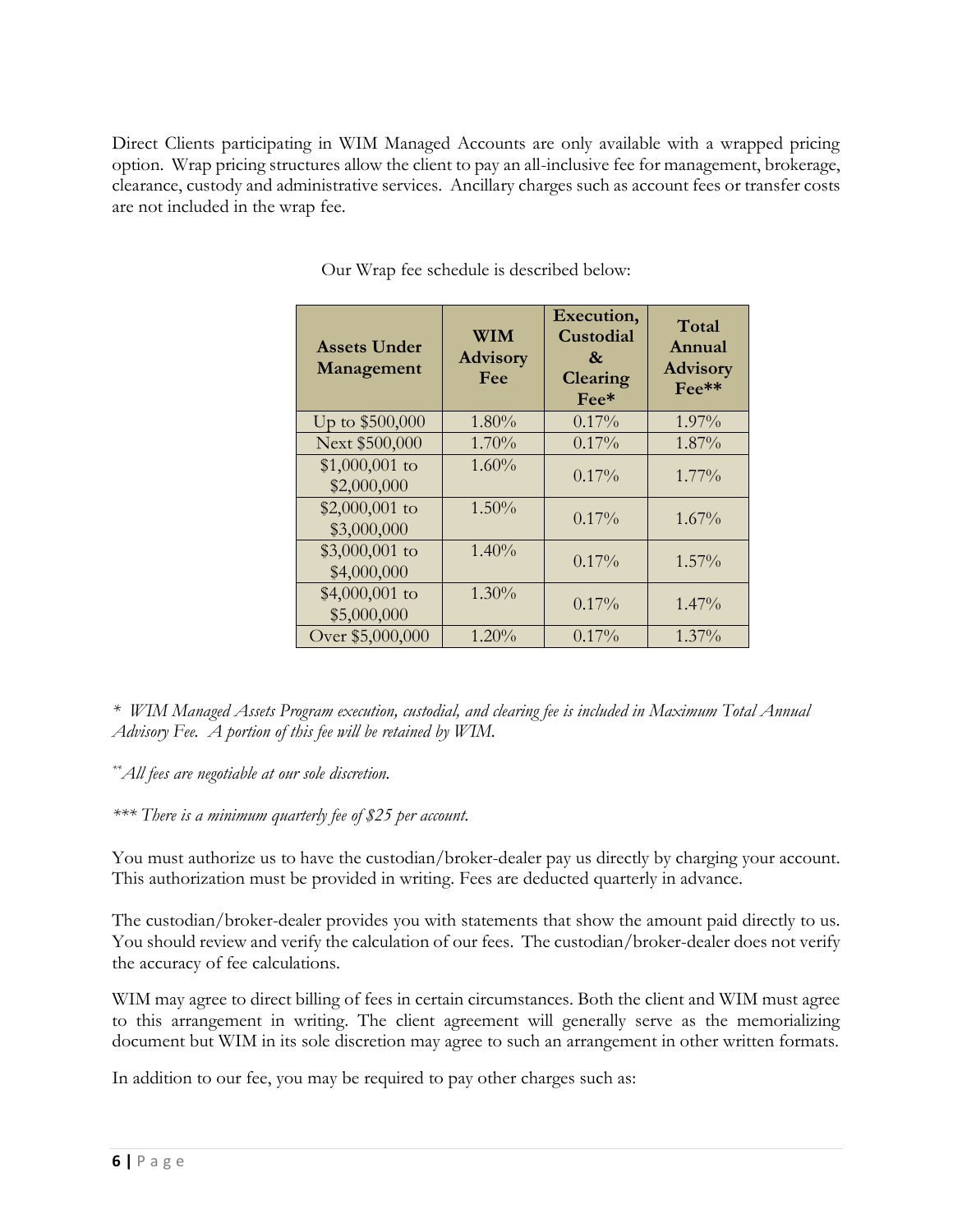Direct Clients participating in WIM Managed Accounts are only available with a wrapped pricing option. Wrap pricing structures allow the client to pay an all-inclusive fee for management, brokerage, clearance, custody and administrative services. Ancillary charges such as account fees or transfer costs are not included in the wrap fee.

Our Wrap fee schedule is described below:

| Assets Under Management | WIM Advisory Fee | Execution, Custodial & Clearing Fee* | Total Annual Advisory Fee** |
|---|---|---|---|
| Up to $500,000 | 1.80% | 0.17% | 1.97% |
| Next $500,000 | 1.70% | 0.17% | 1.87% |
| $1,000,001 to $2,000,000 | 1.60% | 0.17% | 1.77% |
| $2,000,001 to $3,000,000 | 1.50% | 0.17% | 1.67% |
| $3,000,001 to $4,000,000 | 1.40% | 0.17% | 1.57% |
| $4,000,001 to $5,000,000 | 1.30% | 0.17% | 1.47% |
| Over $5,000,000 | 1.20% | 0.17% | 1.37% |

*\* WIM Managed Assets Program execution, custodial, and clearing fee is included in Maximum Total Annual Advisory Fee. A portion of this fee will be retained by WIM.*

*\*\*All fees are negotiable at our sole discretion.*

*\*\*\* There is a minimum quarterly fee of $25 per account.*

You must authorize us to have the custodian/broker-dealer pay us directly by charging your account. This authorization must be provided in writing. Fees are deducted quarterly in advance.

The custodian/broker-dealer provides you with statements that show the amount paid directly to us. You should review and verify the calculation of our fees. The custodian/broker-dealer does not verify the accuracy of fee calculations.

WIM may agree to direct billing of fees in certain circumstances. Both the client and WIM must agree to this arrangement in writing. The client agreement will generally serve as the memorializing document but WIM in its sole discretion may agree to such an arrangement in other written formats.

In addition to our fee, you may be required to pay other charges such as: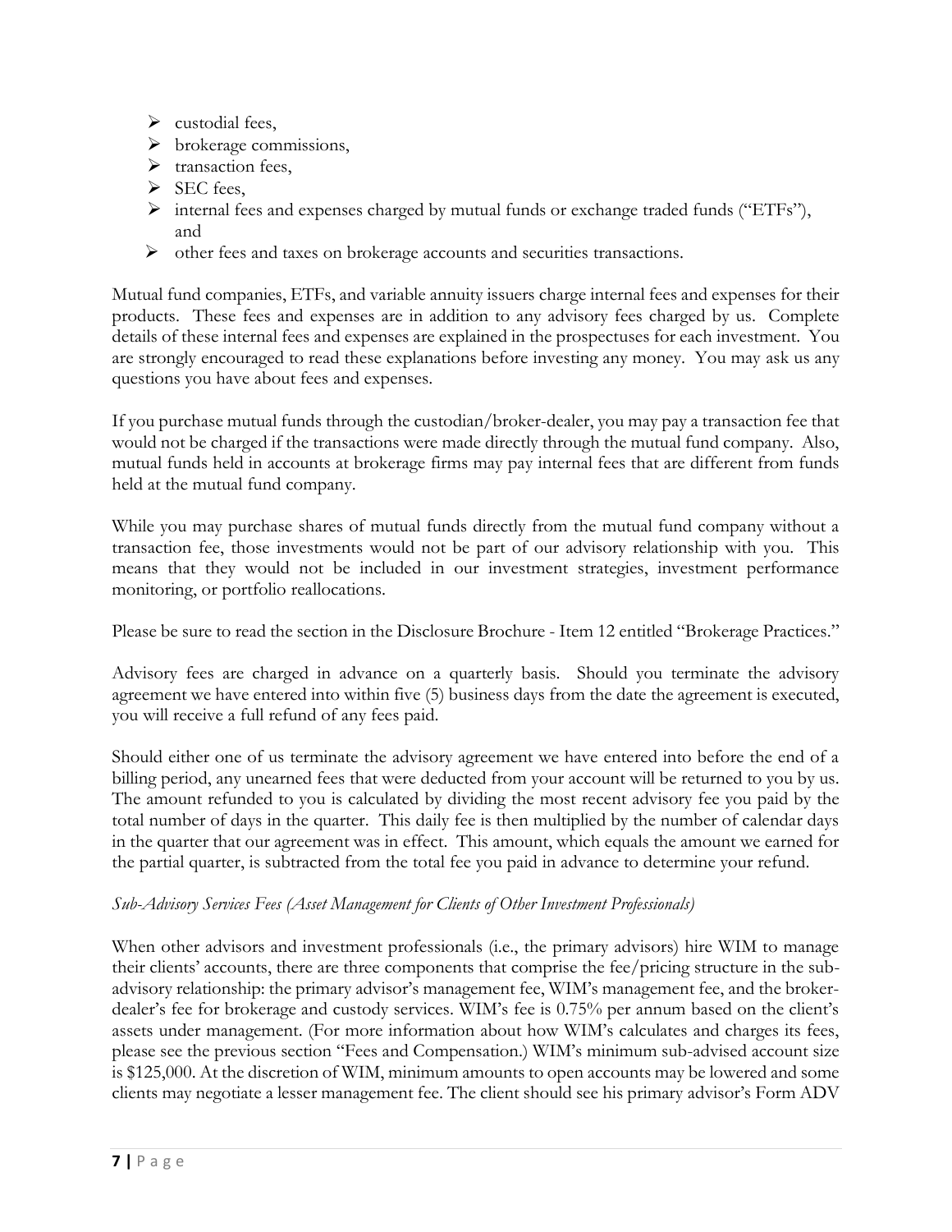- custodial fees,
- brokerage commissions,
- transaction fees,
- SEC fees,
- internal fees and expenses charged by mutual funds or exchange traded funds ("ETFs"), and
- other fees and taxes on brokerage accounts and securities transactions.

Mutual fund companies, ETFs, and variable annuity issuers charge internal fees and expenses for their products. These fees and expenses are in addition to any advisory fees charged by us. Complete details of these internal fees and expenses are explained in the prospectuses for each investment. You are strongly encouraged to read these explanations before investing any money. You may ask us any questions you have about fees and expenses.

If you purchase mutual funds through the custodian/broker-dealer, you may pay a transaction fee that would not be charged if the transactions were made directly through the mutual fund company. Also, mutual funds held in accounts at brokerage firms may pay internal fees that are different from funds held at the mutual fund company.

While you may purchase shares of mutual funds directly from the mutual fund company without a transaction fee, those investments would not be part of our advisory relationship with you. This means that they would not be included in our investment strategies, investment performance monitoring, or portfolio reallocations.

Please be sure to read the section in the Disclosure Brochure - Item 12 entitled "Brokerage Practices."

Advisory fees are charged in advance on a quarterly basis. Should you terminate the advisory agreement we have entered into within five (5) business days from the date the agreement is executed, you will receive a full refund of any fees paid.

Should either one of us terminate the advisory agreement we have entered into before the end of a billing period, any unearned fees that were deducted from your account will be returned to you by us. The amount refunded to you is calculated by dividing the most recent advisory fee you paid by the total number of days in the quarter. This daily fee is then multiplied by the number of calendar days in the quarter that our agreement was in effect. This amount, which equals the amount we earned for the partial quarter, is subtracted from the total fee you paid in advance to determine your refund.

*Sub-Advisory Services Fees (Asset Management for Clients of Other Investment Professionals)*

When other advisors and investment professionals (i.e., the primary advisors) hire WIM to manage their clients' accounts, there are three components that comprise the fee/pricing structure in the sub-advisory relationship: the primary advisor's management fee, WIM's management fee, and the broker-dealer's fee for brokerage and custody services. WIM's fee is 0.75% per annum based on the client's assets under management. (For more information about how WIM's calculates and charges its fees, please see the previous section "Fees and Compensation.) WIM's minimum sub-advised account size is $125,000. At the discretion of WIM, minimum amounts to open accounts may be lowered and some clients may negotiate a lesser management fee. The client should see his primary advisor's Form ADV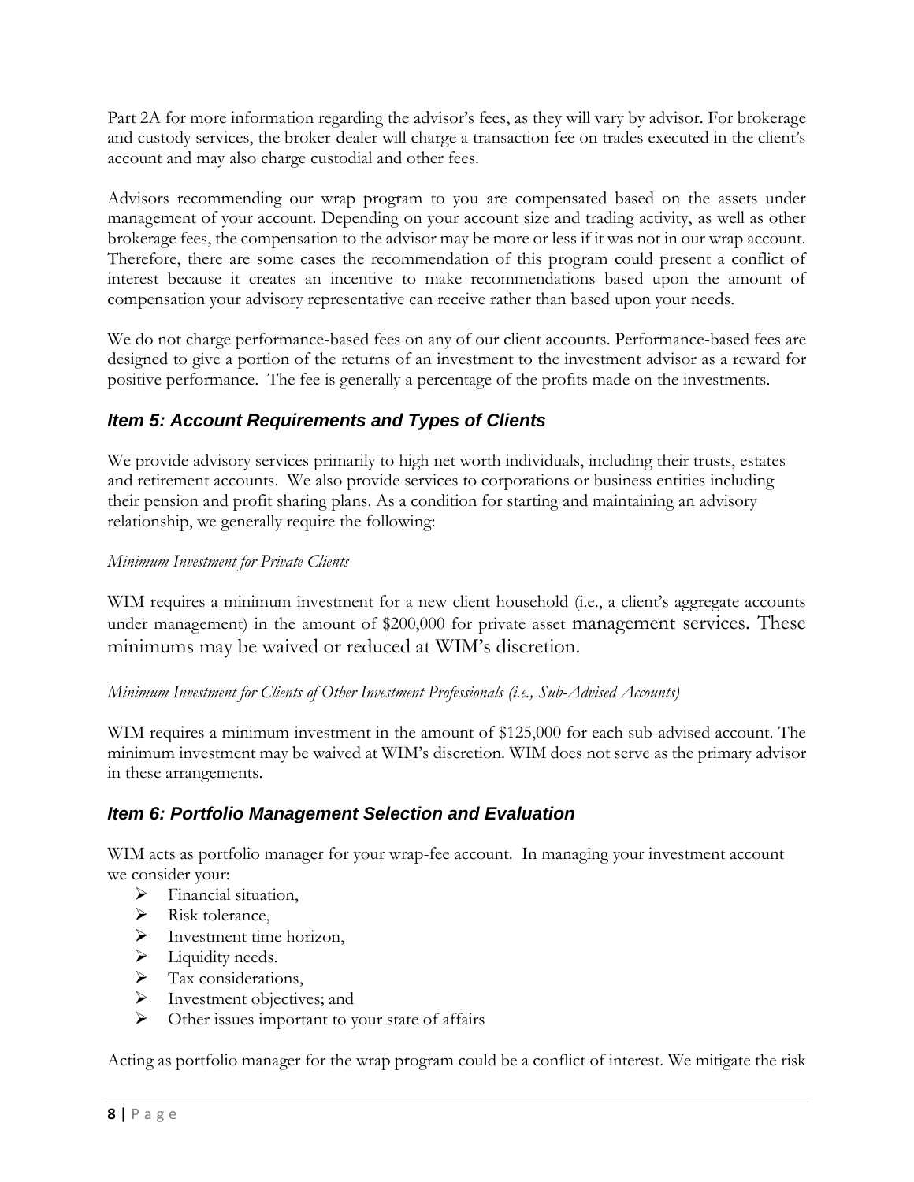Part 2A for more information regarding the advisor's fees, as they will vary by advisor. For brokerage and custody services, the broker-dealer will charge a transaction fee on trades executed in the client's account and may also charge custodial and other fees.

Advisors recommending our wrap program to you are compensated based on the assets under management of your account. Depending on your account size and trading activity, as well as other brokerage fees, the compensation to the advisor may be more or less if it was not in our wrap account. Therefore, there are some cases the recommendation of this program could present a conflict of interest because it creates an incentive to make recommendations based upon the amount of compensation your advisory representative can receive rather than based upon your needs.

We do not charge performance-based fees on any of our client accounts. Performance-based fees are designed to give a portion of the returns of an investment to the investment advisor as a reward for positive performance. The fee is generally a percentage of the profits made on the investments.

## *Item 5: Account Requirements and Types of Clients*

We provide advisory services primarily to high net worth individuals, including their trusts, estates and retirement accounts. We also provide services to corporations or business entities including their pension and profit sharing plans. As a condition for starting and maintaining an advisory relationship, we generally require the following:

*Minimum Investment for Private Clients*

WIM requires a minimum investment for a new client household (i.e., a client's aggregate accounts under management) in the amount of $200,000 for private asset management services. These minimums may be waived or reduced at WIM's discretion.

*Minimum Investment for Clients of Other Investment Professionals (i.e., Sub-Advised Accounts)*

WIM requires a minimum investment in the amount of $125,000 for each sub-advised account. The minimum investment may be waived at WIM's discretion. WIM does not serve as the primary advisor in these arrangements.

## *Item 6: Portfolio Management Selection and Evaluation*

WIM acts as portfolio manager for your wrap-fee account. In managing your investment account we consider your:

- Financial situation,
- Risk tolerance,
- Investment time horizon,
- Liquidity needs.
- Tax considerations,
- Investment objectives; and
- Other issues important to your state of affairs

Acting as portfolio manager for the wrap program could be a conflict of interest. We mitigate the risk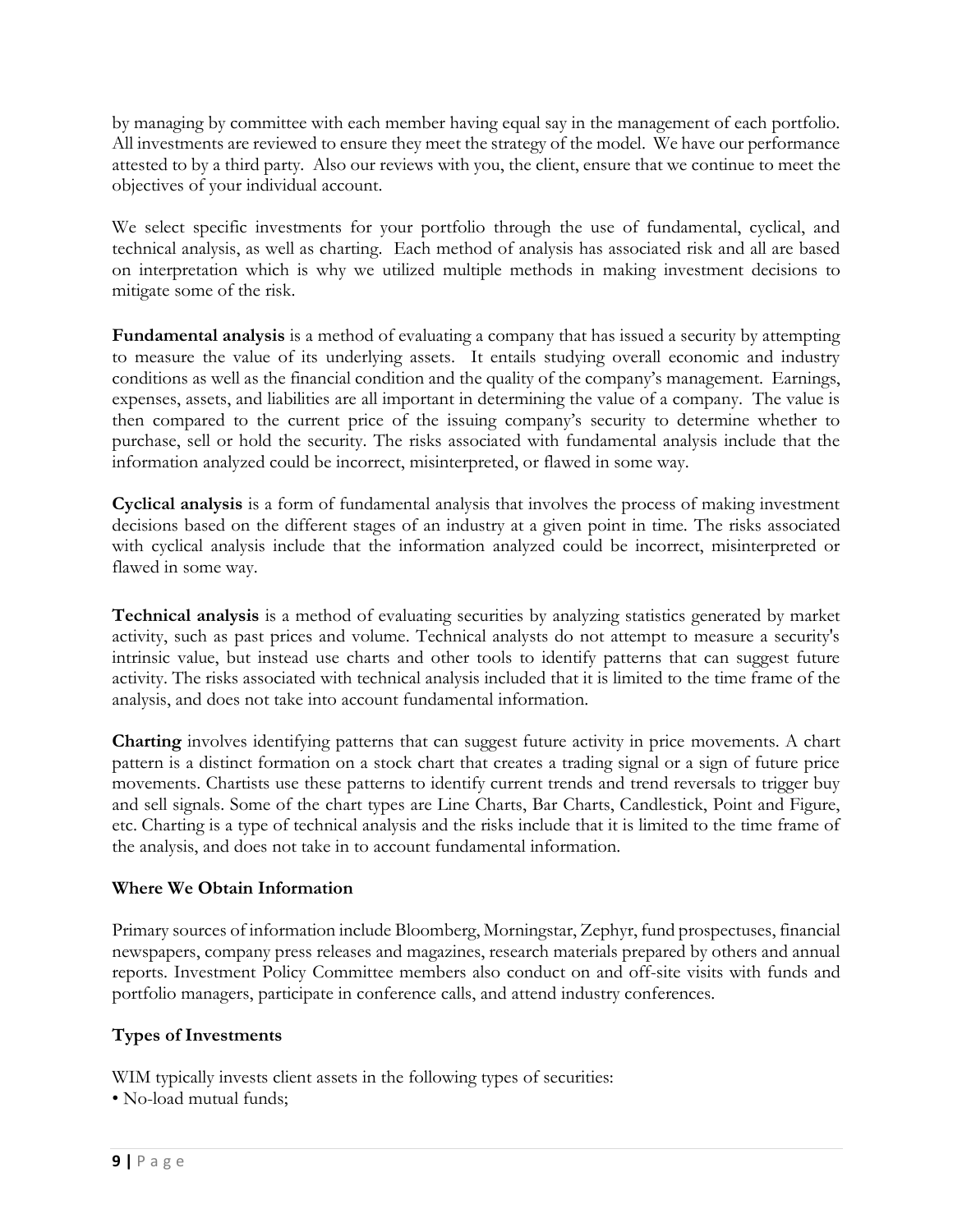by managing by committee with each member having equal say in the management of each portfolio. All investments are reviewed to ensure they meet the strategy of the model. We have our performance attested to by a third party. Also our reviews with you, the client, ensure that we continue to meet the objectives of your individual account.

We select specific investments for your portfolio through the use of fundamental, cyclical, and technical analysis, as well as charting. Each method of analysis has associated risk and all are based on interpretation which is why we utilized multiple methods in making investment decisions to mitigate some of the risk.

**Fundamental analysis** is a method of evaluating a company that has issued a security by attempting to measure the value of its underlying assets. It entails studying overall economic and industry conditions as well as the financial condition and the quality of the company's management. Earnings, expenses, assets, and liabilities are all important in determining the value of a company. The value is then compared to the current price of the issuing company's security to determine whether to purchase, sell or hold the security. The risks associated with fundamental analysis include that the information analyzed could be incorrect, misinterpreted, or flawed in some way.

**Cyclical analysis** is a form of fundamental analysis that involves the process of making investment decisions based on the different stages of an industry at a given point in time. The risks associated with cyclical analysis include that the information analyzed could be incorrect, misinterpreted or flawed in some way.

**Technical analysis** is a method of evaluating securities by analyzing statistics generated by market activity, such as past prices and volume. Technical analysts do not attempt to measure a security's intrinsic value, but instead use charts and other tools to identify patterns that can suggest future activity. The risks associated with technical analysis included that it is limited to the time frame of the analysis, and does not take into account fundamental information.

**Charting** involves identifying patterns that can suggest future activity in price movements. A chart pattern is a distinct formation on a stock chart that creates a trading signal or a sign of future price movements. Chartists use these patterns to identify current trends and trend reversals to trigger buy and sell signals. Some of the chart types are Line Charts, Bar Charts, Candlestick, Point and Figure, etc. Charting is a type of technical analysis and the risks include that it is limited to the time frame of the analysis, and does not take in to account fundamental information.

### Where We Obtain Information

Primary sources of information include Bloomberg, Morningstar, Zephyr, fund prospectuses, financial newspapers, company press releases and magazines, research materials prepared by others and annual reports. Investment Policy Committee members also conduct on and off-site visits with funds and portfolio managers, participate in conference calls, and attend industry conferences.

### Types of Investments

WIM typically invests client assets in the following types of securities:

- No-load mutual funds;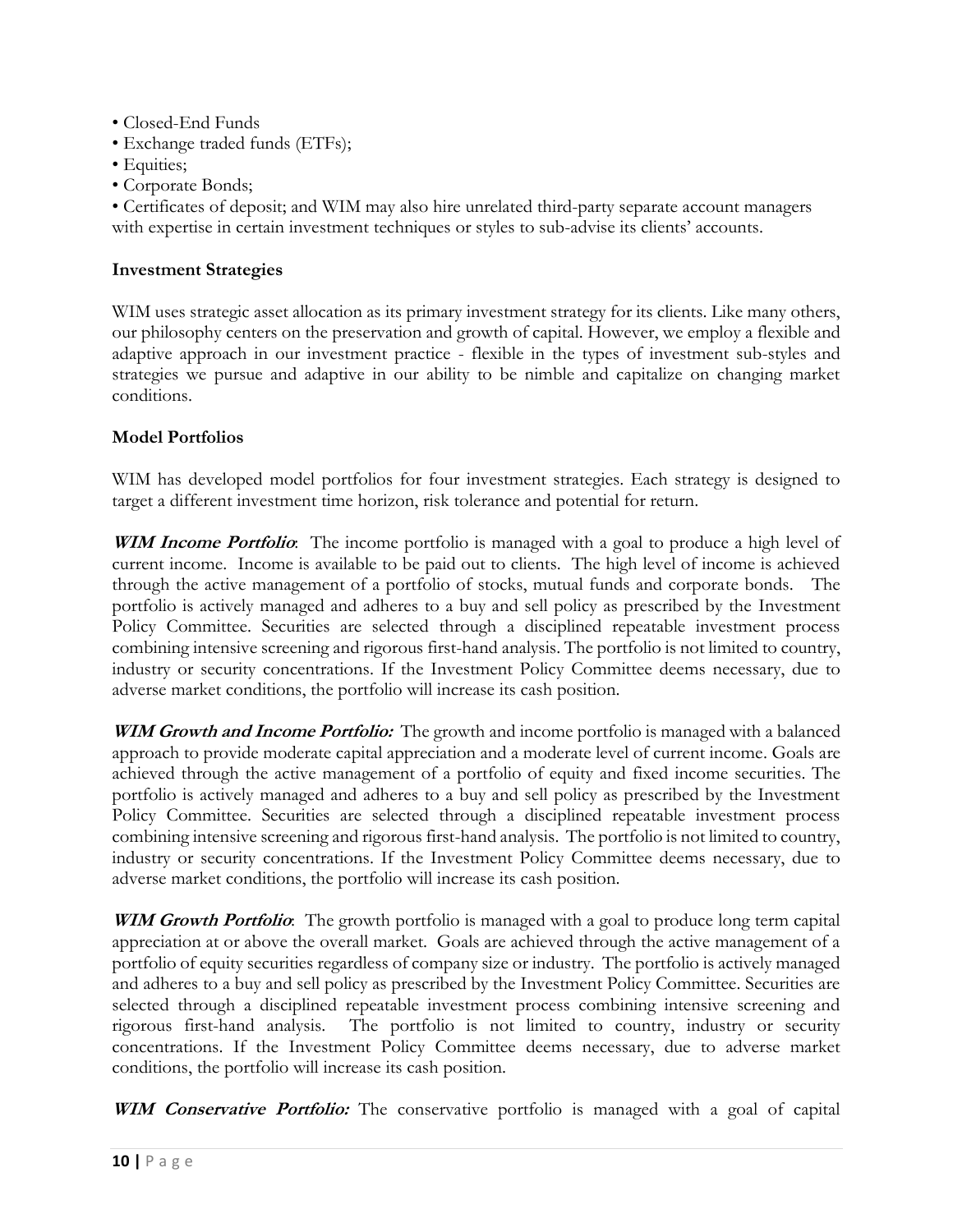- Closed-End Funds
- Exchange traded funds (ETFs);
- Equities;
- Corporate Bonds;
- Certificates of deposit; and WIM may also hire unrelated third-party separate account managers with expertise in certain investment techniques or styles to sub-advise its clients' accounts.

**Investment Strategies**

WIM uses strategic asset allocation as its primary investment strategy for its clients. Like many others, our philosophy centers on the preservation and growth of capital. However, we employ a flexible and adaptive approach in our investment practice - flexible in the types of investment sub-styles and strategies we pursue and adaptive in our ability to be nimble and capitalize on changing market conditions.

**Model Portfolios**

WIM has developed model portfolios for four investment strategies. Each strategy is designed to target a different investment time horizon, risk tolerance and potential for return.

***WIM Income Portfolio***: The income portfolio is managed with a goal to produce a high level of current income. Income is available to be paid out to clients. The high level of income is achieved through the active management of a portfolio of stocks, mutual funds and corporate bonds. The portfolio is actively managed and adheres to a buy and sell policy as prescribed by the Investment Policy Committee. Securities are selected through a disciplined repeatable investment process combining intensive screening and rigorous first-hand analysis. The portfolio is not limited to country, industry or security concentrations. If the Investment Policy Committee deems necessary, due to adverse market conditions, the portfolio will increase its cash position.

***WIM Growth and Income Portfolio:*** The growth and income portfolio is managed with a balanced approach to provide moderate capital appreciation and a moderate level of current income. Goals are achieved through the active management of a portfolio of equity and fixed income securities. The portfolio is actively managed and adheres to a buy and sell policy as prescribed by the Investment Policy Committee. Securities are selected through a disciplined repeatable investment process combining intensive screening and rigorous first-hand analysis. The portfolio is not limited to country, industry or security concentrations. If the Investment Policy Committee deems necessary, due to adverse market conditions, the portfolio will increase its cash position.

***WIM Growth Portfolio***: The growth portfolio is managed with a goal to produce long term capital appreciation at or above the overall market. Goals are achieved through the active management of a portfolio of equity securities regardless of company size or industry. The portfolio is actively managed and adheres to a buy and sell policy as prescribed by the Investment Policy Committee. Securities are selected through a disciplined repeatable investment process combining intensive screening and rigorous first-hand analysis. The portfolio is not limited to country, industry or security concentrations. If the Investment Policy Committee deems necessary, due to adverse market conditions, the portfolio will increase its cash position.

***WIM Conservative Portfolio:*** The conservative portfolio is managed with a goal of capital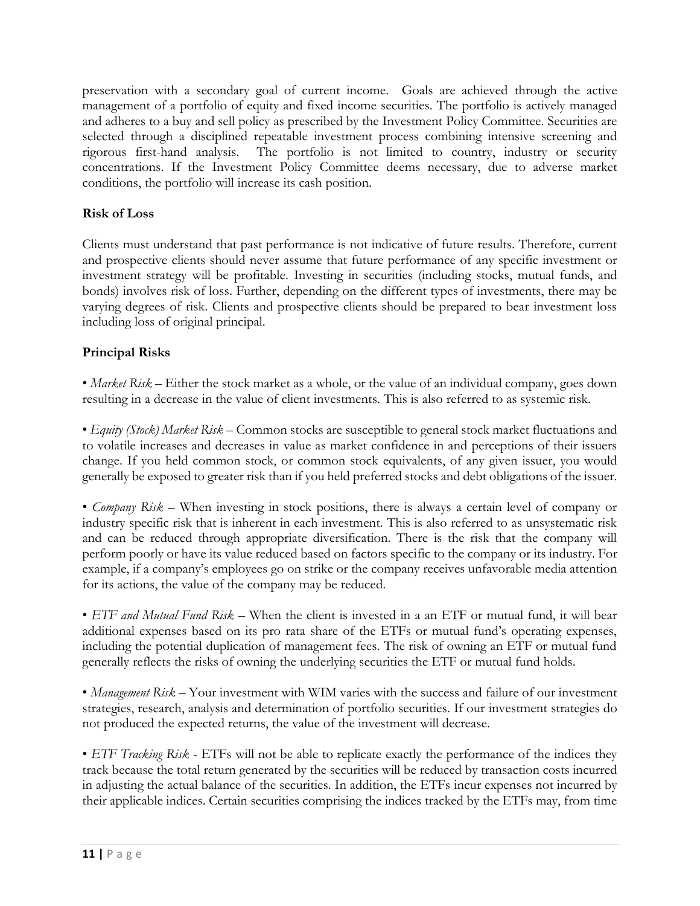preservation with a secondary goal of current income. Goals are achieved through the active management of a portfolio of equity and fixed income securities. The portfolio is actively managed and adheres to a buy and sell policy as prescribed by the Investment Policy Committee. Securities are selected through a disciplined repeatable investment process combining intensive screening and rigorous first-hand analysis. The portfolio is not limited to country, industry or security concentrations. If the Investment Policy Committee deems necessary, due to adverse market conditions, the portfolio will increase its cash position.

**Risk of Loss**

Clients must understand that past performance is not indicative of future results. Therefore, current and prospective clients should never assume that future performance of any specific investment or investment strategy will be profitable. Investing in securities (including stocks, mutual funds, and bonds) involves risk of loss. Further, depending on the different types of investments, there may be varying degrees of risk. Clients and prospective clients should be prepared to bear investment loss including loss of original principal.

**Principal Risks**

• *Market Risk* – Either the stock market as a whole, or the value of an individual company, goes down resulting in a decrease in the value of client investments. This is also referred to as systemic risk.

• *Equity (Stock) Market Risk* – Common stocks are susceptible to general stock market fluctuations and to volatile increases and decreases in value as market confidence in and perceptions of their issuers change. If you held common stock, or common stock equivalents, of any given issuer, you would generally be exposed to greater risk than if you held preferred stocks and debt obligations of the issuer.

• *Company Risk* – When investing in stock positions, there is always a certain level of company or industry specific risk that is inherent in each investment. This is also referred to as unsystematic risk and can be reduced through appropriate diversification. There is the risk that the company will perform poorly or have its value reduced based on factors specific to the company or its industry. For example, if a company's employees go on strike or the company receives unfavorable media attention for its actions, the value of the company may be reduced.

• *ETF and Mutual Fund Risk* – When the client is invested in a an ETF or mutual fund, it will bear additional expenses based on its pro rata share of the ETFs or mutual fund's operating expenses, including the potential duplication of management fees. The risk of owning an ETF or mutual fund generally reflects the risks of owning the underlying securities the ETF or mutual fund holds.

• *Management Risk* – Your investment with WIM varies with the success and failure of our investment strategies, research, analysis and determination of portfolio securities. If our investment strategies do not produced the expected returns, the value of the investment will decrease.

• *ETF Tracking Risk* - ETFs will not be able to replicate exactly the performance of the indices they track because the total return generated by the securities will be reduced by transaction costs incurred in adjusting the actual balance of the securities. In addition, the ETFs incur expenses not incurred by their applicable indices. Certain securities comprising the indices tracked by the ETFs may, from time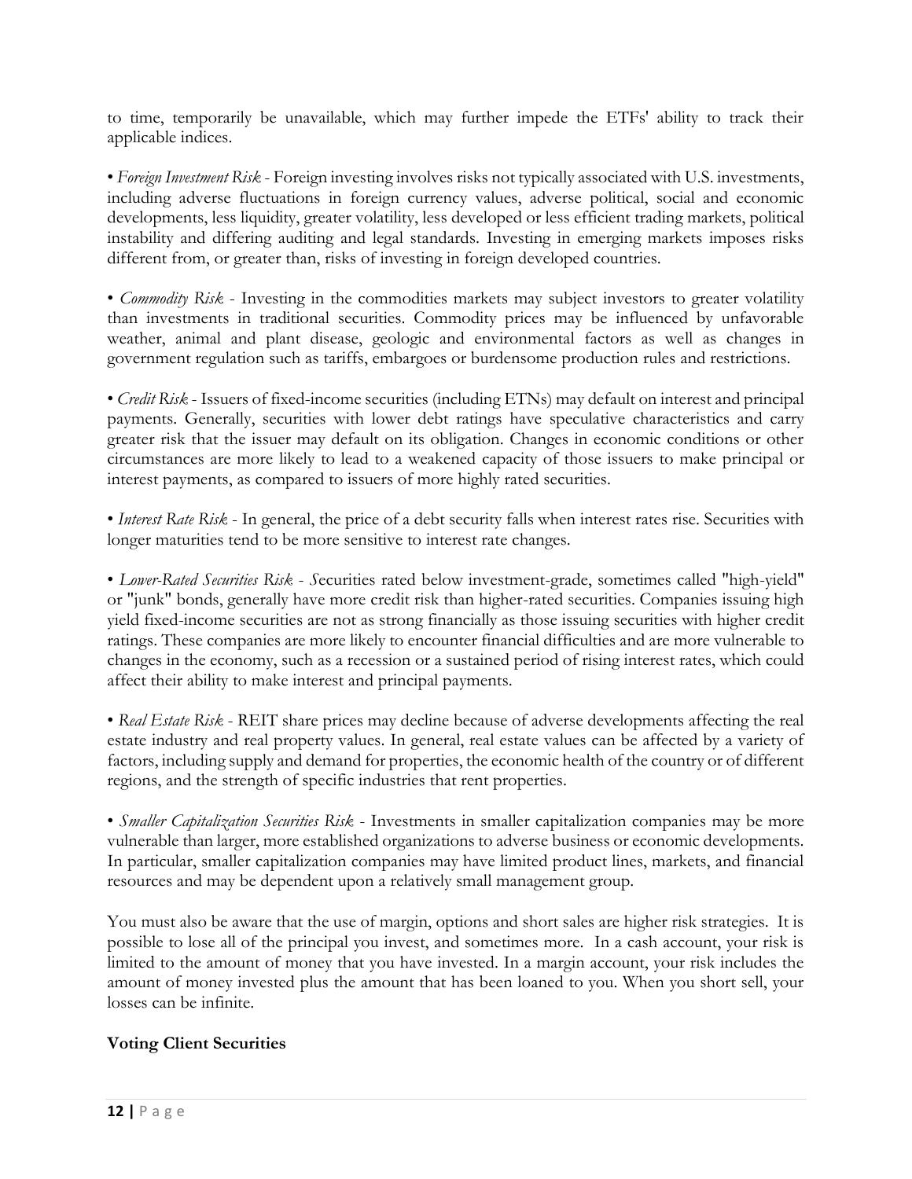to time, temporarily be unavailable, which may further impede the ETFs' ability to track their applicable indices.

• *Foreign Investment Risk* - Foreign investing involves risks not typically associated with U.S. investments, including adverse fluctuations in foreign currency values, adverse political, social and economic developments, less liquidity, greater volatility, less developed or less efficient trading markets, political instability and differing auditing and legal standards. Investing in emerging markets imposes risks different from, or greater than, risks of investing in foreign developed countries.

• *Commodity Risk* - Investing in the commodities markets may subject investors to greater volatility than investments in traditional securities. Commodity prices may be influenced by unfavorable weather, animal and plant disease, geologic and environmental factors as well as changes in government regulation such as tariffs, embargoes or burdensome production rules and restrictions.

• *Credit Risk* - Issuers of fixed-income securities (including ETNs) may default on interest and principal payments. Generally, securities with lower debt ratings have speculative characteristics and carry greater risk that the issuer may default on its obligation. Changes in economic conditions or other circumstances are more likely to lead to a weakened capacity of those issuers to make principal or interest payments, as compared to issuers of more highly rated securities.

• *Interest Rate Risk* - In general, the price of a debt security falls when interest rates rise. Securities with longer maturities tend to be more sensitive to interest rate changes.

• *Lower-Rated Securities Risk* - Securities rated below investment-grade, sometimes called "high-yield" or "junk" bonds, generally have more credit risk than higher-rated securities. Companies issuing high yield fixed-income securities are not as strong financially as those issuing securities with higher credit ratings. These companies are more likely to encounter financial difficulties and are more vulnerable to changes in the economy, such as a recession or a sustained period of rising interest rates, which could affect their ability to make interest and principal payments.

• *Real Estate Risk* - REIT share prices may decline because of adverse developments affecting the real estate industry and real property values. In general, real estate values can be affected by a variety of factors, including supply and demand for properties, the economic health of the country or of different regions, and the strength of specific industries that rent properties.

• *Smaller Capitalization Securities Risk* - Investments in smaller capitalization companies may be more vulnerable than larger, more established organizations to adverse business or economic developments. In particular, smaller capitalization companies may have limited product lines, markets, and financial resources and may be dependent upon a relatively small management group.

You must also be aware that the use of margin, options and short sales are higher risk strategies. It is possible to lose all of the principal you invest, and sometimes more. In a cash account, your risk is limited to the amount of money that you have invested. In a margin account, your risk includes the amount of money invested plus the amount that has been loaned to you. When you short sell, your losses can be infinite.

**Voting Client Securities**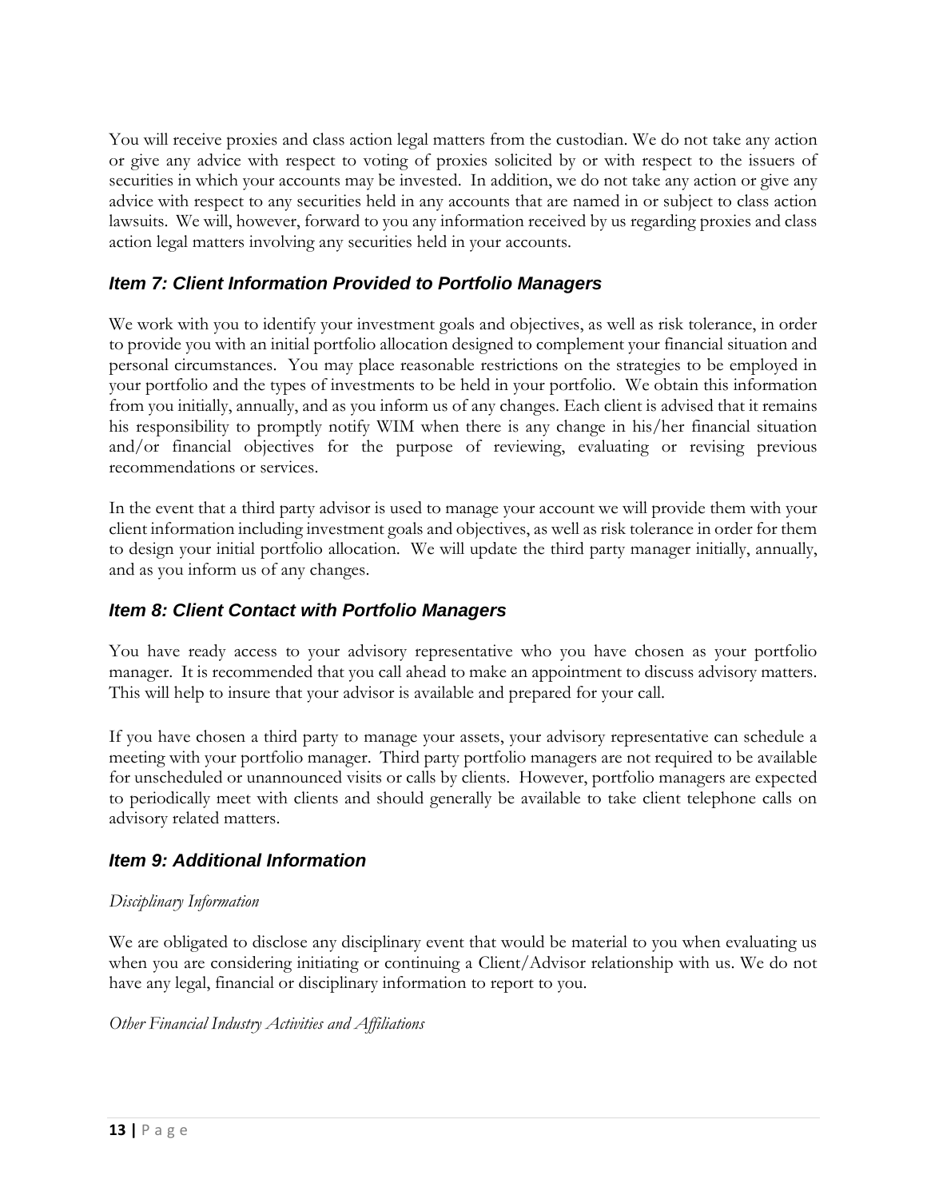You will receive proxies and class action legal matters from the custodian. We do not take any action or give any advice with respect to voting of proxies solicited by or with respect to the issuers of securities in which your accounts may be invested. In addition, we do not take any action or give any advice with respect to any securities held in any accounts that are named in or subject to class action lawsuits. We will, however, forward to you any information received by us regarding proxies and class action legal matters involving any securities held in your accounts.

## *Item 7: Client Information Provided to Portfolio Managers*

We work with you to identify your investment goals and objectives, as well as risk tolerance, in order to provide you with an initial portfolio allocation designed to complement your financial situation and personal circumstances. You may place reasonable restrictions on the strategies to be employed in your portfolio and the types of investments to be held in your portfolio. We obtain this information from you initially, annually, and as you inform us of any changes. Each client is advised that it remains his responsibility to promptly notify WIM when there is any change in his/her financial situation and/or financial objectives for the purpose of reviewing, evaluating or revising previous recommendations or services.

In the event that a third party advisor is used to manage your account we will provide them with your client information including investment goals and objectives, as well as risk tolerance in order for them to design your initial portfolio allocation. We will update the third party manager initially, annually, and as you inform us of any changes.

## *Item 8: Client Contact with Portfolio Managers*

You have ready access to your advisory representative who you have chosen as your portfolio manager. It is recommended that you call ahead to make an appointment to discuss advisory matters. This will help to insure that your advisor is available and prepared for your call.

If you have chosen a third party to manage your assets, your advisory representative can schedule a meeting with your portfolio manager. Third party portfolio managers are not required to be available for unscheduled or unannounced visits or calls by clients. However, portfolio managers are expected to periodically meet with clients and should generally be available to take client telephone calls on advisory related matters.

## *Item 9: Additional Information*

*Disciplinary Information*

We are obligated to disclose any disciplinary event that would be material to you when evaluating us when you are considering initiating or continuing a Client/Advisor relationship with us. We do not have any legal, financial or disciplinary information to report to you.

*Other Financial Industry Activities and Affiliations*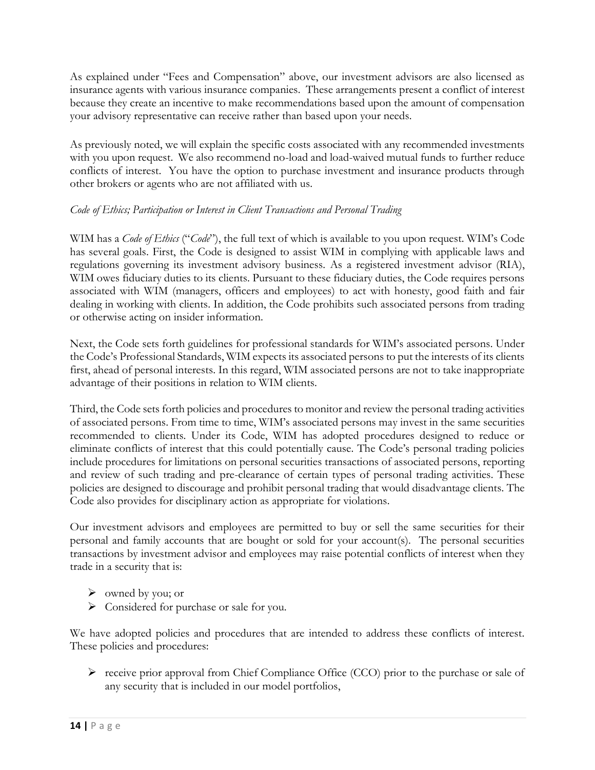As explained under "Fees and Compensation" above, our investment advisors are also licensed as insurance agents with various insurance companies. These arrangements present a conflict of interest because they create an incentive to make recommendations based upon the amount of compensation your advisory representative can receive rather than based upon your needs.

As previously noted, we will explain the specific costs associated with any recommended investments with you upon request. We also recommend no-load and load-waived mutual funds to further reduce conflicts of interest. You have the option to purchase investment and insurance products through other brokers or agents who are not affiliated with us.

*Code of Ethics; Participation or Interest in Client Transactions and Personal Trading*

WIM has a *Code of Ethics* ("*Code*"), the full text of which is available to you upon request. WIM's Code has several goals. First, the Code is designed to assist WIM in complying with applicable laws and regulations governing its investment advisory business. As a registered investment advisor (RIA), WIM owes fiduciary duties to its clients. Pursuant to these fiduciary duties, the Code requires persons associated with WIM (managers, officers and employees) to act with honesty, good faith and fair dealing in working with clients. In addition, the Code prohibits such associated persons from trading or otherwise acting on insider information.

Next, the Code sets forth guidelines for professional standards for WIM's associated persons. Under the Code's Professional Standards, WIM expects its associated persons to put the interests of its clients first, ahead of personal interests. In this regard, WIM associated persons are not to take inappropriate advantage of their positions in relation to WIM clients.

Third, the Code sets forth policies and procedures to monitor and review the personal trading activities of associated persons. From time to time, WIM's associated persons may invest in the same securities recommended to clients. Under its Code, WIM has adopted procedures designed to reduce or eliminate conflicts of interest that this could potentially cause. The Code's personal trading policies include procedures for limitations on personal securities transactions of associated persons, reporting and review of such trading and pre-clearance of certain types of personal trading activities. These policies are designed to discourage and prohibit personal trading that would disadvantage clients. The Code also provides for disciplinary action as appropriate for violations.

Our investment advisors and employees are permitted to buy or sell the same securities for their personal and family accounts that are bought or sold for your account(s). The personal securities transactions by investment advisor and employees may raise potential conflicts of interest when they trade in a security that is:

- owned by you; or
- Considered for purchase or sale for you.

We have adopted policies and procedures that are intended to address these conflicts of interest. These policies and procedures:

- receive prior approval from Chief Compliance Office (CCO) prior to the purchase or sale of any security that is included in our model portfolios,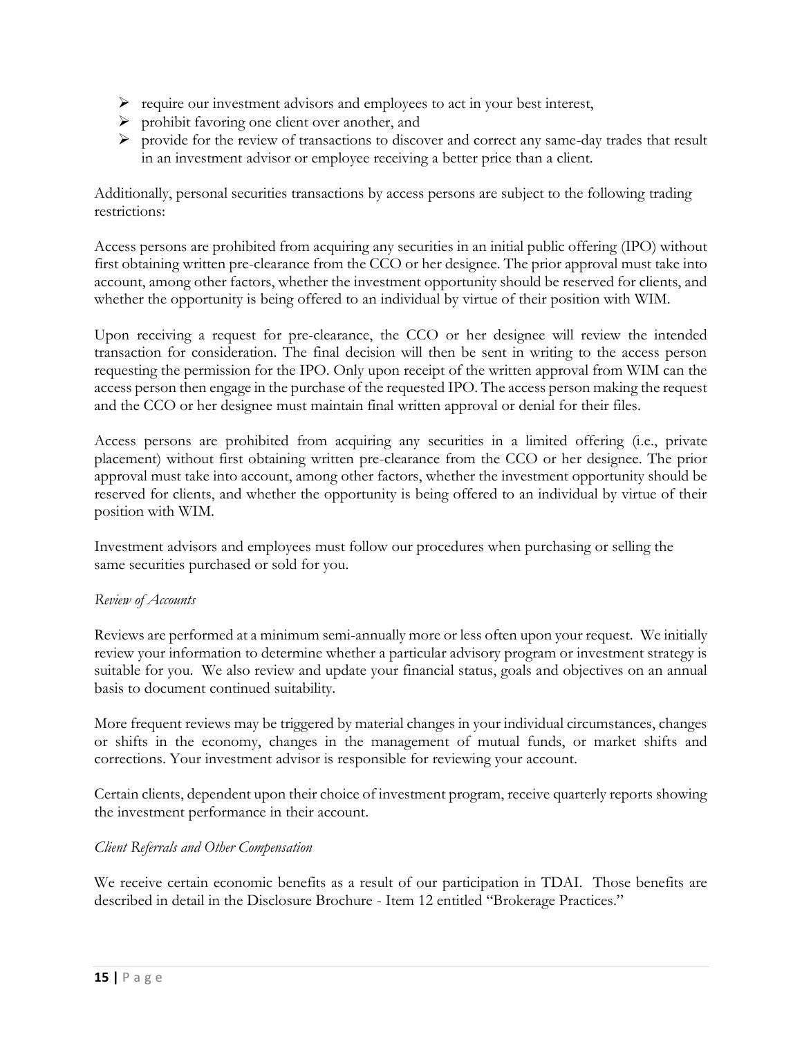- require our investment advisors and employees to act in your best interest,
- prohibit favoring one client over another, and
- provide for the review of transactions to discover and correct any same-day trades that result in an investment advisor or employee receiving a better price than a client.

Additionally, personal securities transactions by access persons are subject to the following trading restrictions:

Access persons are prohibited from acquiring any securities in an initial public offering (IPO) without first obtaining written pre-clearance from the CCO or her designee. The prior approval must take into account, among other factors, whether the investment opportunity should be reserved for clients, and whether the opportunity is being offered to an individual by virtue of their position with WIM.

Upon receiving a request for pre-clearance, the CCO or her designee will review the intended transaction for consideration. The final decision will then be sent in writing to the access person requesting the permission for the IPO. Only upon receipt of the written approval from WIM can the access person then engage in the purchase of the requested IPO. The access person making the request and the CCO or her designee must maintain final written approval or denial for their files.

Access persons are prohibited from acquiring any securities in a limited offering (i.e., private placement) without first obtaining written pre-clearance from the CCO or her designee. The prior approval must take into account, among other factors, whether the investment opportunity should be reserved for clients, and whether the opportunity is being offered to an individual by virtue of their position with WIM.

Investment advisors and employees must follow our procedures when purchasing or selling the same securities purchased or sold for you.

*Review of Accounts*

Reviews are performed at a minimum semi-annually more or less often upon your request. We initially review your information to determine whether a particular advisory program or investment strategy is suitable for you. We also review and update your financial status, goals and objectives on an annual basis to document continued suitability.

More frequent reviews may be triggered by material changes in your individual circumstances, changes or shifts in the economy, changes in the management of mutual funds, or market shifts and corrections. Your investment advisor is responsible for reviewing your account.

Certain clients, dependent upon their choice of investment program, receive quarterly reports showing the investment performance in their account.

*Client Referrals and Other Compensation*

We receive certain economic benefits as a result of our participation in TDAI. Those benefits are described in detail in the Disclosure Brochure - Item 12 entitled "Brokerage Practices."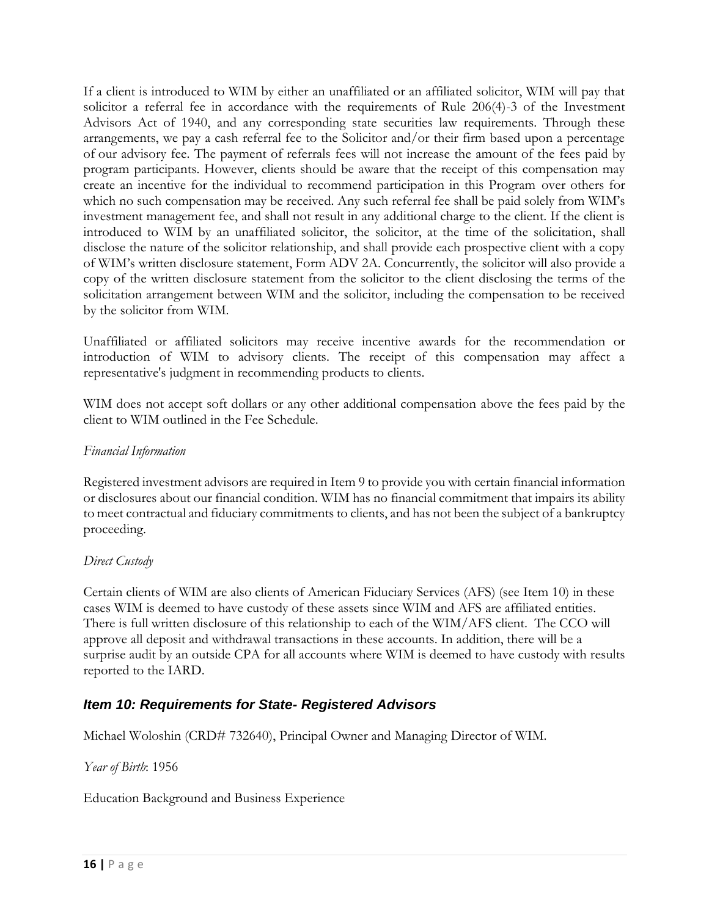If a client is introduced to WIM by either an unaffiliated or an affiliated solicitor, WIM will pay that solicitor a referral fee in accordance with the requirements of Rule 206(4)-3 of the Investment Advisors Act of 1940, and any corresponding state securities law requirements. Through these arrangements, we pay a cash referral fee to the Solicitor and/or their firm based upon a percentage of our advisory fee. The payment of referrals fees will not increase the amount of the fees paid by program participants. However, clients should be aware that the receipt of this compensation may create an incentive for the individual to recommend participation in this Program over others for which no such compensation may be received. Any such referral fee shall be paid solely from WIM's investment management fee, and shall not result in any additional charge to the client. If the client is introduced to WIM by an unaffiliated solicitor, the solicitor, at the time of the solicitation, shall disclose the nature of the solicitor relationship, and shall provide each prospective client with a copy of WIM's written disclosure statement, Form ADV 2A. Concurrently, the solicitor will also provide a copy of the written disclosure statement from the solicitor to the client disclosing the terms of the solicitation arrangement between WIM and the solicitor, including the compensation to be received by the solicitor from WIM.

Unaffiliated or affiliated solicitors may receive incentive awards for the recommendation or introduction of WIM to advisory clients. The receipt of this compensation may affect a representative's judgment in recommending products to clients.

WIM does not accept soft dollars or any other additional compensation above the fees paid by the client to WIM outlined in the Fee Schedule.

*Financial Information*

Registered investment advisors are required in Item 9 to provide you with certain financial information or disclosures about our financial condition. WIM has no financial commitment that impairs its ability to meet contractual and fiduciary commitments to clients, and has not been the subject of a bankruptcy proceeding.

*Direct Custody*

Certain clients of WIM are also clients of American Fiduciary Services (AFS) (see Item 10) in these cases WIM is deemed to have custody of these assets since WIM and AFS are affiliated entities. There is full written disclosure of this relationship to each of the WIM/AFS client. The CCO will approve all deposit and withdrawal transactions in these accounts. In addition, there will be a surprise audit by an outside CPA for all accounts where WIM is deemed to have custody with results reported to the IARD.

## *Item 10: Requirements for State- Registered Advisors*

Michael Woloshin (CRD# 732640), Principal Owner and Managing Director of WIM.

*Year of Birth*: 1956

Education Background and Business Experience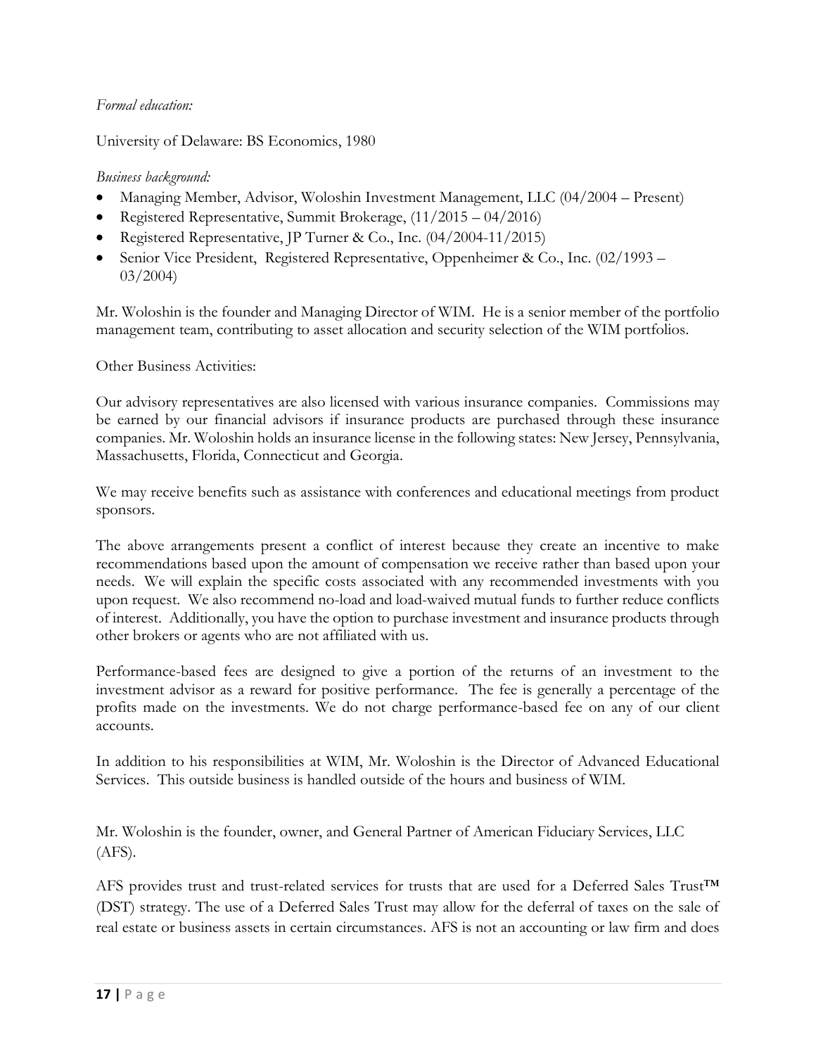*Formal education:*

University of Delaware: BS Economics, 1980

*Business background:*

- Managing Member, Advisor, Woloshin Investment Management, LLC (04/2004 – Present)
- Registered Representative, Summit Brokerage, (11/2015 – 04/2016)
- Registered Representative, JP Turner & Co., Inc. (04/2004-11/2015)
- Senior Vice President, Registered Representative, Oppenheimer & Co., Inc. (02/1993 – 03/2004)

Mr. Woloshin is the founder and Managing Director of WIM. He is a senior member of the portfolio management team, contributing to asset allocation and security selection of the WIM portfolios.

Other Business Activities:

Our advisory representatives are also licensed with various insurance companies. Commissions may be earned by our financial advisors if insurance products are purchased through these insurance companies. Mr. Woloshin holds an insurance license in the following states: New Jersey, Pennsylvania, Massachusetts, Florida, Connecticut and Georgia.

We may receive benefits such as assistance with conferences and educational meetings from product sponsors.

The above arrangements present a conflict of interest because they create an incentive to make recommendations based upon the amount of compensation we receive rather than based upon your needs. We will explain the specific costs associated with any recommended investments with you upon request. We also recommend no-load and load-waived mutual funds to further reduce conflicts of interest. Additionally, you have the option to purchase investment and insurance products through other brokers or agents who are not affiliated with us.

Performance-based fees are designed to give a portion of the returns of an investment to the investment advisor as a reward for positive performance. The fee is generally a percentage of the profits made on the investments. We do not charge performance-based fee on any of our client accounts.

In addition to his responsibilities at WIM, Mr. Woloshin is the Director of Advanced Educational Services. This outside business is handled outside of the hours and business of WIM.

Mr. Woloshin is the founder, owner, and General Partner of American Fiduciary Services, LLC (AFS).

AFS provides trust and trust-related services for trusts that are used for a Deferred Sales Trust™ (DST) strategy. The use of a Deferred Sales Trust may allow for the deferral of taxes on the sale of real estate or business assets in certain circumstances. AFS is not an accounting or law firm and does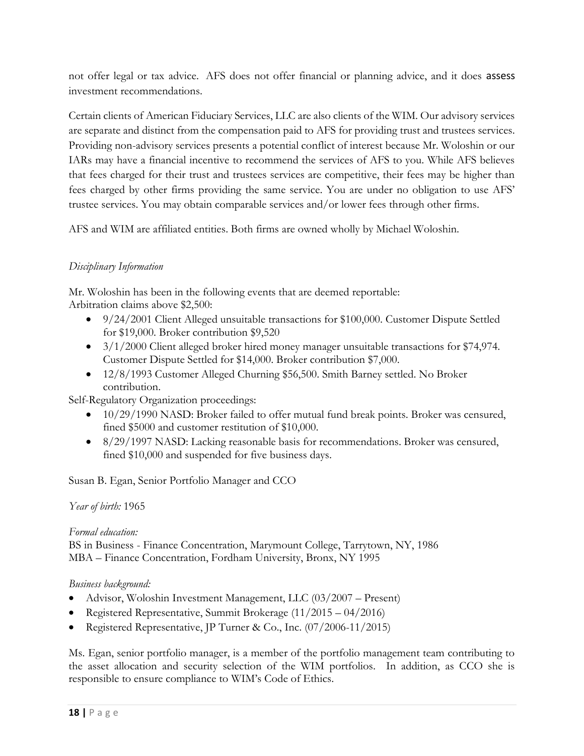not offer legal or tax advice. AFS does not offer financial or planning advice, and it does assess investment recommendations.

Certain clients of American Fiduciary Services, LLC are also clients of the WIM. Our advisory services are separate and distinct from the compensation paid to AFS for providing trust and trustees services. Providing non-advisory services presents a potential conflict of interest because Mr. Woloshin or our IARs may have a financial incentive to recommend the services of AFS to you. While AFS believes that fees charged for their trust and trustees services are competitive, their fees may be higher than fees charged by other firms providing the same service. You are under no obligation to use AFS' trustee services. You may obtain comparable services and/or lower fees through other firms.

AFS and WIM are affiliated entities. Both firms are owned wholly by Michael Woloshin.

*Disciplinary Information*

Mr. Woloshin has been in the following events that are deemed reportable:
Arbitration claims above $2,500:

- 9/24/2001 Client Alleged unsuitable transactions for $100,000. Customer Dispute Settled for $19,000. Broker contribution $9,520
- 3/1/2000 Client alleged broker hired money manager unsuitable transactions for $74,974. Customer Dispute Settled for $14,000. Broker contribution $7,000.
- 12/8/1993 Customer Alleged Churning $56,500. Smith Barney settled. No Broker contribution.

Self-Regulatory Organization proceedings:

- 10/29/1990 NASD: Broker failed to offer mutual fund break points. Broker was censured, fined $5000 and customer restitution of $10,000.
- 8/29/1997 NASD: Lacking reasonable basis for recommendations. Broker was censured, fined $10,000 and suspended for five business days.

Susan B. Egan, Senior Portfolio Manager and CCO

*Year of birth:* 1965

*Formal education:*
BS in Business - Finance Concentration, Marymount College, Tarrytown, NY, 1986
MBA – Finance Concentration, Fordham University, Bronx, NY 1995

*Business background:*

- Advisor, Woloshin Investment Management, LLC (03/2007 – Present)
- Registered Representative, Summit Brokerage (11/2015 – 04/2016)
- Registered Representative, JP Turner & Co., Inc. (07/2006-11/2015)

Ms. Egan, senior portfolio manager, is a member of the portfolio management team contributing to the asset allocation and security selection of the WIM portfolios. In addition, as CCO she is responsible to ensure compliance to WIM's Code of Ethics.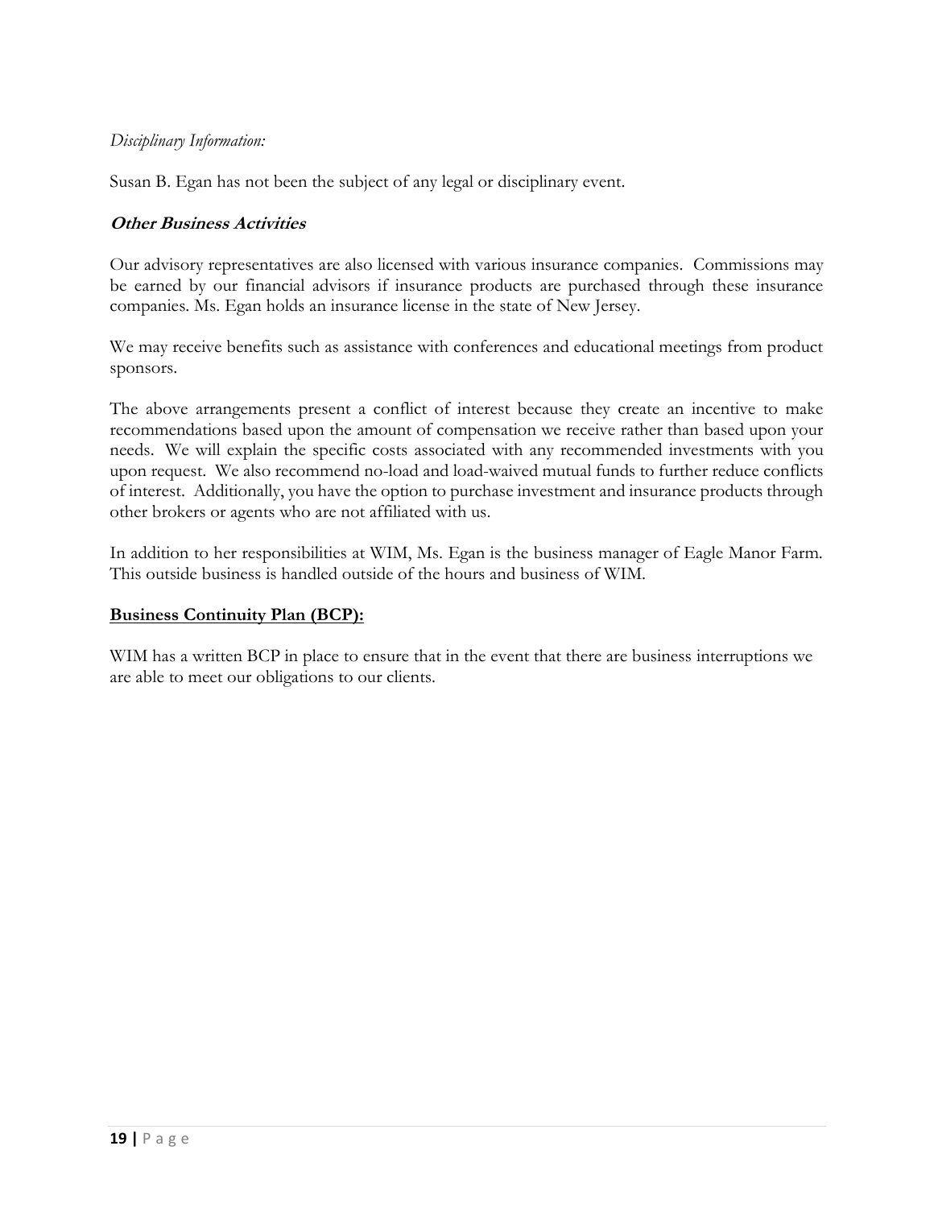*Disciplinary Information:*

Susan B. Egan has not been the subject of any legal or disciplinary event.

### ***Other Business Activities***

Our advisory representatives are also licensed with various insurance companies. Commissions may be earned by our financial advisors if insurance products are purchased through these insurance companies. Ms. Egan holds an insurance license in the state of New Jersey.

We may receive benefits such as assistance with conferences and educational meetings from product sponsors.

The above arrangements present a conflict of interest because they create an incentive to make recommendations based upon the amount of compensation we receive rather than based upon your needs. We will explain the specific costs associated with any recommended investments with you upon request. We also recommend no-load and load-waived mutual funds to further reduce conflicts of interest. Additionally, you have the option to purchase investment and insurance products through other brokers or agents who are not affiliated with us.

In addition to her responsibilities at WIM, Ms. Egan is the business manager of Eagle Manor Farm. This outside business is handled outside of the hours and business of WIM.

### **Business Continuity Plan (BCP):**

WIM has a written BCP in place to ensure that in the event that there are business interruptions we are able to meet our obligations to our clients.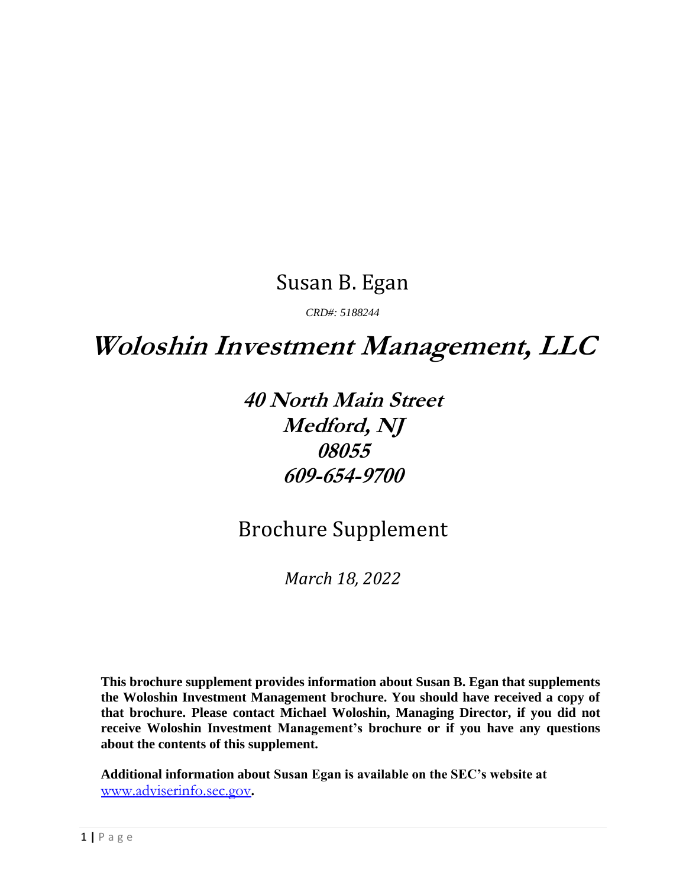# Susan B. Egan

*CRD#: 5188244*

# ***Woloshin Investment Management, LLC***

## ***40 North Main Street***
## ***Medford, NJ***
## ***08055***
## ***609-654-9700***

# Brochure Supplement

*March 18, 2022*

**This brochure supplement provides information about Susan B. Egan that supplements the Woloshin Investment Management brochure. You should have received a copy of that brochure. Please contact Michael Woloshin, Managing Director, if you did not receive Woloshin Investment Management's brochure or if you have any questions about the contents of this supplement.**

**Additional information about Susan Egan is available on the SEC's website at** www.adviserinfo.sec.gov**.**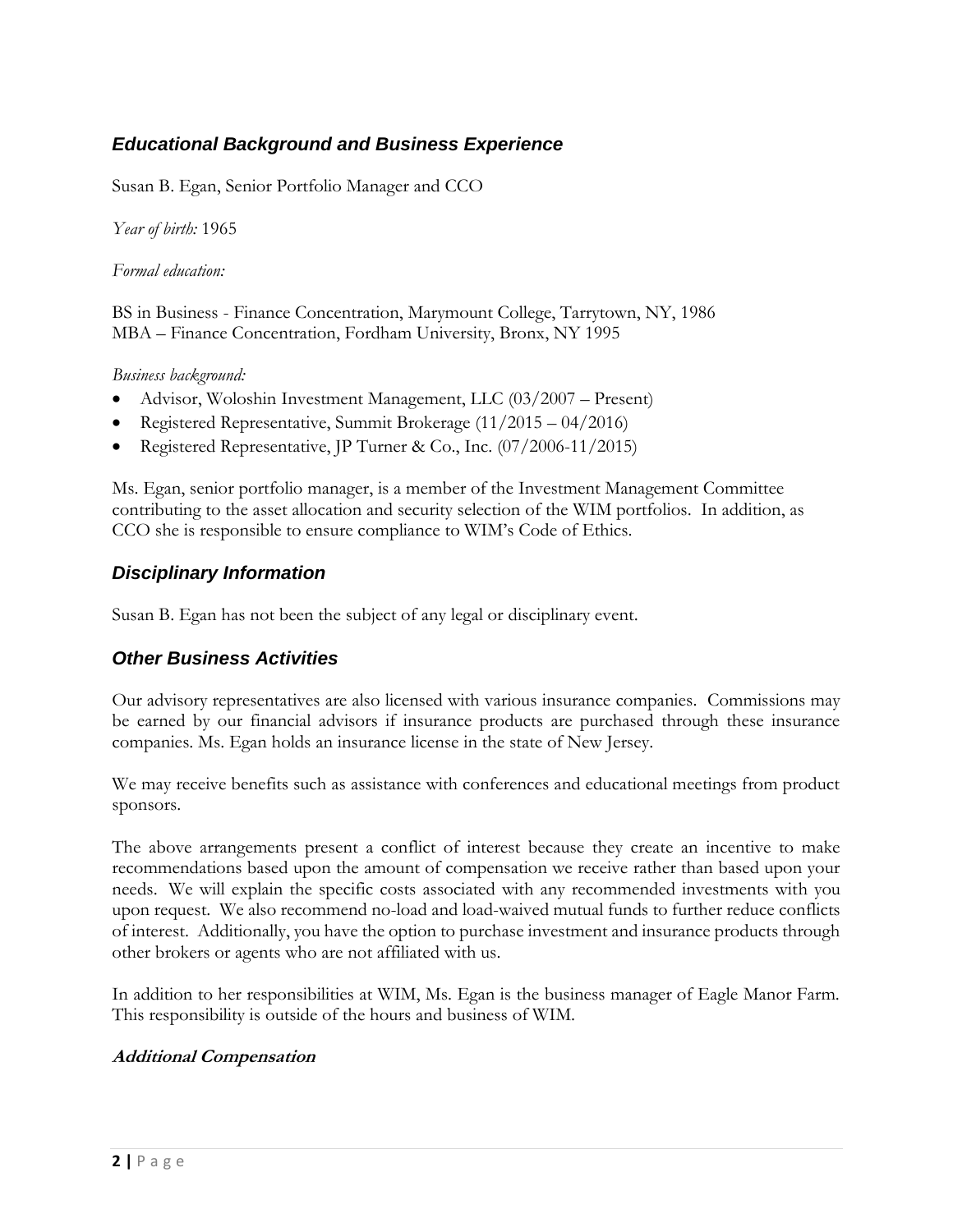## *Educational Background and Business Experience*

Susan B. Egan, Senior Portfolio Manager and CCO

*Year of birth:* 1965

*Formal education:*

BS in Business - Finance Concentration, Marymount College, Tarrytown, NY, 1986
MBA – Finance Concentration, Fordham University, Bronx, NY 1995

*Business background:*

- Advisor, Woloshin Investment Management, LLC (03/2007 – Present)
- Registered Representative, Summit Brokerage (11/2015 – 04/2016)
- Registered Representative, JP Turner & Co., Inc. (07/2006-11/2015)

Ms. Egan, senior portfolio manager, is a member of the Investment Management Committee contributing to the asset allocation and security selection of the WIM portfolios. In addition, as CCO she is responsible to ensure compliance to WIM's Code of Ethics.

## *Disciplinary Information*

Susan B. Egan has not been the subject of any legal or disciplinary event.

## *Other Business Activities*

Our advisory representatives are also licensed with various insurance companies. Commissions may be earned by our financial advisors if insurance products are purchased through these insurance companies. Ms. Egan holds an insurance license in the state of New Jersey.

We may receive benefits such as assistance with conferences and educational meetings from product sponsors.

The above arrangements present a conflict of interest because they create an incentive to make recommendations based upon the amount of compensation we receive rather than based upon your needs. We will explain the specific costs associated with any recommended investments with you upon request. We also recommend no-load and load-waived mutual funds to further reduce conflicts of interest. Additionally, you have the option to purchase investment and insurance products through other brokers or agents who are not affiliated with us.

In addition to her responsibilities at WIM, Ms. Egan is the business manager of Eagle Manor Farm. This responsibility is outside of the hours and business of WIM.

### ***Additional Compensation***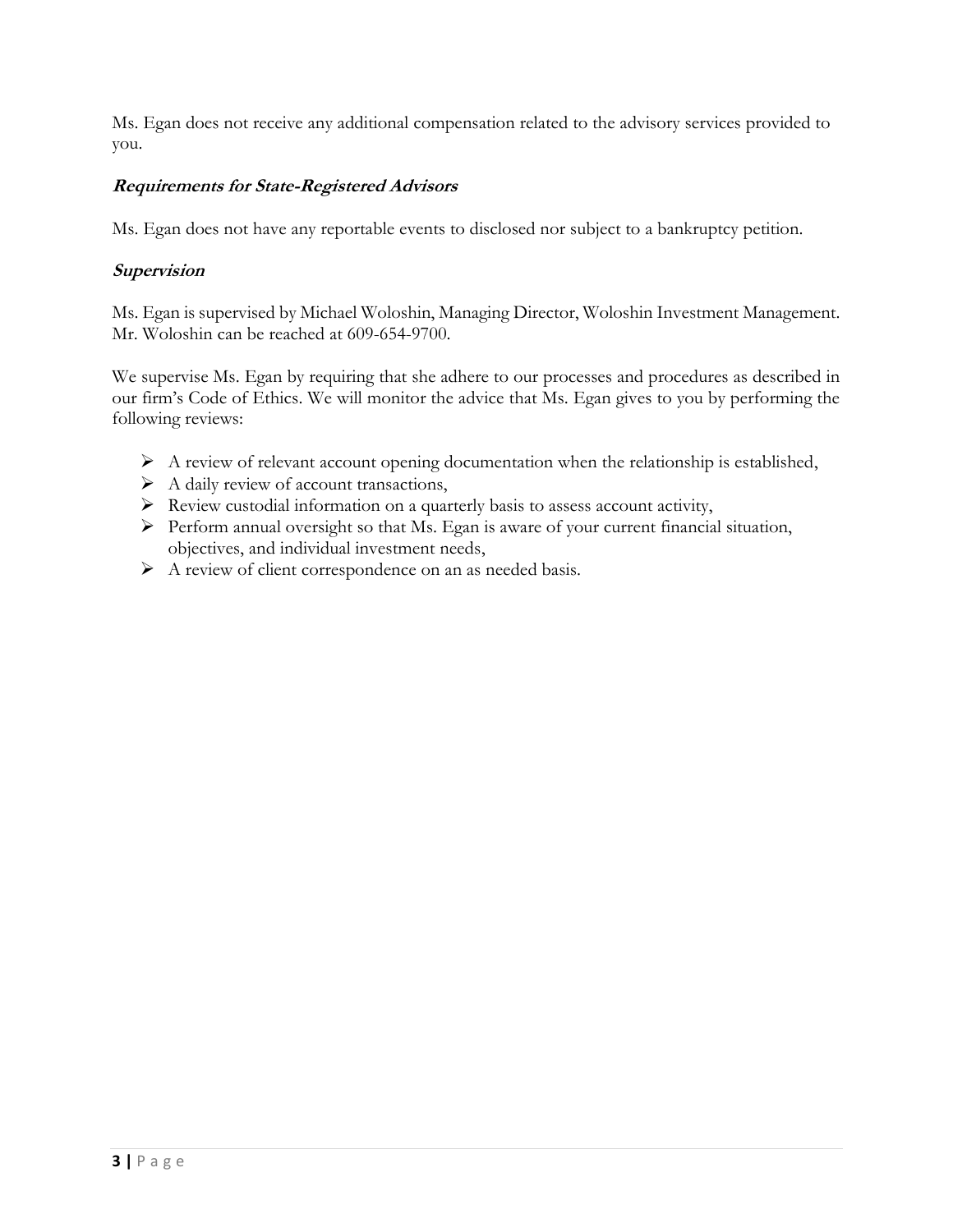Ms. Egan does not receive any additional compensation related to the advisory services provided to you.

### *Requirements for State-Registered Advisors*

Ms. Egan does not have any reportable events to disclosed nor subject to a bankruptcy petition.

### *Supervision*

Ms. Egan is supervised by Michael Woloshin, Managing Director, Woloshin Investment Management. Mr. Woloshin can be reached at 609-654-9700.

We supervise Ms. Egan by requiring that she adhere to our processes and procedures as described in our firm's Code of Ethics. We will monitor the advice that Ms. Egan gives to you by performing the following reviews:

- A review of relevant account opening documentation when the relationship is established,
- A daily review of account transactions,
- Review custodial information on a quarterly basis to assess account activity,
- Perform annual oversight so that Ms. Egan is aware of your current financial situation, objectives, and individual investment needs,
- A review of client correspondence on an as needed basis.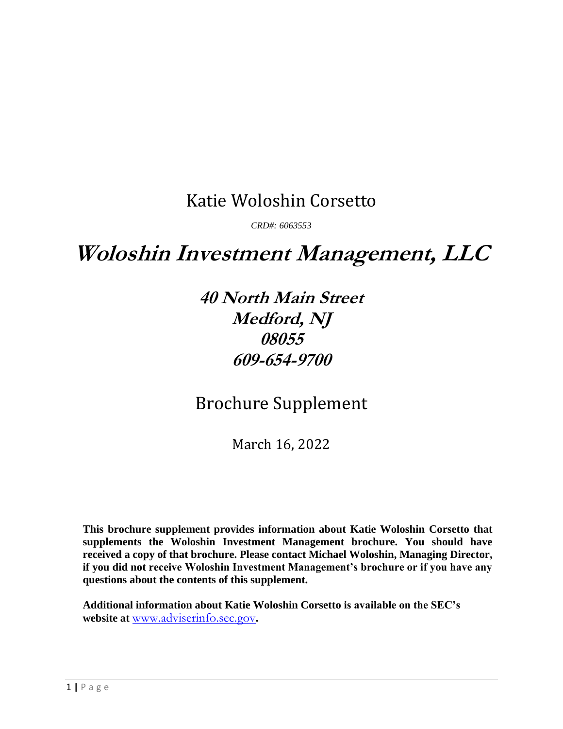# Katie Woloshin Corsetto

*CRD#: 6063553*

# ***Woloshin Investment Management, LLC***

***40 North Main Street***
***Medford, NJ***
***08055***
***609-654-9700***

## Brochure Supplement

March 16, 2022

**This brochure supplement provides information about Katie Woloshin Corsetto that supplements the Woloshin Investment Management brochure. You should have received a copy of that brochure. Please contact Michael Woloshin, Managing Director, if you did not receive Woloshin Investment Management's brochure or if you have any questions about the contents of this supplement.**

**Additional information about Katie Woloshin Corsetto is available on the SEC's website at** www.adviserinfo.sec.gov**.**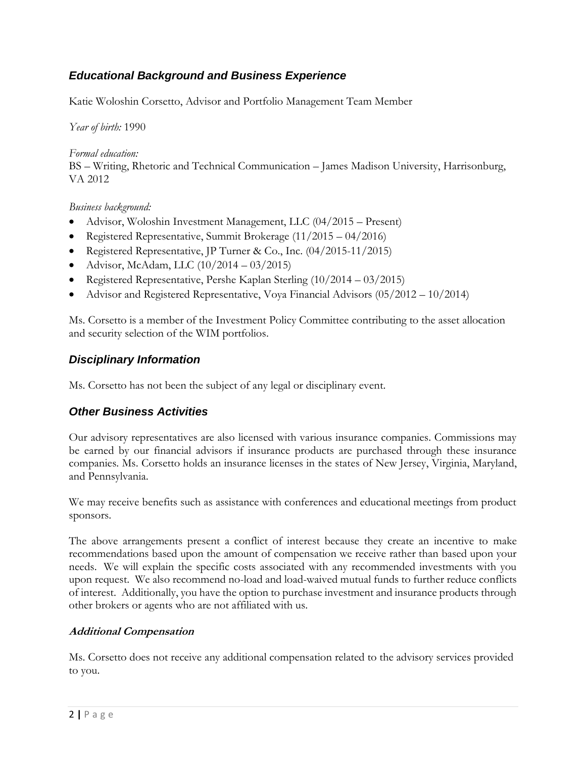## *Educational Background and Business Experience*

Katie Woloshin Corsetto, Advisor and Portfolio Management Team Member

*Year of birth:* 1990

*Formal education:*
BS – Writing, Rhetoric and Technical Communication – James Madison University, Harrisonburg, VA 2012

*Business background:*

- Advisor, Woloshin Investment Management, LLC (04/2015 – Present)
- Registered Representative, Summit Brokerage (11/2015 – 04/2016)
- Registered Representative, JP Turner & Co., Inc. (04/2015-11/2015)
- Advisor, McAdam, LLC (10/2014 – 03/2015)
- Registered Representative, Pershe Kaplan Sterling (10/2014 – 03/2015)
- Advisor and Registered Representative, Voya Financial Advisors (05/2012 – 10/2014)

Ms. Corsetto is a member of the Investment Policy Committee contributing to the asset allocation and security selection of the WIM portfolios.

## *Disciplinary Information*

Ms. Corsetto has not been the subject of any legal or disciplinary event.

## *Other Business Activities*

Our advisory representatives are also licensed with various insurance companies. Commissions may be earned by our financial advisors if insurance products are purchased through these insurance companies. Ms. Corsetto holds an insurance licenses in the states of New Jersey, Virginia, Maryland, and Pennsylvania.

We may receive benefits such as assistance with conferences and educational meetings from product sponsors.

The above arrangements present a conflict of interest because they create an incentive to make recommendations based upon the amount of compensation we receive rather than based upon your needs. We will explain the specific costs associated with any recommended investments with you upon request. We also recommend no-load and load-waived mutual funds to further reduce conflicts of interest. Additionally, you have the option to purchase investment and insurance products through other brokers or agents who are not affiliated with us.

### ***Additional Compensation***

Ms. Corsetto does not receive any additional compensation related to the advisory services provided to you.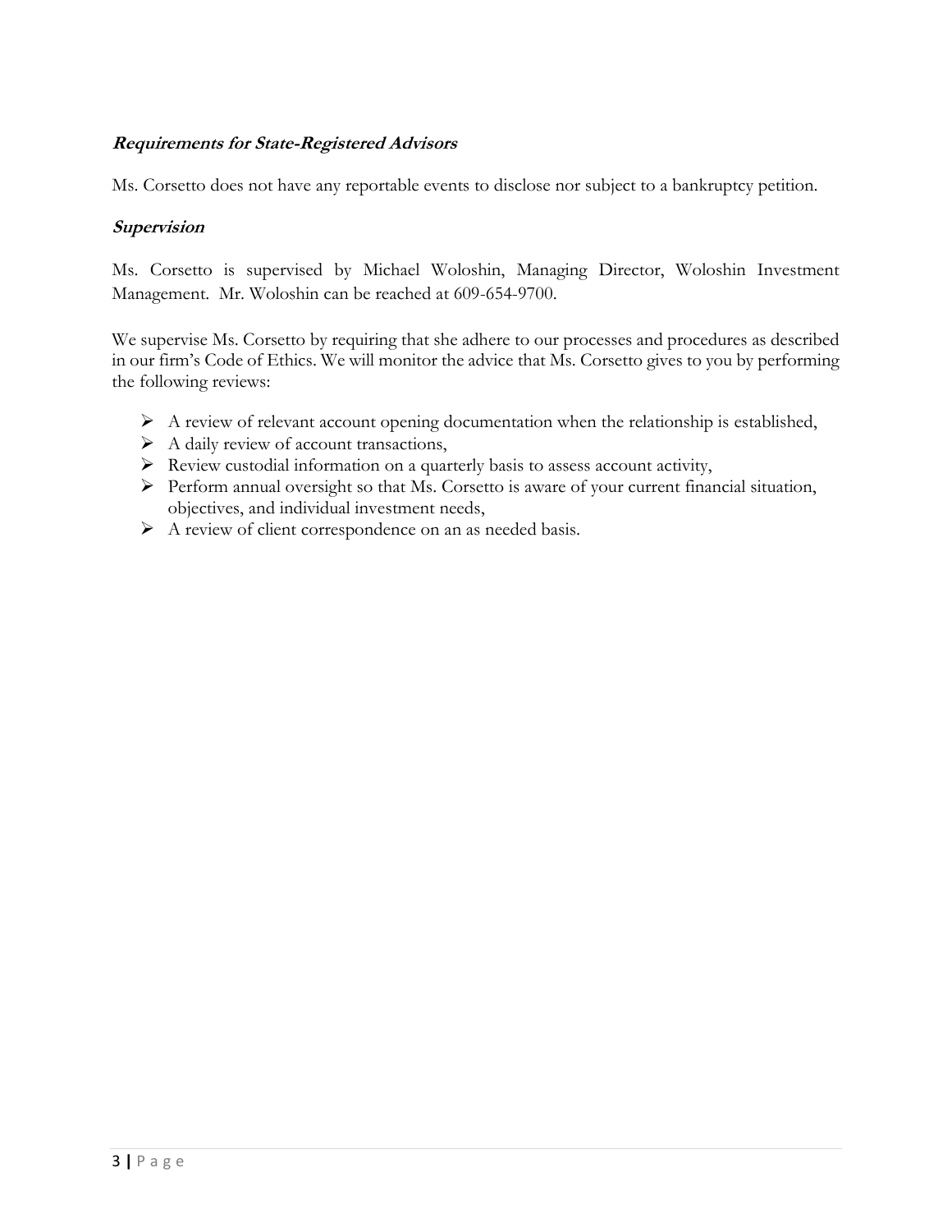### ***Requirements for State-Registered Advisors***

Ms. Corsetto does not have any reportable events to disclose nor subject to a bankruptcy petition.

### ***Supervision***

Ms. Corsetto is supervised by Michael Woloshin, Managing Director, Woloshin Investment Management. Mr. Woloshin can be reached at 609-654-9700.

We supervise Ms. Corsetto by requiring that she adhere to our processes and procedures as described in our firm's Code of Ethics. We will monitor the advice that Ms. Corsetto gives to you by performing the following reviews:

- A review of relevant account opening documentation when the relationship is established,
- A daily review of account transactions,
- Review custodial information on a quarterly basis to assess account activity,
- Perform annual oversight so that Ms. Corsetto is aware of your current financial situation, objectives, and individual investment needs,
- A review of client correspondence on an as needed basis.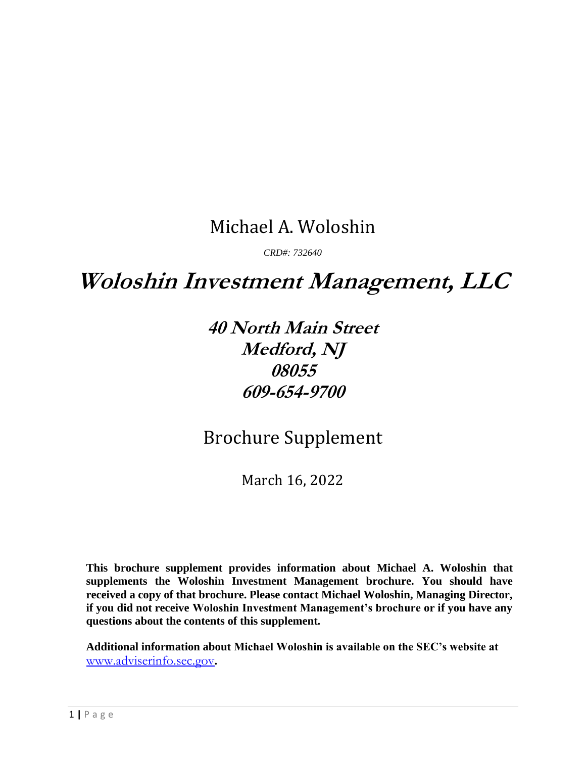# Michael A. Woloshin

*CRD#: 732640*

# ***Woloshin Investment Management, LLC***

***40 North Main Street***
***Medford, NJ***
***08055***
***609-654-9700***

## Brochure Supplement

March 16, 2022

**This brochure supplement provides information about Michael A. Woloshin that supplements the Woloshin Investment Management brochure. You should have received a copy of that brochure. Please contact Michael Woloshin, Managing Director, if you did not receive Woloshin Investment Management's brochure or if you have any questions about the contents of this supplement.**

**Additional information about Michael Woloshin is available on the SEC's website at** www.adviserinfo.sec.gov**.**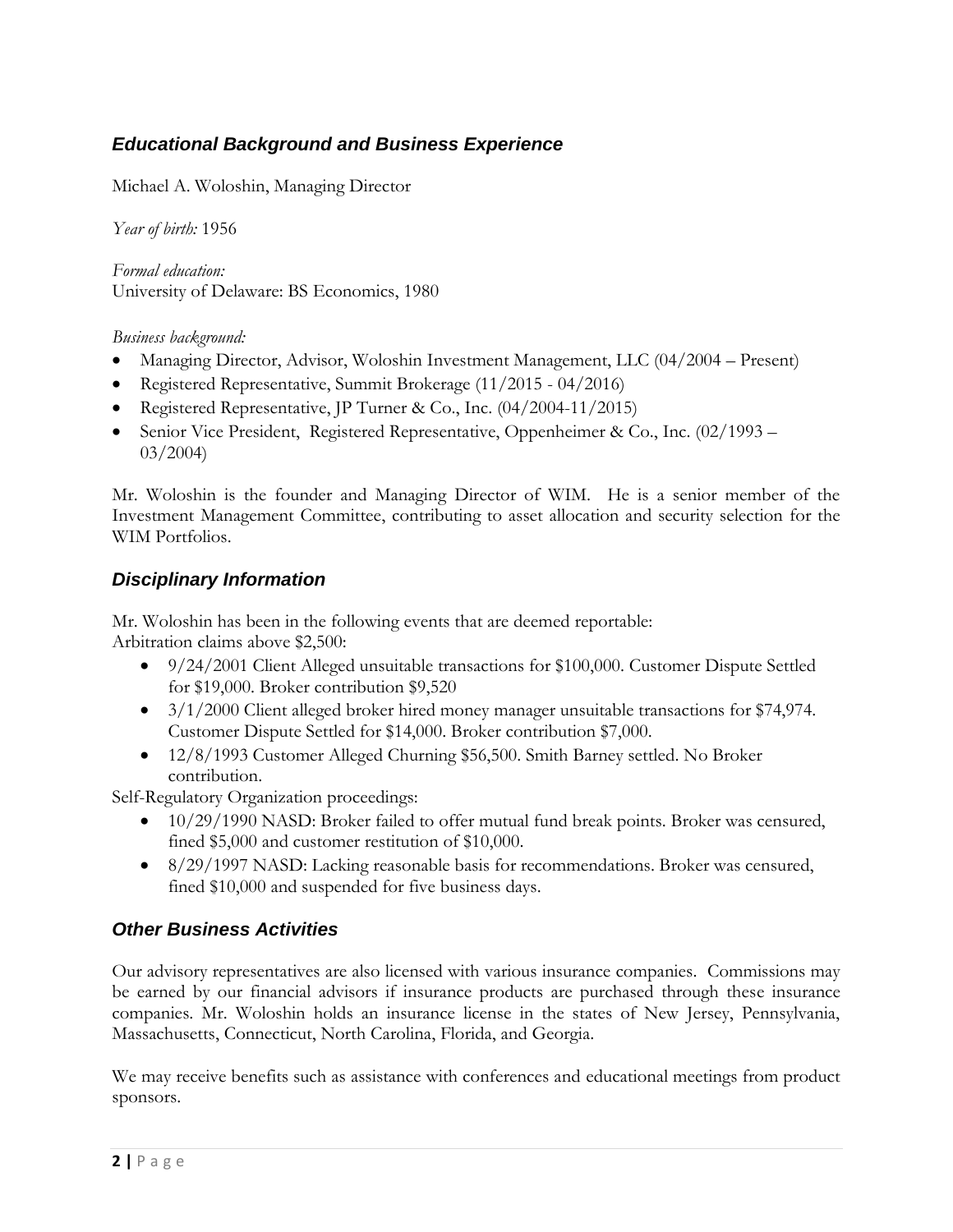### *Educational Background and Business Experience*

Michael A. Woloshin, Managing Director

*Year of birth:* 1956

*Formal education:*
University of Delaware: BS Economics, 1980

*Business background:*

- Managing Director, Advisor, Woloshin Investment Management, LLC (04/2004 – Present)
- Registered Representative, Summit Brokerage (11/2015 - 04/2016)
- Registered Representative, JP Turner & Co., Inc. (04/2004-11/2015)
- Senior Vice President, Registered Representative, Oppenheimer & Co., Inc. (02/1993 – 03/2004)

Mr. Woloshin is the founder and Managing Director of WIM. He is a senior member of the Investment Management Committee, contributing to asset allocation and security selection for the WIM Portfolios.

### *Disciplinary Information*

Mr. Woloshin has been in the following events that are deemed reportable:
Arbitration claims above $2,500:

- 9/24/2001 Client Alleged unsuitable transactions for $100,000. Customer Dispute Settled for $19,000. Broker contribution $9,520
- 3/1/2000 Client alleged broker hired money manager unsuitable transactions for $74,974. Customer Dispute Settled for $14,000. Broker contribution $7,000.
- 12/8/1993 Customer Alleged Churning $56,500. Smith Barney settled. No Broker contribution.

Self-Regulatory Organization proceedings:

- 10/29/1990 NASD: Broker failed to offer mutual fund break points. Broker was censured, fined $5,000 and customer restitution of $10,000.
- 8/29/1997 NASD: Lacking reasonable basis for recommendations. Broker was censured, fined $10,000 and suspended for five business days.

### *Other Business Activities*

Our advisory representatives are also licensed with various insurance companies. Commissions may be earned by our financial advisors if insurance products are purchased through these insurance companies. Mr. Woloshin holds an insurance license in the states of New Jersey, Pennsylvania, Massachusetts, Connecticut, North Carolina, Florida, and Georgia.

We may receive benefits such as assistance with conferences and educational meetings from product sponsors.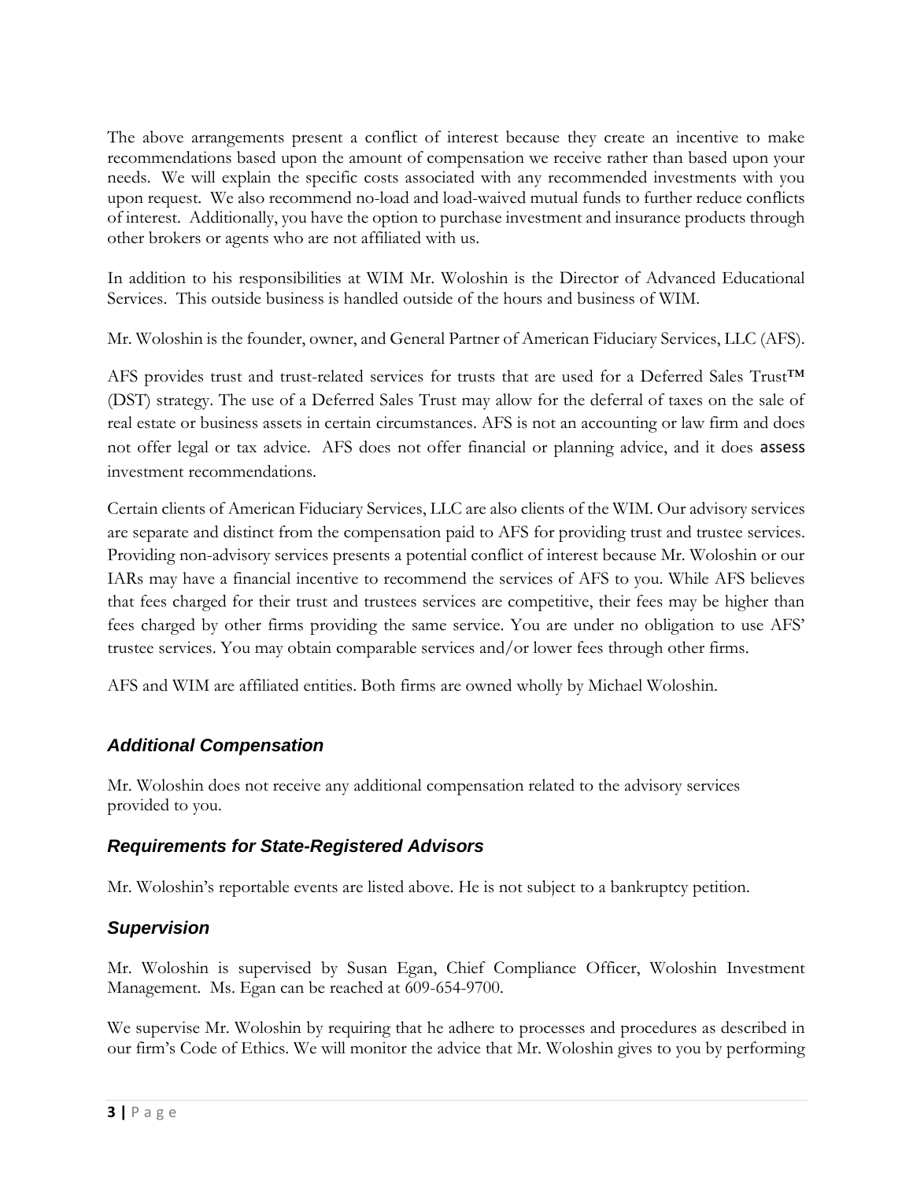The above arrangements present a conflict of interest because they create an incentive to make recommendations based upon the amount of compensation we receive rather than based upon your needs. We will explain the specific costs associated with any recommended investments with you upon request. We also recommend no-load and load-waived mutual funds to further reduce conflicts of interest. Additionally, you have the option to purchase investment and insurance products through other brokers or agents who are not affiliated with us.

In addition to his responsibilities at WIM Mr. Woloshin is the Director of Advanced Educational Services. This outside business is handled outside of the hours and business of WIM.

Mr. Woloshin is the founder, owner, and General Partner of American Fiduciary Services, LLC (AFS).

AFS provides trust and trust-related services for trusts that are used for a Deferred Sales Trust™ (DST) strategy. The use of a Deferred Sales Trust may allow for the deferral of taxes on the sale of real estate or business assets in certain circumstances. AFS is not an accounting or law firm and does not offer legal or tax advice. AFS does not offer financial or planning advice, and it does assess investment recommendations.

Certain clients of American Fiduciary Services, LLC are also clients of the WIM. Our advisory services are separate and distinct from the compensation paid to AFS for providing trust and trustee services. Providing non-advisory services presents a potential conflict of interest because Mr. Woloshin or our IARs may have a financial incentive to recommend the services of AFS to you. While AFS believes that fees charged for their trust and trustees services are competitive, their fees may be higher than fees charged by other firms providing the same service. You are under no obligation to use AFS' trustee services. You may obtain comparable services and/or lower fees through other firms.

AFS and WIM are affiliated entities. Both firms are owned wholly by Michael Woloshin.

### *Additional Compensation*

Mr. Woloshin does not receive any additional compensation related to the advisory services provided to you.

### *Requirements for State-Registered Advisors*

Mr. Woloshin's reportable events are listed above. He is not subject to a bankruptcy petition.

### *Supervision*

Mr. Woloshin is supervised by Susan Egan, Chief Compliance Officer, Woloshin Investment Management. Ms. Egan can be reached at 609-654-9700.

We supervise Mr. Woloshin by requiring that he adhere to processes and procedures as described in our firm's Code of Ethics. We will monitor the advice that Mr. Woloshin gives to you by performing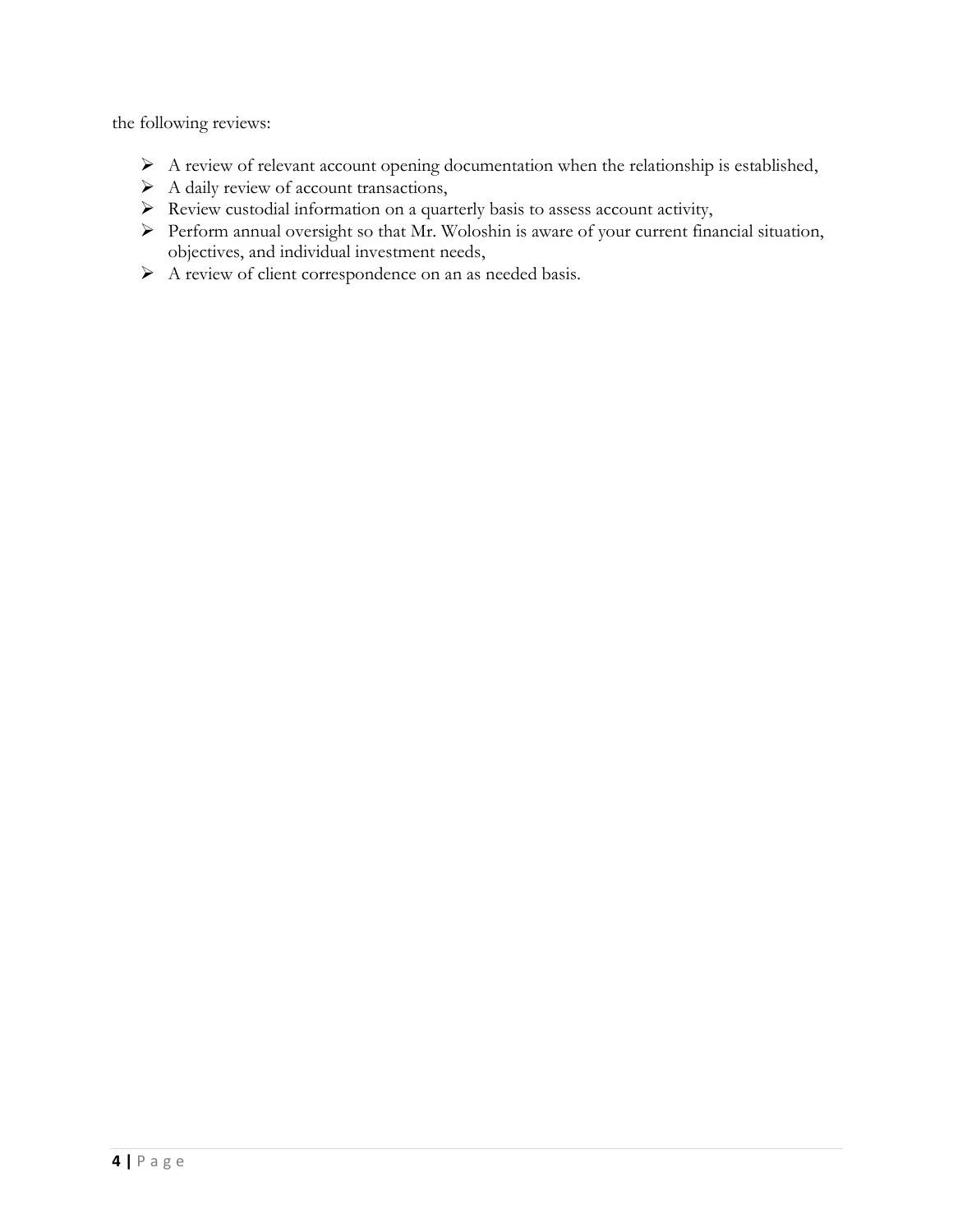the following reviews:

- A review of relevant account opening documentation when the relationship is established,
- A daily review of account transactions,
- Review custodial information on a quarterly basis to assess account activity,
- Perform annual oversight so that Mr. Woloshin is aware of your current financial situation, objectives, and individual investment needs,
- A review of client correspondence on an as needed basis.